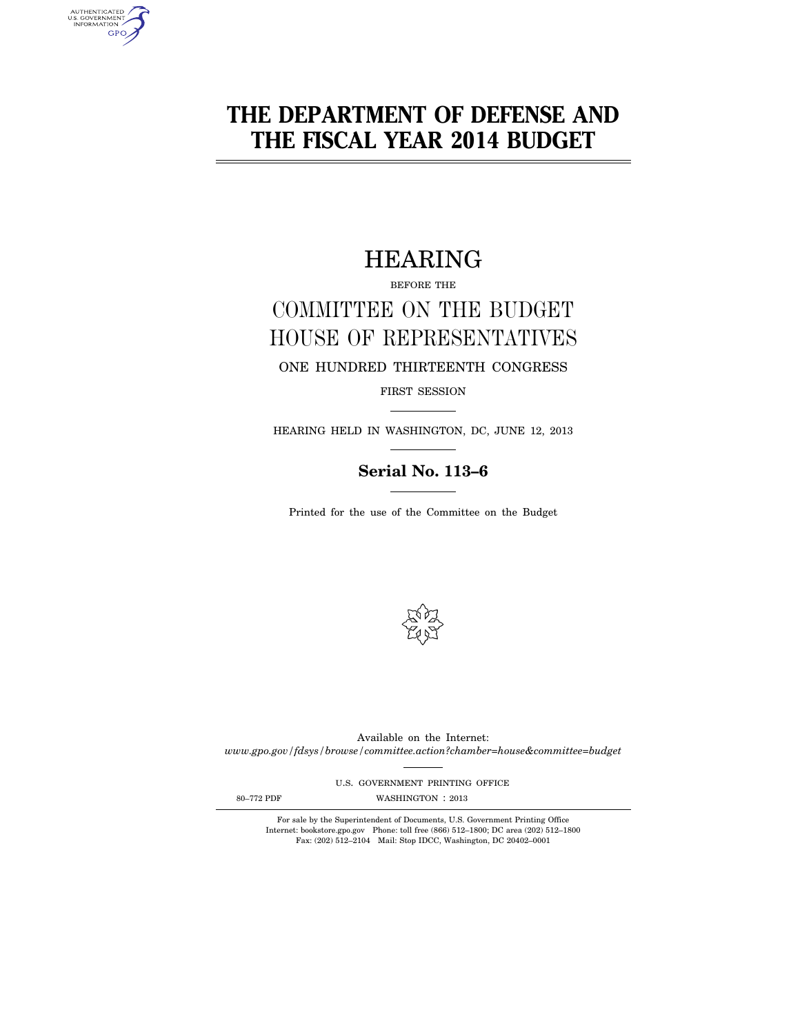# THE DEPARTMENT OF DEFENSE AND THE FISCAL YEAR 2014 BUDGET

## HEARING

BEFORE THE

## COMMITTEE ON THE BUDGET HOUSE OF REPRESENTATIVES

ONE HUNDRED THIRTEENTH CONGRESS

FIRST SESSION

HEARING HELD IN WASHINGTON, DC, JUNE 12, 2013

**Serial No. 113–6**

Printed for the use of the Committee on the Budget

Available on the Internet:
*www.gpo.gov/fdsys/browse/committee.action?chamber=house&committee=budget*

U.S. GOVERNMENT PRINTING OFFICE

80–772 PDF WASHINGTON : 2013

For sale by the Superintendent of Documents, U.S. Government Printing Office
Internet: bookstore.gpo.gov Phone: toll free (866) 512–1800; DC area (202) 512–1800
Fax: (202) 512–2104 Mail: Stop IDCC, Washington, DC 20402–0001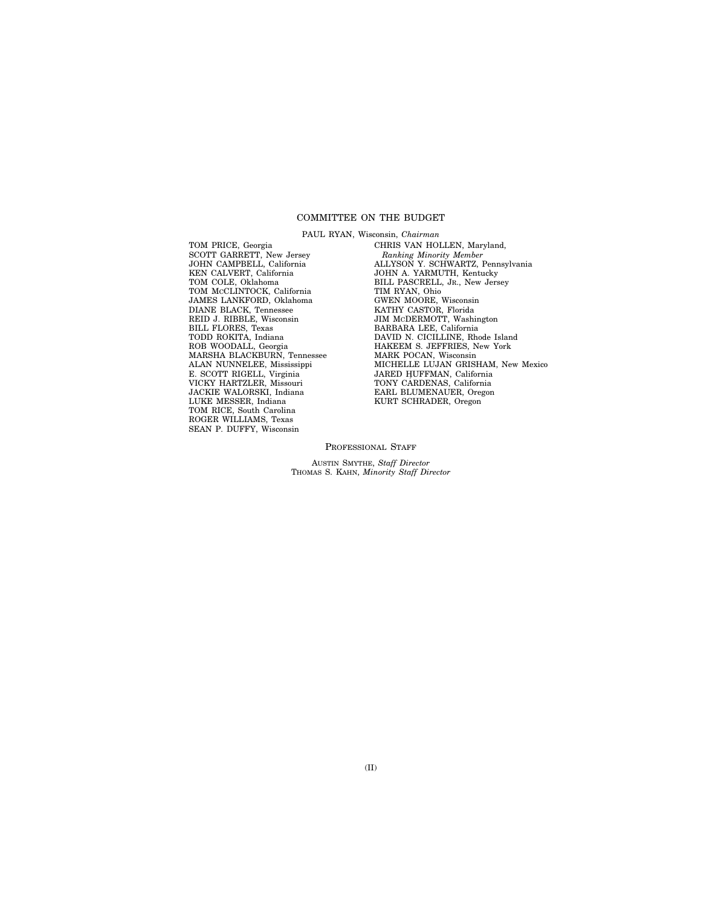## COMMITTEE ON THE BUDGET

PAUL RYAN, Wisconsin, *Chairman*

TOM PRICE, Georgia
SCOTT GARRETT, New Jersey
JOHN CAMPBELL, California
KEN CALVERT, California
TOM COLE, Oklahoma
TOM MCCLINTOCK, California
JAMES LANKFORD, Oklahoma
DIANE BLACK, Tennessee
REID J. RIBBLE, Wisconsin
BILL FLORES, Texas
TODD ROKITA, Indiana
ROB WOODALL, Georgia
MARSHA BLACKBURN, Tennessee
ALAN NUNNELEE, Mississippi
E. SCOTT RIGELL, Virginia
VICKY HARTZLER, Missouri
JACKIE WALORSKI, Indiana
LUKE MESSER, Indiana
TOM RICE, South Carolina
ROGER WILLIAMS, Texas
SEAN P. DUFFY, Wisconsin

CHRIS VAN HOLLEN, Maryland,
*Ranking Minority Member*
ALLYSON Y. SCHWARTZ, Pennsylvania
JOHN A. YARMUTH, Kentucky
BILL PASCRELL, JR., New Jersey
TIM RYAN, Ohio
GWEN MOORE, Wisconsin
KATHY CASTOR, Florida
JIM MCDERMOTT, Washington
BARBARA LEE, California
DAVID N. CICILLINE, Rhode Island
HAKEEM S. JEFFRIES, New York
MARK POCAN, Wisconsin
MICHELLE LUJAN GRISHAM, New Mexico
JARED HUFFMAN, California
TONY CÁRDENAS, California
EARL BLUMENAUER, Oregon
KURT SCHRADER, Oregon

PROFESSIONAL STAFF

AUSTIN SMYTHE, *Staff Director*
THOMAS S. KAHN, *Minority Staff Director*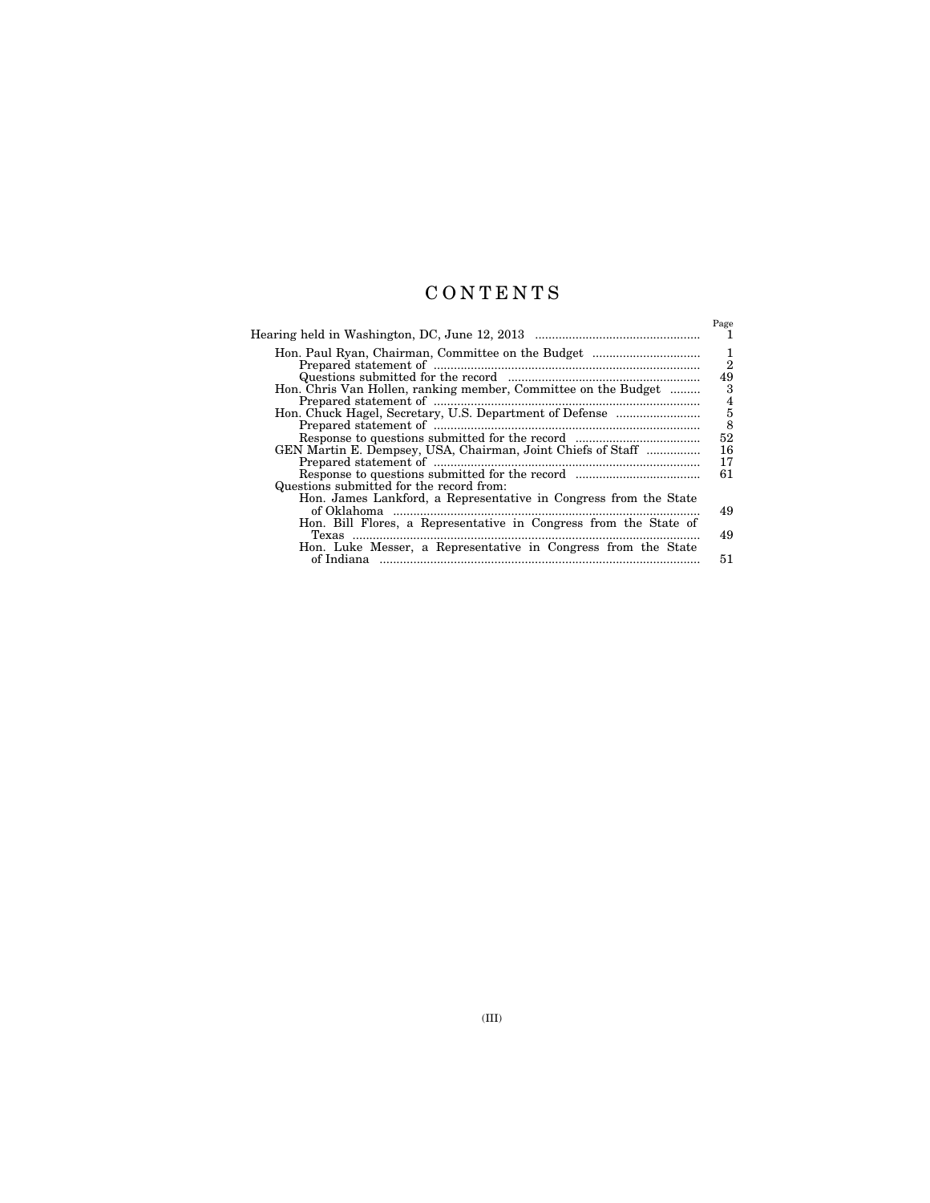# CONTENTS

| | Page |
|---|---|
| Hearing held in Washington, DC, June 12, 2013 | 1 |
| Hon. Paul Ryan, Chairman, Committee on the Budget | 1 |
| Prepared statement of | 2 |
| Questions submitted for the record | 49 |
| Hon. Chris Van Hollen, ranking member, Committee on the Budget | 3 |
| Prepared statement of | 4 |
| Hon. Chuck Hagel, Secretary, U.S. Department of Defense | 5 |
| Prepared statement of | 8 |
| Response to questions submitted for the record | 52 |
| GEN Martin E. Dempsey, USA, Chairman, Joint Chiefs of Staff | 16 |
| Prepared statement of | 17 |
| Response to questions submitted for the record | 61 |
| Questions submitted for the record from: | |
| Hon. James Lankford, a Representative in Congress from the State of Oklahoma | 49 |
| Hon. Bill Flores, a Representative in Congress from the State of Texas | 49 |
| Hon. Luke Messer, a Representative in Congress from the State of Indiana | 51 |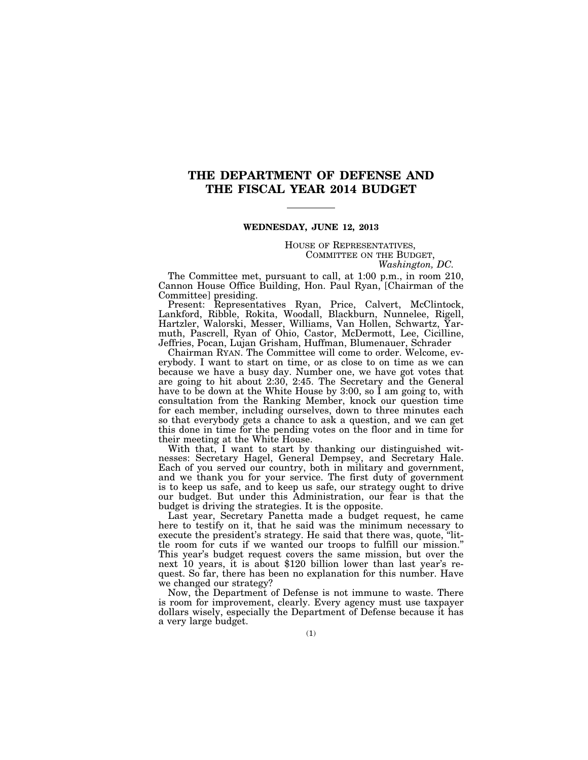# THE DEPARTMENT OF DEFENSE AND THE FISCAL YEAR 2014 BUDGET

**WEDNESDAY, JUNE 12, 2013**

HOUSE OF REPRESENTATIVES,
COMMITTEE ON THE BUDGET,
*Washington, DC.*

The Committee met, pursuant to call, at 1:00 p.m., in room 210, Cannon House Office Building, Hon. Paul Ryan, [Chairman of the Committee] presiding.

Present: Representatives Ryan, Price, Calvert, McClintock, Lankford, Ribble, Rokita, Woodall, Blackburn, Nunnelee, Rigell, Hartzler, Walorski, Messer, Williams, Van Hollen, Schwartz, Yarmuth, Pascrell, Ryan of Ohio, Castor, McDermott, Lee, Cicilline, Jeffries, Pocan, Lujan Grisham, Huffman, Blumenauer, Schrader

Chairman RYAN. The Committee will come to order. Welcome, everybody. I want to start on time, or as close to on time as we can because we have a busy day. Number one, we have got votes that are going to hit about 2:30, 2:45. The Secretary and the General have to be down at the White House by 3:00, so I am going to, with consultation from the Ranking Member, knock our question time for each member, including ourselves, down to three minutes each so that everybody gets a chance to ask a question, and we can get this done in time for the pending votes on the floor and in time for their meeting at the White House.

With that, I want to start by thanking our distinguished witnesses: Secretary Hagel, General Dempsey, and Secretary Hale. Each of you served our country, both in military and government, and we thank you for your service. The first duty of government is to keep us safe, and to keep us safe, our strategy ought to drive our budget. But under this Administration, our fear is that the budget is driving the strategies. It is the opposite.

Last year, Secretary Panetta made a budget request, he came here to testify on it, that he said was the minimum necessary to execute the president's strategy. He said that there was, quote, "little room for cuts if we wanted our troops to fulfill our mission." This year's budget request covers the same mission, but over the next 10 years, it is about $120 billion lower than last year's request. So far, there has been no explanation for this number. Have we changed our strategy?

Now, the Department of Defense is not immune to waste. There is room for improvement, clearly. Every agency must use taxpayer dollars wisely, especially the Department of Defense because it has a very large budget.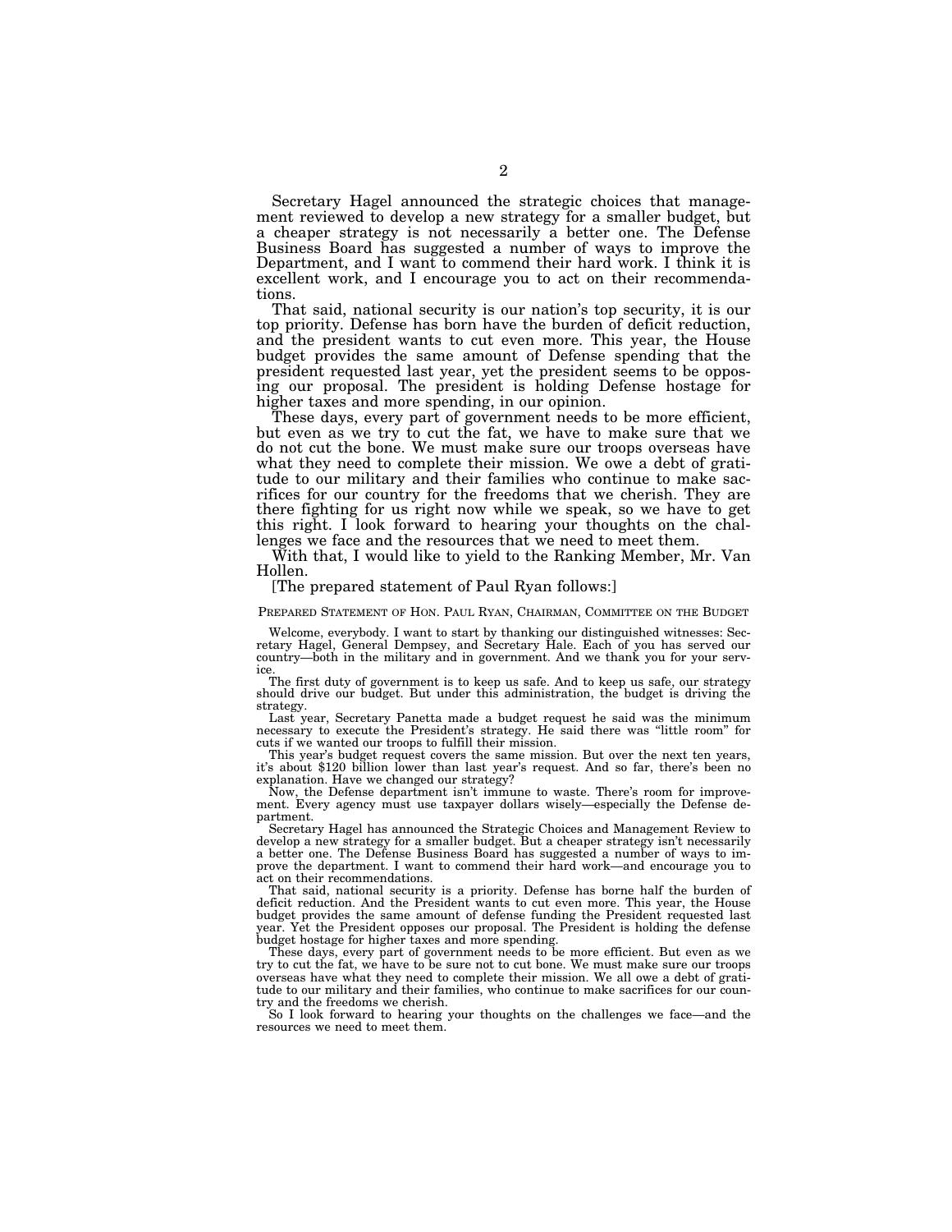Secretary Hagel announced the strategic choices that management reviewed to develop a new strategy for a smaller budget, but a cheaper strategy is not necessarily a better one. The Defense Business Board has suggested a number of ways to improve the Department, and I want to commend their hard work. I think it is excellent work, and I encourage you to act on their recommendations.

That said, national security is our nation's top security, it is our top priority. Defense has born have the burden of deficit reduction, and the president wants to cut even more. This year, the House budget provides the same amount of Defense spending that the president requested last year, yet the president seems to be opposing our proposal. The president is holding Defense hostage for higher taxes and more spending, in our opinion.

These days, every part of government needs to be more efficient, but even as we try to cut the fat, we have to make sure that we do not cut the bone. We must make sure our troops overseas have what they need to complete their mission. We owe a debt of gratitude to our military and their families who continue to make sacrifices for our country for the freedoms that we cherish. They are there fighting for us right now while we speak, so we have to get this right. I look forward to hearing your thoughts on the challenges we face and the resources that we need to meet them.

With that, I would like to yield to the Ranking Member, Mr. Van Hollen.

[The prepared statement of Paul Ryan follows:]

PREPARED STATEMENT OF HON. PAUL RYAN, CHAIRMAN, COMMITTEE ON THE BUDGET

Welcome, everybody. I want to start by thanking our distinguished witnesses: Secretary Hagel, General Dempsey, and Secretary Hale. Each of you has served our country—both in the military and in government. And we thank you for your service.

The first duty of government is to keep us safe. And to keep us safe, our strategy should drive our budget. But under this administration, the budget is driving the strategy.

Last year, Secretary Panetta made a budget request he said was the minimum necessary to execute the President's strategy. He said there was "little room" for cuts if we wanted our troops to fulfill their mission.

This year's budget request covers the same mission. But over the next ten years, it's about $120 billion lower than last year's request. And so far, there's been no explanation. Have we changed our strategy?

Now, the Defense department isn't immune to waste. There's room for improvement. Every agency must use taxpayer dollars wisely—especially the Defense department.

Secretary Hagel has announced the Strategic Choices and Management Review to develop a new strategy for a smaller budget. But a cheaper strategy isn't necessarily a better one. The Defense Business Board has suggested a number of ways to improve the department. I want to commend their hard work—and encourage you to act on their recommendations.

That said, national security is a priority. Defense has borne half the burden of deficit reduction. And the President wants to cut even more. This year, the House budget provides the same amount of defense funding the President requested last year. Yet the President opposes our proposal. The President is holding the defense budget hostage for higher taxes and more spending.

These days, every part of government needs to be more efficient. But even as we try to cut the fat, we have to be sure not to cut bone. We must make sure our troops overseas have what they need to complete their mission. We all owe a debt of gratitude to our military and their families, who continue to make sacrifices for our country and the freedoms we cherish.

So I look forward to hearing your thoughts on the challenges we face—and the resources we need to meet them.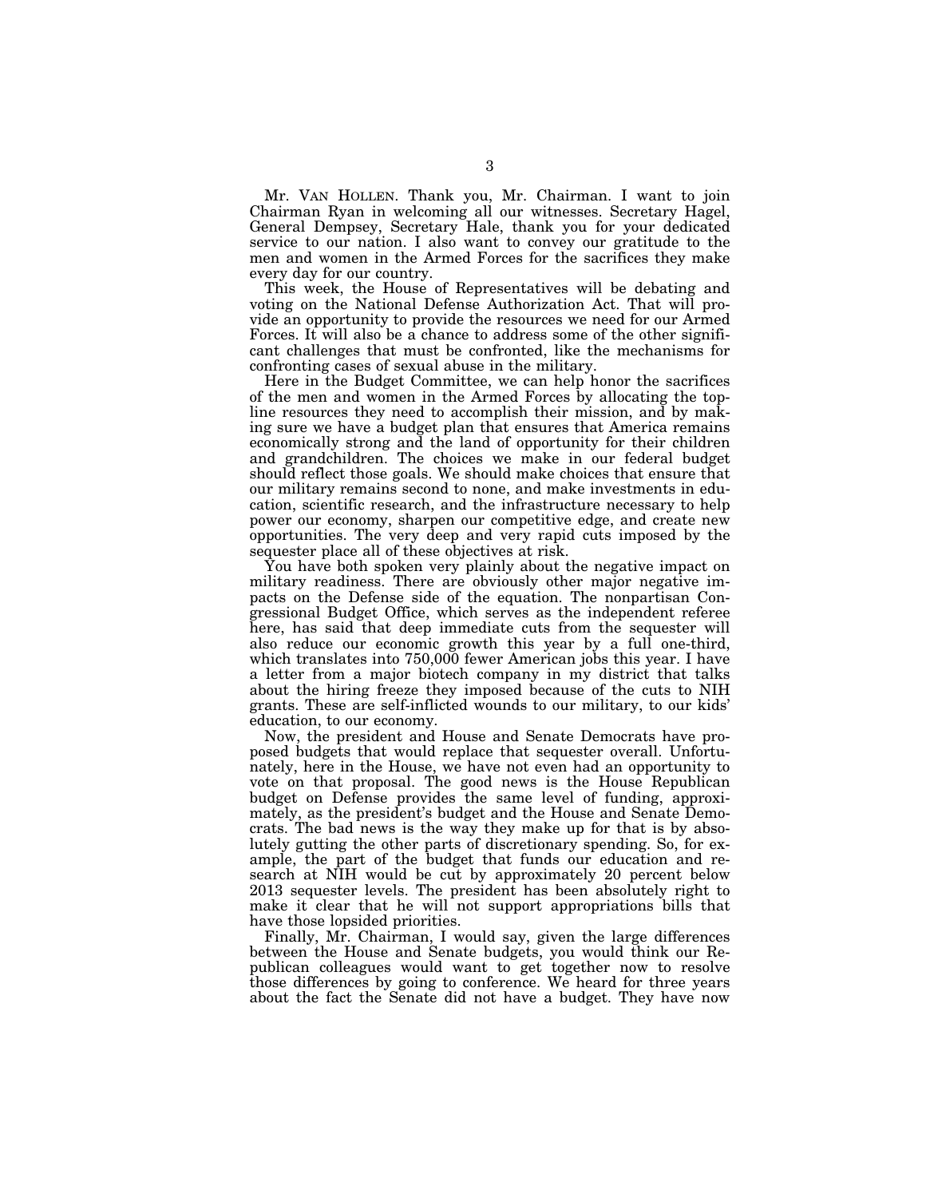Mr. VAN HOLLEN. Thank you, Mr. Chairman. I want to join Chairman Ryan in welcoming all our witnesses. Secretary Hagel, General Dempsey, Secretary Hale, thank you for your dedicated service to our nation. I also want to convey our gratitude to the men and women in the Armed Forces for the sacrifices they make every day for our country.

This week, the House of Representatives will be debating and voting on the National Defense Authorization Act. That will provide an opportunity to provide the resources we need for our Armed Forces. It will also be a chance to address some of the other significant challenges that must be confronted, like the mechanisms for confronting cases of sexual abuse in the military.

Here in the Budget Committee, we can help honor the sacrifices of the men and women in the Armed Forces by allocating the top-line resources they need to accomplish their mission, and by making sure we have a budget plan that ensures that America remains economically strong and the land of opportunity for their children and grandchildren. The choices we make in our federal budget should reflect those goals. We should make choices that ensure that our military remains second to none, and make investments in education, scientific research, and the infrastructure necessary to help power our economy, sharpen our competitive edge, and create new opportunities. The very deep and very rapid cuts imposed by the sequester place all of these objectives at risk.

You have both spoken very plainly about the negative impact on military readiness. There are obviously other major negative impacts on the Defense side of the equation. The nonpartisan Congressional Budget Office, which serves as the independent referee here, has said that deep immediate cuts from the sequester will also reduce our economic growth this year by a full one-third, which translates into 750,000 fewer American jobs this year. I have a letter from a major biotech company in my district that talks about the hiring freeze they imposed because of the cuts to NIH grants. These are self-inflicted wounds to our military, to our kids' education, to our economy.

Now, the president and House and Senate Democrats have proposed budgets that would replace that sequester overall. Unfortunately, here in the House, we have not even had an opportunity to vote on that proposal. The good news is the House Republican budget on Defense provides the same level of funding, approximately, as the president's budget and the House and Senate Democrats. The bad news is the way they make up for that is by absolutely gutting the other parts of discretionary spending. So, for example, the part of the budget that funds our education and research at NIH would be cut by approximately 20 percent below 2013 sequester levels. The president has been absolutely right to make it clear that he will not support appropriations bills that have those lopsided priorities.

Finally, Mr. Chairman, I would say, given the large differences between the House and Senate budgets, you would think our Republican colleagues would want to get together now to resolve those differences by going to conference. We heard for three years about the fact the Senate did not have a budget. They have now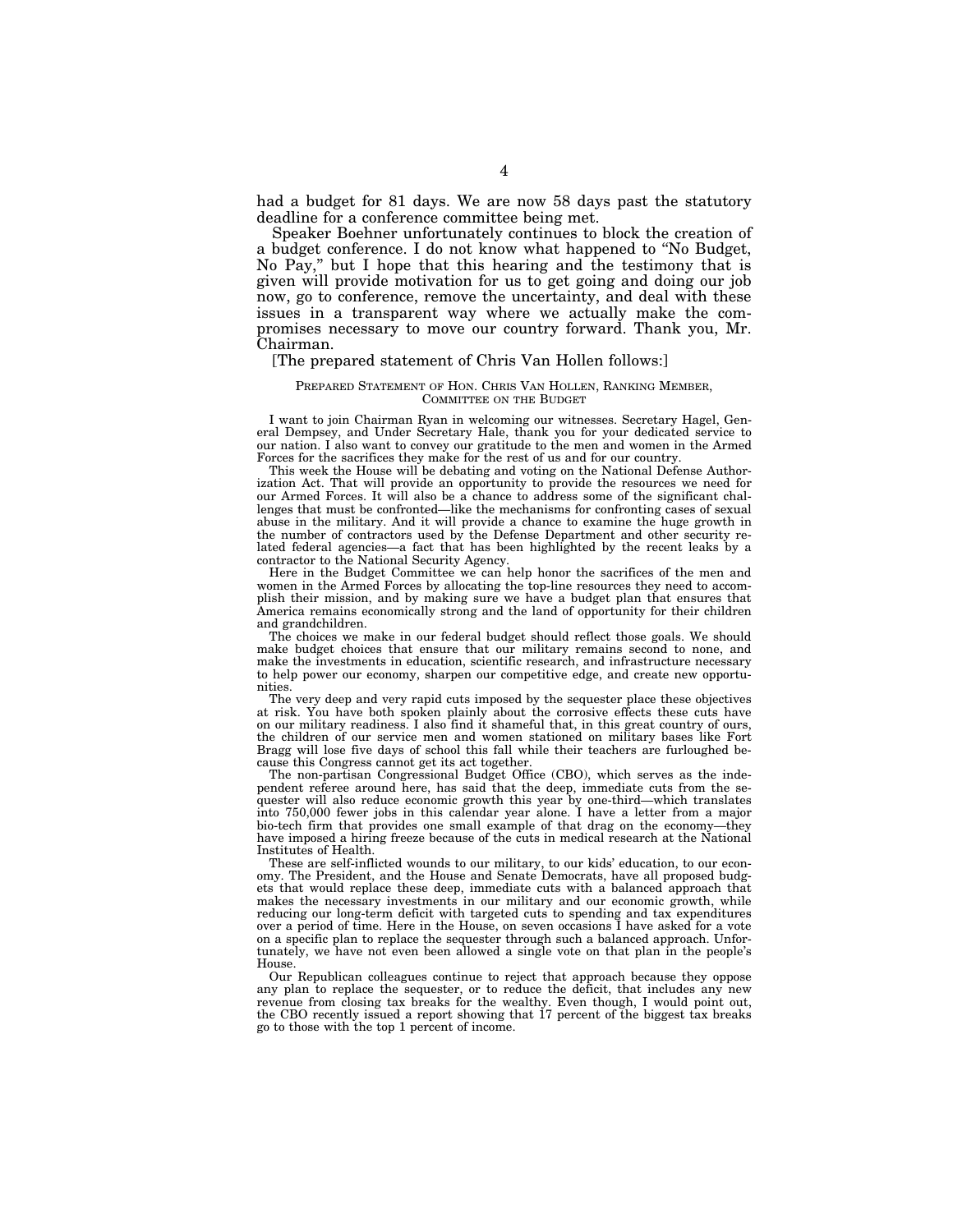had a budget for 81 days. We are now 58 days past the statutory deadline for a conference committee being met.

Speaker Boehner unfortunately continues to block the creation of a budget conference. I do not know what happened to "No Budget, No Pay," but I hope that this hearing and the testimony that is given will provide motivation for us to get going and doing our job now, go to conference, remove the uncertainty, and deal with these issues in a transparent way where we actually make the compromises necessary to move our country forward. Thank you, Mr. Chairman.

[The prepared statement of Chris Van Hollen follows:]

PREPARED STATEMENT OF HON. CHRIS VAN HOLLEN, RANKING MEMBER, COMMITTEE ON THE BUDGET

I want to join Chairman Ryan in welcoming our witnesses. Secretary Hagel, General Dempsey, and Under Secretary Hale, thank you for your dedicated service to our nation. I also want to convey our gratitude to the men and women in the Armed Forces for the sacrifices they make for the rest of us and for our country.

This week the House will be debating and voting on the National Defense Authorization Act. That will provide an opportunity to provide the resources we need for our Armed Forces. It will also be a chance to address some of the significant challenges that must be confronted—like the mechanisms for confronting cases of sexual abuse in the military. And it will provide a chance to examine the huge growth in the number of contractors used by the Defense Department and other security related federal agencies—a fact that has been highlighted by the recent leaks by a contractor to the National Security Agency.

Here in the Budget Committee we can help honor the sacrifices of the men and women in the Armed Forces by allocating the top-line resources they need to accomplish their mission, and by making sure we have a budget plan that ensures that America remains economically strong and the land of opportunity for their children and grandchildren.

The choices we make in our federal budget should reflect those goals. We should make budget choices that ensure that our military remains second to none, and make the investments in education, scientific research, and infrastructure necessary to help power our economy, sharpen our competitive edge, and create new opportunities.

The very deep and very rapid cuts imposed by the sequester place these objectives at risk. You have both spoken plainly about the corrosive effects these cuts have on our military readiness. I also find it shameful that, in this great country of ours, the children of our service men and women stationed on military bases like Fort Bragg will lose five days of school this fall while their teachers are furloughed because this Congress cannot get its act together.

The non-partisan Congressional Budget Office (CBO), which serves as the independent referee around here, has said that the deep, immediate cuts from the sequester will also reduce economic growth this year by one-third—which translates into 750,000 fewer jobs in this calendar year alone. I have a letter from a major bio-tech firm that provides one small example of that drag on the economy—they have imposed a hiring freeze because of the cuts in medical research at the National Institutes of Health.

These are self-inflicted wounds to our military, to our kids' education, to our economy. The President, and the House and Senate Democrats, have all proposed budgets that would replace these deep, immediate cuts with a balanced approach that makes the necessary investments in our military and our economic growth, while reducing our long-term deficit with targeted cuts to spending and tax expenditures over a period of time. Here in the House, on seven occasions I have asked for a vote on a specific plan to replace the sequester through such a balanced approach. Unfortunately, we have not even been allowed a single vote on that plan in the people's House.

Our Republican colleagues continue to reject that approach because they oppose any plan to replace the sequester, or to reduce the deficit, that includes any new revenue from closing tax breaks for the wealthy. Even though, I would point out, the CBO recently issued a report showing that 17 percent of the biggest tax breaks go to those with the top 1 percent of income.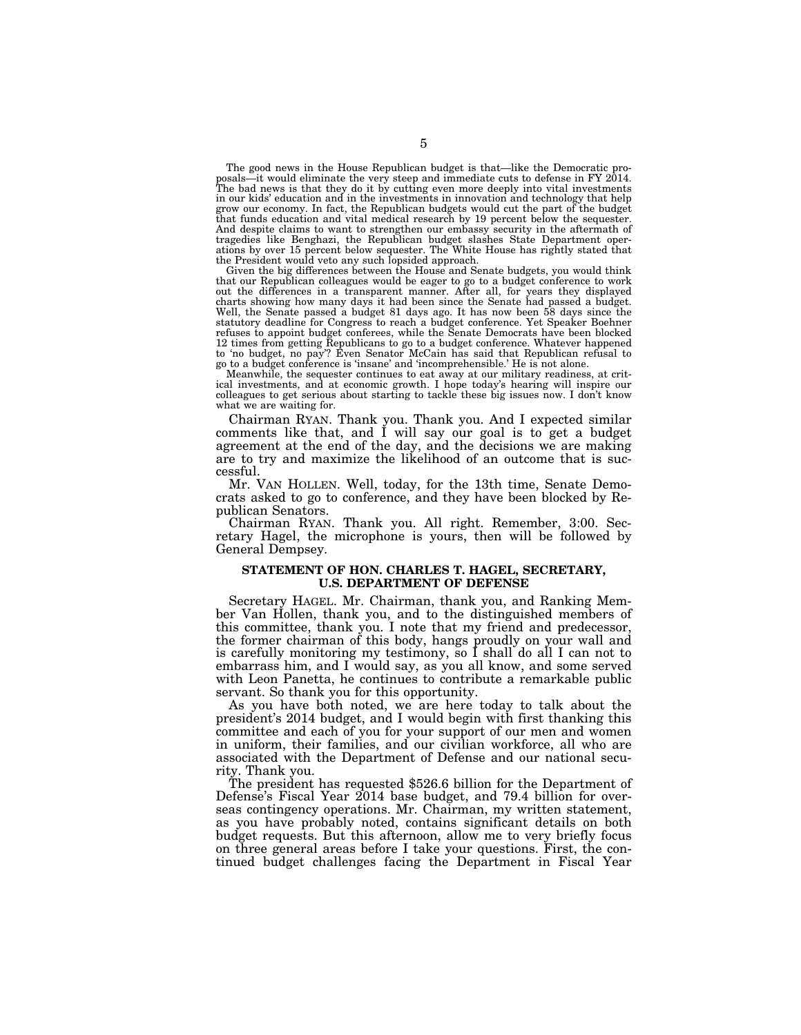The good news in the House Republican budget is that—like the Democratic proposals—it would eliminate the very steep and immediate cuts to defense in FY 2014. The bad news is that they do it by cutting even more deeply into vital investments in our kids' education and in the investments in innovation and technology that help grow our economy. In fact, the Republican budgets would cut the part of the budget that funds education and vital medical research by 19 percent below the sequester. And despite claims to want to strengthen our embassy security in the aftermath of tragedies like Benghazi, the Republican budget slashes State Department operations by over 15 percent below sequester. The White House has rightly stated that the President would veto any such lopsided approach.

Given the big differences between the House and Senate budgets, you would think that our Republican colleagues would be eager to go to a budget conference to work out the differences in a transparent manner. After all, for years they displayed charts showing how many days it had been since the Senate had passed a budget. Well, the Senate passed a budget 81 days ago. It has now been 58 days since the statutory deadline for Congress to reach a budget conference. Yet Speaker Boehner refuses to appoint budget conferees, while the Senate Democrats have been blocked 12 times from getting Republicans to go to a budget conference. Whatever happened to 'no budget, no pay'? Even Senator McCain has said that Republican refusal to go to a budget conference is 'insane' and 'incomprehensible.' He is not alone.

Meanwhile, the sequester continues to eat away at our military readiness, at critical investments, and at economic growth. I hope today's hearing will inspire our colleagues to get serious about starting to tackle these big issues now. I don't know what we are waiting for.

Chairman RYAN. Thank you. Thank you. And I expected similar comments like that, and I will say our goal is to get a budget agreement at the end of the day, and the decisions we are making are to try and maximize the likelihood of an outcome that is successful.

Mr. VAN HOLLEN. Well, today, for the 13th time, Senate Democrats asked to go to conference, and they have been blocked by Republican Senators.

Chairman RYAN. Thank you. All right. Remember, 3:00. Secretary Hagel, the microphone is yours, then will be followed by General Dempsey.

## STATEMENT OF HON. CHARLES T. HAGEL, SECRETARY, U.S. DEPARTMENT OF DEFENSE

Secretary HAGEL. Mr. Chairman, thank you, and Ranking Member Van Hollen, thank you, and to the distinguished members of this committee, thank you. I note that my friend and predecessor, the former chairman of this body, hangs proudly on your wall and is carefully monitoring my testimony, so I shall do all I can not to embarrass him, and I would say, as you all know, and some served with Leon Panetta, he continues to contribute a remarkable public servant. So thank you for this opportunity.

As you have both noted, we are here today to talk about the president's 2014 budget, and I would begin with first thanking this committee and each of you for your support of our men and women in uniform, their families, and our civilian workforce, all who are associated with the Department of Defense and our national security. Thank you.

The president has requested $526.6 billion for the Department of Defense's Fiscal Year 2014 base budget, and 79.4 billion for overseas contingency operations. Mr. Chairman, my written statement, as you have probably noted, contains significant details on both budget requests. But this afternoon, allow me to very briefly focus on three general areas before I take your questions. First, the continued budget challenges facing the Department in Fiscal Year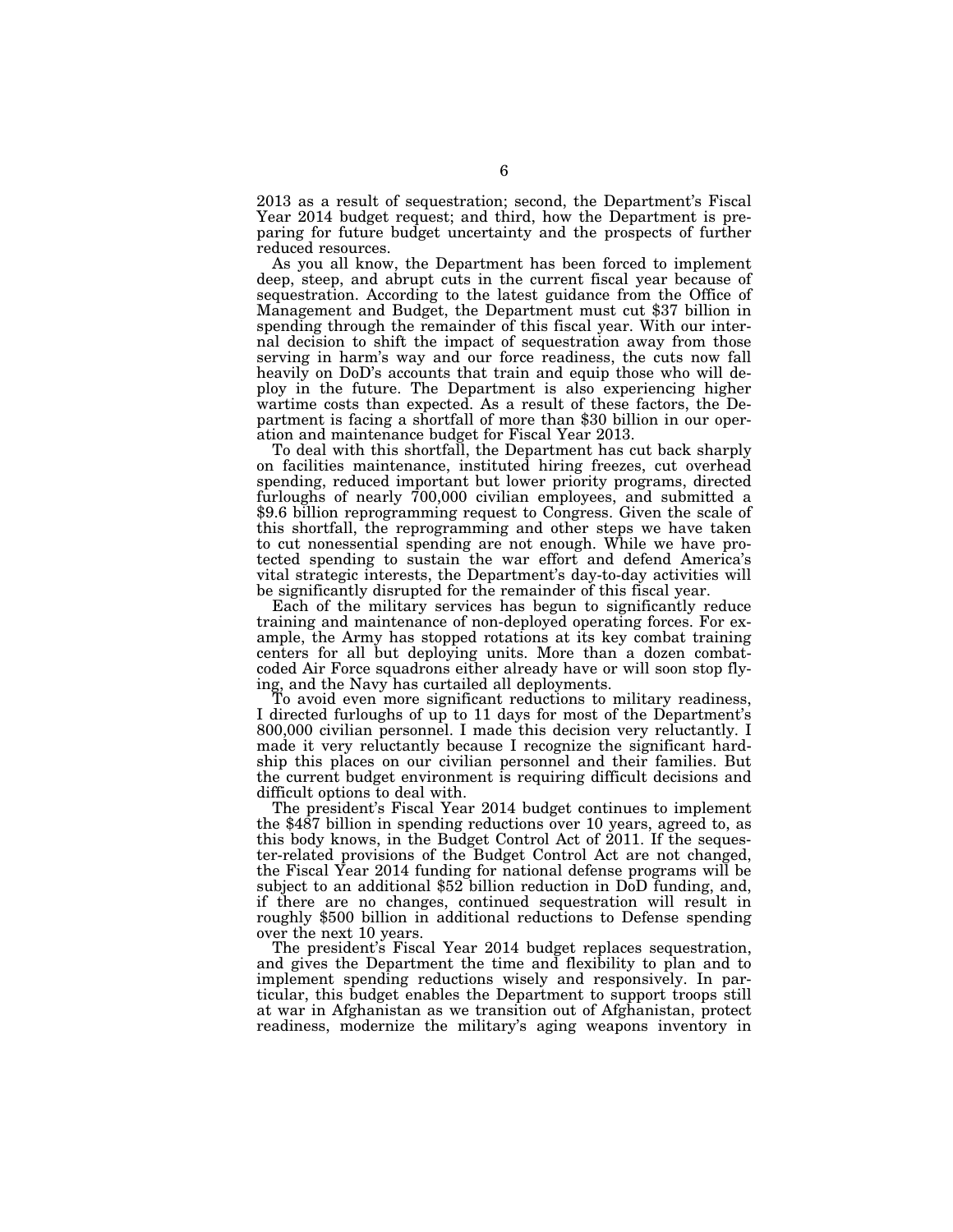2013 as a result of sequestration; second, the Department's Fiscal Year 2014 budget request; and third, how the Department is preparing for future budget uncertainty and the prospects of further reduced resources.

As you all know, the Department has been forced to implement deep, steep, and abrupt cuts in the current fiscal year because of sequestration. According to the latest guidance from the Office of Management and Budget, the Department must cut $37 billion in spending through the remainder of this fiscal year. With our internal decision to shift the impact of sequestration away from those serving in harm's way and our force readiness, the cuts now fall heavily on DoD's accounts that train and equip those who will deploy in the future. The Department is also experiencing higher wartime costs than expected. As a result of these factors, the Department is facing a shortfall of more than $30 billion in our operation and maintenance budget for Fiscal Year 2013.

To deal with this shortfall, the Department has cut back sharply on facilities maintenance, instituted hiring freezes, cut overhead spending, reduced important but lower priority programs, directed furloughs of nearly 700,000 civilian employees, and submitted a $9.6 billion reprogramming request to Congress. Given the scale of this shortfall, the reprogramming and other steps we have taken to cut nonessential spending are not enough. While we have protected spending to sustain the war effort and defend America's vital strategic interests, the Department's day-to-day activities will be significantly disrupted for the remainder of this fiscal year.

Each of the military services has begun to significantly reduce training and maintenance of non-deployed operating forces. For example, the Army has stopped rotations at its key combat training centers for all but deploying units. More than a dozen combat-coded Air Force squadrons either already have or will soon stop flying, and the Navy has curtailed all deployments.

To avoid even more significant reductions to military readiness, I directed furloughs of up to 11 days for most of the Department's 800,000 civilian personnel. I made this decision very reluctantly. I made it very reluctantly because I recognize the significant hardship this places on our civilian personnel and their families. But the current budget environment is requiring difficult decisions and difficult options to deal with.

The president's Fiscal Year 2014 budget continues to implement the $487 billion in spending reductions over 10 years, agreed to, as this body knows, in the Budget Control Act of 2011. If the sequester-related provisions of the Budget Control Act are not changed, the Fiscal Year 2014 funding for national defense programs will be subject to an additional $52 billion reduction in DoD funding, and, if there are no changes, continued sequestration will result in roughly $500 billion in additional reductions to Defense spending over the next 10 years.

The president's Fiscal Year 2014 budget replaces sequestration, and gives the Department the time and flexibility to plan and to implement spending reductions wisely and responsively. In particular, this budget enables the Department to support troops still at war in Afghanistan as we transition out of Afghanistan, protect readiness, modernize the military's aging weapons inventory in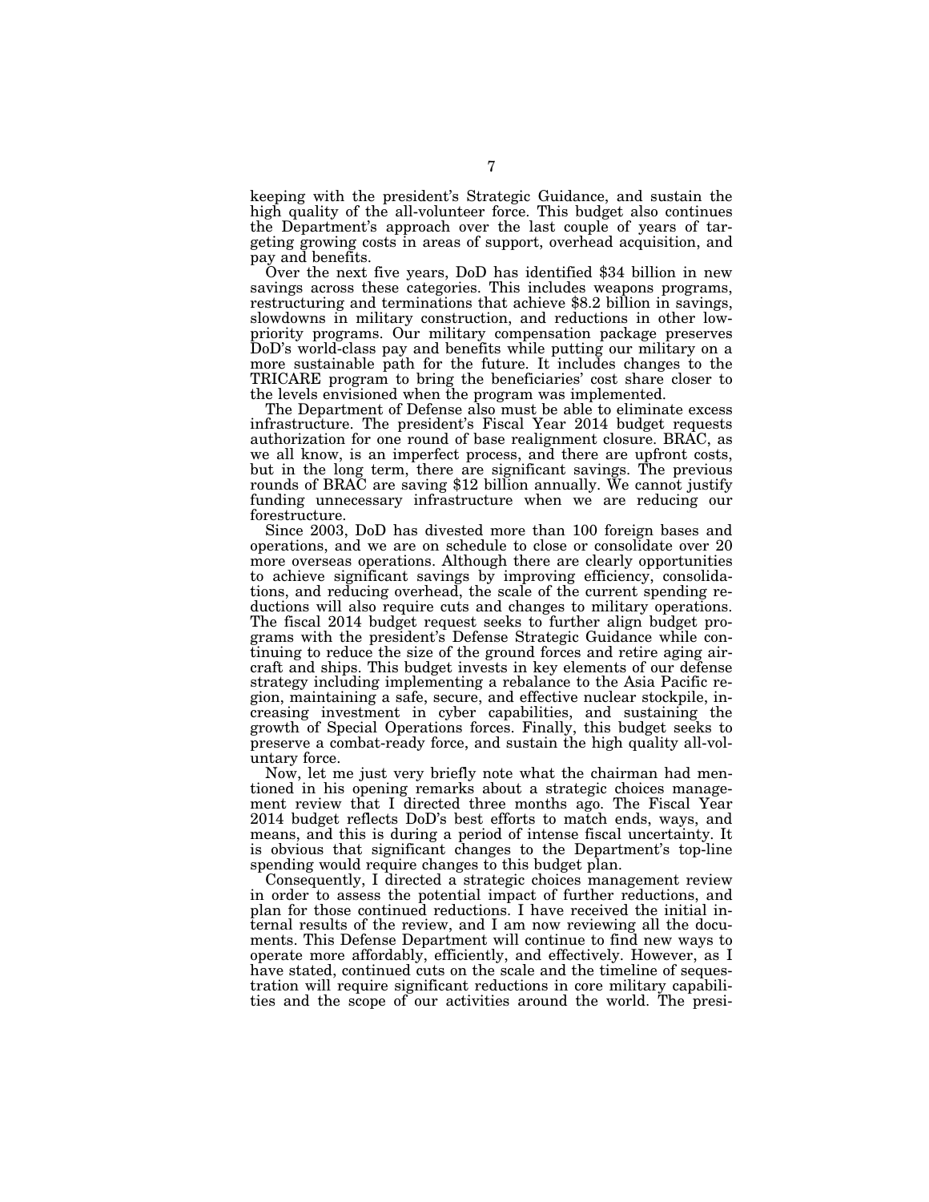keeping with the president's Strategic Guidance, and sustain the high quality of the all-volunteer force. This budget also continues the Department's approach over the last couple of years of targeting growing costs in areas of support, overhead acquisition, and pay and benefits.

Over the next five years, DoD has identified $34 billion in new savings across these categories. This includes weapons programs, restructuring and terminations that achieve $8.2 billion in savings, slowdowns in military construction, and reductions in other low-priority programs. Our military compensation package preserves DoD's world-class pay and benefits while putting our military on a more sustainable path for the future. It includes changes to the TRICARE program to bring the beneficiaries' cost share closer to the levels envisioned when the program was implemented.

The Department of Defense also must be able to eliminate excess infrastructure. The president's Fiscal Year 2014 budget requests authorization for one round of base realignment closure. BRAC, as we all know, is an imperfect process, and there are upfront costs, but in the long term, there are significant savings. The previous rounds of BRAC are saving $12 billion annually. We cannot justify funding unnecessary infrastructure when we are reducing our forestructure.

Since 2003, DoD has divested more than 100 foreign bases and operations, and we are on schedule to close or consolidate over 20 more overseas operations. Although there are clearly opportunities to achieve significant savings by improving efficiency, consolidations, and reducing overhead, the scale of the current spending reductions will also require cuts and changes to military operations. The fiscal 2014 budget request seeks to further align budget programs with the president's Defense Strategic Guidance while continuing to reduce the size of the ground forces and retire aging aircraft and ships. This budget invests in key elements of our defense strategy including implementing a rebalance to the Asia Pacific region, maintaining a safe, secure, and effective nuclear stockpile, increasing investment in cyber capabilities, and sustaining the growth of Special Operations forces. Finally, this budget seeks to preserve a combat-ready force, and sustain the high quality all-voluntary force.

Now, let me just very briefly note what the chairman had mentioned in his opening remarks about a strategic choices management review that I directed three months ago. The Fiscal Year 2014 budget reflects DoD's best efforts to match ends, ways, and means, and this is during a period of intense fiscal uncertainty. It is obvious that significant changes to the Department's top-line spending would require changes to this budget plan.

Consequently, I directed a strategic choices management review in order to assess the potential impact of further reductions, and plan for those continued reductions. I have received the initial internal results of the review, and I am now reviewing all the documents. This Defense Department will continue to find new ways to operate more affordably, efficiently, and effectively. However, as I have stated, continued cuts on the scale and the timeline of sequestration will require significant reductions in core military capabilities and the scope of our activities around the world. The presi-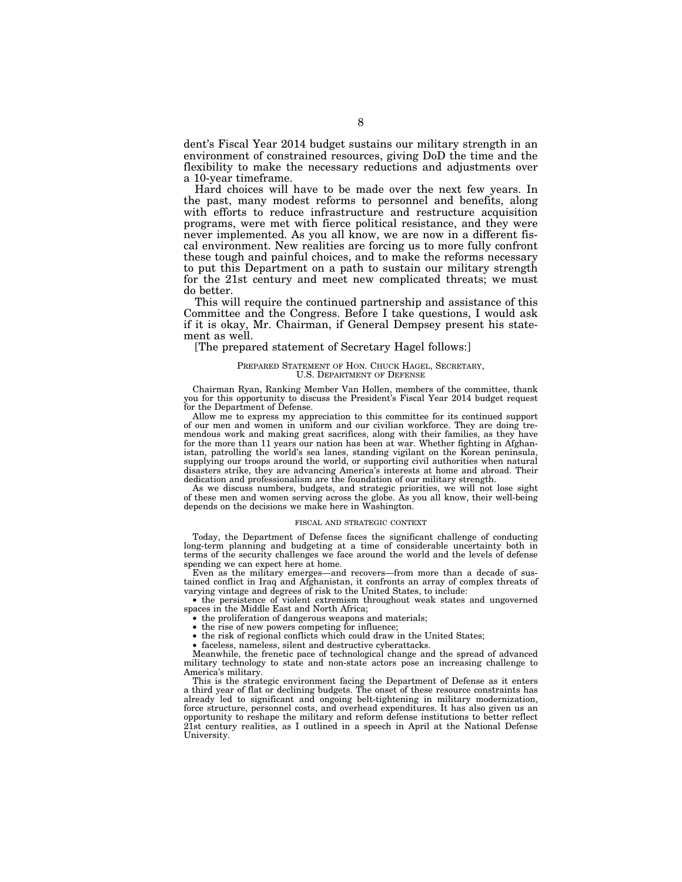dent's Fiscal Year 2014 budget sustains our military strength in an environment of constrained resources, giving DoD the time and the flexibility to make the necessary reductions and adjustments over a 10-year timeframe.

Hard choices will have to be made over the next few years. In the past, many modest reforms to personnel and benefits, along with efforts to reduce infrastructure and restructure acquisition programs, were met with fierce political resistance, and they were never implemented. As you all know, we are now in a different fiscal environment. New realities are forcing us to more fully confront these tough and painful choices, and to make the reforms necessary to put this Department on a path to sustain our military strength for the 21st century and meet new complicated threats; we must do better.

This will require the continued partnership and assistance of this Committee and the Congress. Before I take questions, I would ask if it is okay, Mr. Chairman, if General Dempsey present his statement as well.

[The prepared statement of Secretary Hagel follows:]

PREPARED STATEMENT OF HON. CHUCK HAGEL, SECRETARY, U.S. DEPARTMENT OF DEFENSE

Chairman Ryan, Ranking Member Van Hollen, members of the committee, thank you for this opportunity to discuss the President's Fiscal Year 2014 budget request for the Department of Defense.

Allow me to express my appreciation to this committee for its continued support of our men and women in uniform and our civilian workforce. They are doing tremendous work and making great sacrifices, along with their families, as they have for the more than 11 years our nation has been at war. Whether fighting in Afghanistan, patrolling the world's sea lanes, standing vigilant on the Korean peninsula, supplying our troops around the world, or supporting civil authorities when natural disasters strike, they are advancing America's interests at home and abroad. Their dedication and professionalism are the foundation of our military strength.

As we discuss numbers, budgets, and strategic priorities, we will not lose sight of these men and women serving across the globe. As you all know, their well-being depends on the decisions we make here in Washington.

FISCAL AND STRATEGIC CONTEXT

Today, the Department of Defense faces the significant challenge of conducting long-term planning and budgeting at a time of considerable uncertainty both in terms of the security challenges we face around the world and the levels of defense spending we can expect here at home.

Even as the military emerges—and recovers—from more than a decade of sustained conflict in Iraq and Afghanistan, it confronts an array of complex threats of varying vintage and degrees of risk to the United States, to include:

- the persistence of violent extremism throughout weak states and ungoverned spaces in the Middle East and North Africa;
- the proliferation of dangerous weapons and materials;
- the rise of new powers competing for influence;
- the risk of regional conflicts which could draw in the United States;
- faceless, nameless, silent and destructive cyberattacks.

Meanwhile, the frenetic pace of technological change and the spread of advanced military technology to state and non-state actors pose an increasing challenge to America's military.

This is the strategic environment facing the Department of Defense as it enters a third year of flat or declining budgets. The onset of these resource constraints has already led to significant and ongoing belt-tightening in military modernization, force structure, personnel costs, and overhead expenditures. It has also given us an opportunity to reshape the military and reform defense institutions to better reflect 21st century realities, as I outlined in a speech in April at the National Defense University.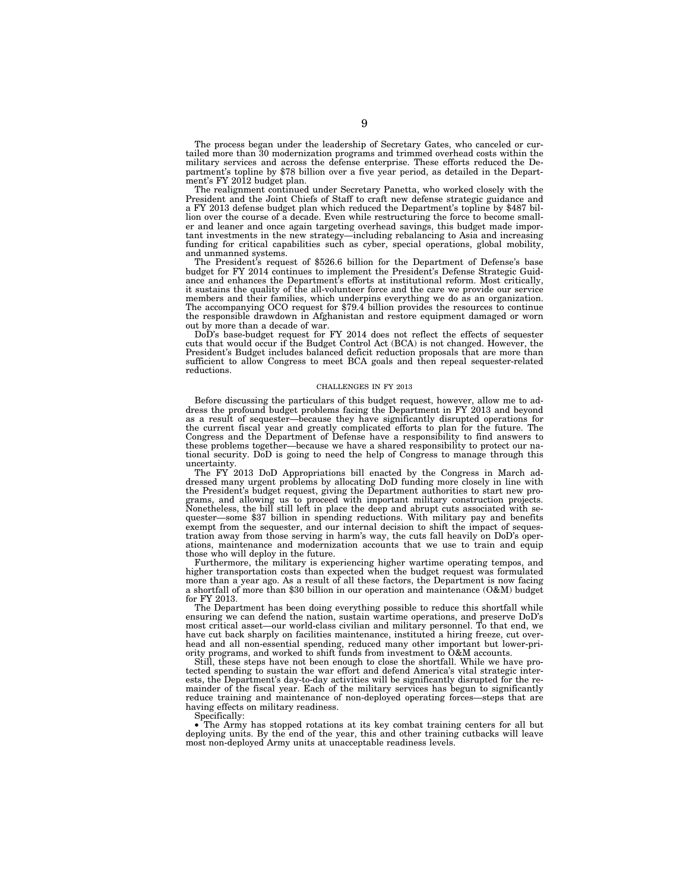The process began under the leadership of Secretary Gates, who canceled or curtailed more than 30 modernization programs and trimmed overhead costs within the military services and across the defense enterprise. These efforts reduced the Department's topline by $78 billion over a five year period, as detailed in the Department's FY 2012 budget plan.

The realignment continued under Secretary Panetta, who worked closely with the President and the Joint Chiefs of Staff to craft new defense strategic guidance and a FY 2013 defense budget plan which reduced the Department's topline by $487 billion over the course of a decade. Even while restructuring the force to become smaller and leaner and once again targeting overhead savings, this budget made important investments in the new strategy—including rebalancing to Asia and increasing funding for critical capabilities such as cyber, special operations, global mobility, and unmanned systems.

The President's request of $526.6 billion for the Department of Defense's base budget for FY 2014 continues to implement the President's Defense Strategic Guidance and enhances the Department's efforts at institutional reform. Most critically, it sustains the quality of the all-volunteer force and the care we provide our service members and their families, which underpins everything we do as an organization. The accompanying OCO request for $79.4 billion provides the resources to continue the responsible drawdown in Afghanistan and restore equipment damaged or worn out by more than a decade of war.

DoD's base-budget request for FY 2014 does not reflect the effects of sequester cuts that would occur if the Budget Control Act (BCA) is not changed. However, the President's Budget includes balanced deficit reduction proposals that are more than sufficient to allow Congress to meet BCA goals and then repeal sequester-related reductions.

## CHALLENGES IN FY 2013

Before discussing the particulars of this budget request, however, allow me to address the profound budget problems facing the Department in FY 2013 and beyond as a result of sequester—because they have significantly disrupted operations for the current fiscal year and greatly complicated efforts to plan for the future. The Congress and the Department of Defense have a responsibility to find answers to these problems together—because we have a shared responsibility to protect our national security. DoD is going to need the help of Congress to manage through this uncertainty.

The FY 2013 DoD Appropriations bill enacted by the Congress in March addressed many urgent problems by allocating DoD funding more closely in line with the President's budget request, giving the Department authorities to start new programs, and allowing us to proceed with important military construction projects. Nonetheless, the bill still left in place the deep and abrupt cuts associated with sequester—some $37 billion in spending reductions. With military pay and benefits exempt from the sequester, and our internal decision to shift the impact of sequestration away from those serving in harm's way, the cuts fall heavily on DoD's operations, maintenance and modernization accounts that we use to train and equip those who will deploy in the future.

Furthermore, the military is experiencing higher wartime operating tempos, and higher transportation costs than expected when the budget request was formulated more than a year ago. As a result of all these factors, the Department is now facing a shortfall of more than $30 billion in our operation and maintenance (O&M) budget for FY 2013.

The Department has been doing everything possible to reduce this shortfall while ensuring we can defend the nation, sustain wartime operations, and preserve DoD's most critical asset—our world-class civilian and military personnel. To that end, we have cut back sharply on facilities maintenance, instituted a hiring freeze, cut overhead and all non-essential spending, reduced many other important but lower-priority programs, and worked to shift funds from investment to O&M accounts.

Still, these steps have not been enough to close the shortfall. While we have protected spending to sustain the war effort and defend America's vital strategic interests, the Department's day-to-day activities will be significantly disrupted for the remainder of the fiscal year. Each of the military services has begun to significantly reduce training and maintenance of non-deployed operating forces—steps that are having effects on military readiness.

Specifically:

- The Army has stopped rotations at its key combat training centers for all but deploying units. By the end of the year, this and other training cutbacks will leave most non-deployed Army units at unacceptable readiness levels.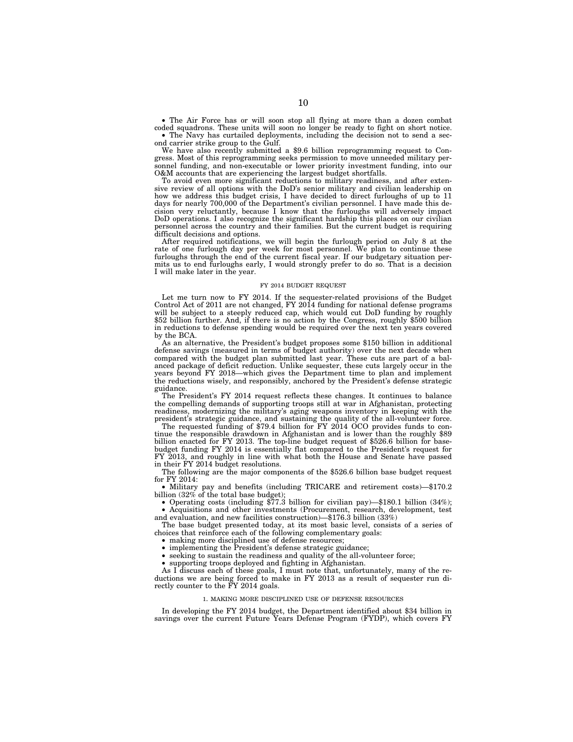- The Air Force has or will soon stop all flying at more than a dozen combat coded squadrons. These units will soon no longer be ready to fight on short notice.
- The Navy has curtailed deployments, including the decision not to send a second carrier strike group to the Gulf.

We have also recently submitted a $9.6 billion reprogramming request to Congress. Most of this reprogramming seeks permission to move unneeded military personnel funding, and non-executable or lower priority investment funding, into our O&M accounts that are experiencing the largest budget shortfalls.

To avoid even more significant reductions to military readiness, and after extensive review of all options with the DoD's senior military and civilian leadership on how we address this budget crisis, I have decided to direct furloughs of up to 11 days for nearly 700,000 of the Department's civilian personnel. I have made this decision very reluctantly, because I know that the furloughs will adversely impact DoD operations. I also recognize the significant hardship this places on our civilian personnel across the country and their families. But the current budget is requiring difficult decisions and options.

After required notifications, we will begin the furlough period on July 8 at the rate of one furlough day per week for most personnel. We plan to continue these furloughs through the end of the current fiscal year. If our budgetary situation permits us to end furloughs early, I would strongly prefer to do so. That is a decision I will make later in the year.

## FY 2014 BUDGET REQUEST

Let me turn now to FY 2014. If the sequester-related provisions of the Budget Control Act of 2011 are not changed, FY 2014 funding for national defense programs will be subject to a steeply reduced cap, which would cut DoD funding by roughly $52 billion further. And, if there is no action by the Congress, roughly $500 billion in reductions to defense spending would be required over the next ten years covered by the BCA.

As an alternative, the President's budget proposes some $150 billion in additional defense savings (measured in terms of budget authority) over the next decade when compared with the budget plan submitted last year. These cuts are part of a balanced package of deficit reduction. Unlike sequester, these cuts largely occur in the years beyond FY 2018—which gives the Department time to plan and implement the reductions wisely, and responsibly, anchored by the President's defense strategic guidance.

The President's FY 2014 request reflects these changes. It continues to balance the compelling demands of supporting troops still at war in Afghanistan, protecting readiness, modernizing the military's aging weapons inventory in keeping with the president's strategic guidance, and sustaining the quality of the all-volunteer force.

The requested funding of $79.4 billion for FY 2014 OCO provides funds to continue the responsible drawdown in Afghanistan and is lower than the roughly $89 billion enacted for FY 2013. The top-line budget request of $526.6 billion for base-budget funding FY 2014 is essentially flat compared to the President's request for FY 2013, and roughly in line with what both the House and Senate have passed in their FY 2014 budget resolutions.

The following are the major components of the $526.6 billion base budget request for FY 2014:

- Military pay and benefits (including TRICARE and retirement costs)—$170.2 billion (32% of the total base budget);
- Operating costs (including $77.3 billion for civilian pay)—$180.1 billion (34%);
- Acquisitions and other investments (Procurement, research, development, test and evaluation, and new facilities construction)—$176.3 billion (33%)

The base budget presented today, at its most basic level, consists of a series of choices that reinforce each of the following complementary goals:

- making more disciplined use of defense resources;
- implementing the President's defense strategic guidance;
- seeking to sustain the readiness and quality of the all-volunteer force;
- supporting troops deployed and fighting in Afghanistan.

As I discuss each of these goals, I must note that, unfortunately, many of the reductions we are being forced to make in FY 2013 as a result of sequester run directly counter to the FY 2014 goals.

### 1. MAKING MORE DISCIPLINED USE OF DEFENSE RESOURCES

In developing the FY 2014 budget, the Department identified about $34 billion in savings over the current Future Years Defense Program (FYDP), which covers FY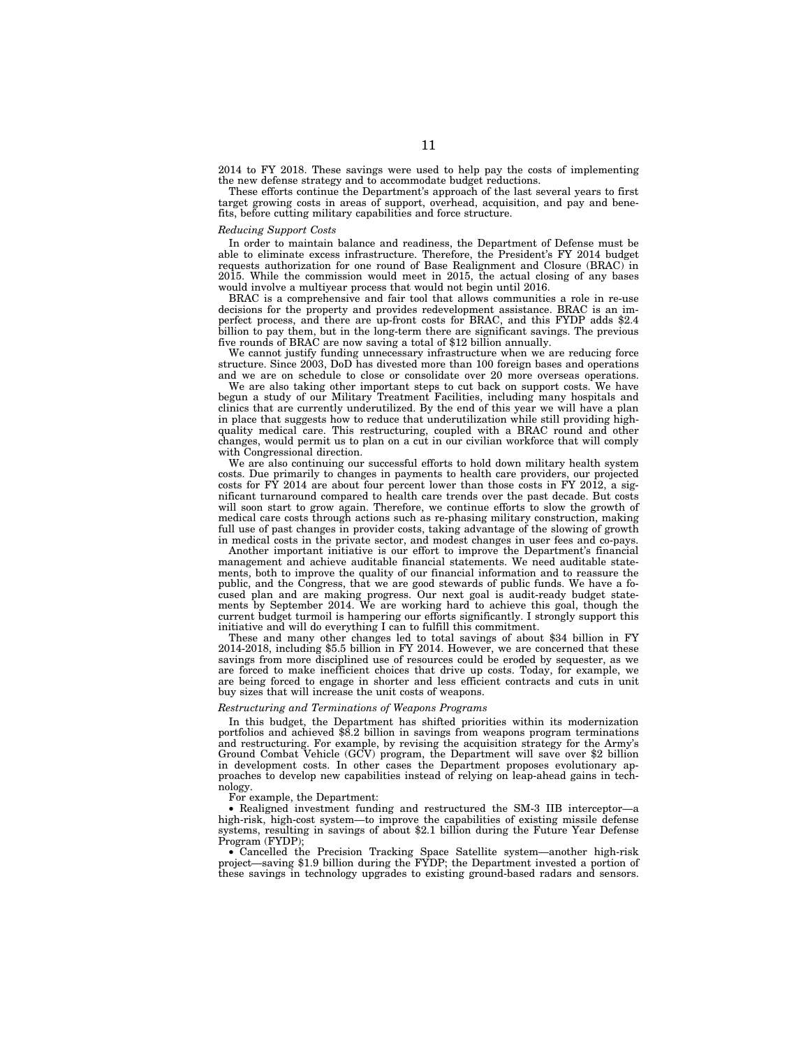2014 to FY 2018. These savings were used to help pay the costs of implementing the new defense strategy and to accommodate budget reductions.

These efforts continue the Department's approach of the last several years to first target growing costs in areas of support, overhead, acquisition, and pay and benefits, before cutting military capabilities and force structure.

*Reducing Support Costs*

In order to maintain balance and readiness, the Department of Defense must be able to eliminate excess infrastructure. Therefore, the President's FY 2014 budget requests authorization for one round of Base Realignment and Closure (BRAC) in 2015. While the commission would meet in 2015, the actual closing of any bases would involve a multiyear process that would not begin until 2016.

BRAC is a comprehensive and fair tool that allows communities a role in re-use decisions for the property and provides redevelopment assistance. BRAC is an imperfect process, and there are up-front costs for BRAC, and this FYDP adds $2.4 billion to pay them, but in the long-term there are significant savings. The previous five rounds of BRAC are now saving a total of $12 billion annually.

We cannot justify funding unnecessary infrastructure when we are reducing force structure. Since 2003, DoD has divested more than 100 foreign bases and operations and we are on schedule to close or consolidate over 20 more overseas operations.

We are also taking other important steps to cut back on support costs. We have begun a study of our Military Treatment Facilities, including many hospitals and clinics that are currently underutilized. By the end of this year we will have a plan in place that suggests how to reduce that underutilization while still providing high-quality medical care. This restructuring, coupled with a BRAC round and other changes, would permit us to plan on a cut in our civilian workforce that will comply with Congressional direction.

We are also continuing our successful efforts to hold down military health system costs. Due primarily to changes in payments to health care providers, our projected costs for FY 2014 are about four percent lower than those costs in FY 2012, a significant turnaround compared to health care trends over the past decade. But costs will soon start to grow again. Therefore, we continue efforts to slow the growth of medical care costs through actions such as re-phasing military construction, making full use of past changes in provider costs, taking advantage of the slowing of growth in medical costs in the private sector, and modest changes in user fees and co-pays.

Another important initiative is our effort to improve the Department's financial management and achieve auditable financial statements. We need auditable statements, both to improve the quality of our financial information and to reassure the public, and the Congress, that we are good stewards of public funds. We have a focused plan and are making progress. Our next goal is audit-ready budget statements by September 2014. We are working hard to achieve this goal, though the current budget turmoil is hampering our efforts significantly. I strongly support this initiative and will do everything I can to fulfill this commitment.

These and many other changes led to total savings of about $34 billion in FY 2014-2018, including $5.5 billion in FY 2014. However, we are concerned that these savings from more disciplined use of resources could be eroded by sequester, as we are forced to make inefficient choices that drive up costs. Today, for example, we are being forced to engage in shorter and less efficient contracts and cuts in unit buy sizes that will increase the unit costs of weapons.

*Restructuring and Terminations of Weapons Programs*

In this budget, the Department has shifted priorities within its modernization portfolios and achieved $8.2 billion in savings from weapons program terminations and restructuring. For example, by revising the acquisition strategy for the Army's Ground Combat Vehicle (GCV) program, the Department will save over $2 billion in development costs. In other cases the Department proposes evolutionary approaches to develop new capabilities instead of relying on leap-ahead gains in technology.

For example, the Department:

- Realigned investment funding and restructured the SM-3 IIB interceptor—a high-risk, high-cost system—to improve the capabilities of existing missile defense systems, resulting in savings of about $2.1 billion during the Future Year Defense Program (FYDP);
- Cancelled the Precision Tracking Space Satellite system—another high-risk project—saving $1.9 billion during the FYDP; the Department invested a portion of these savings in technology upgrades to existing ground-based radars and sensors.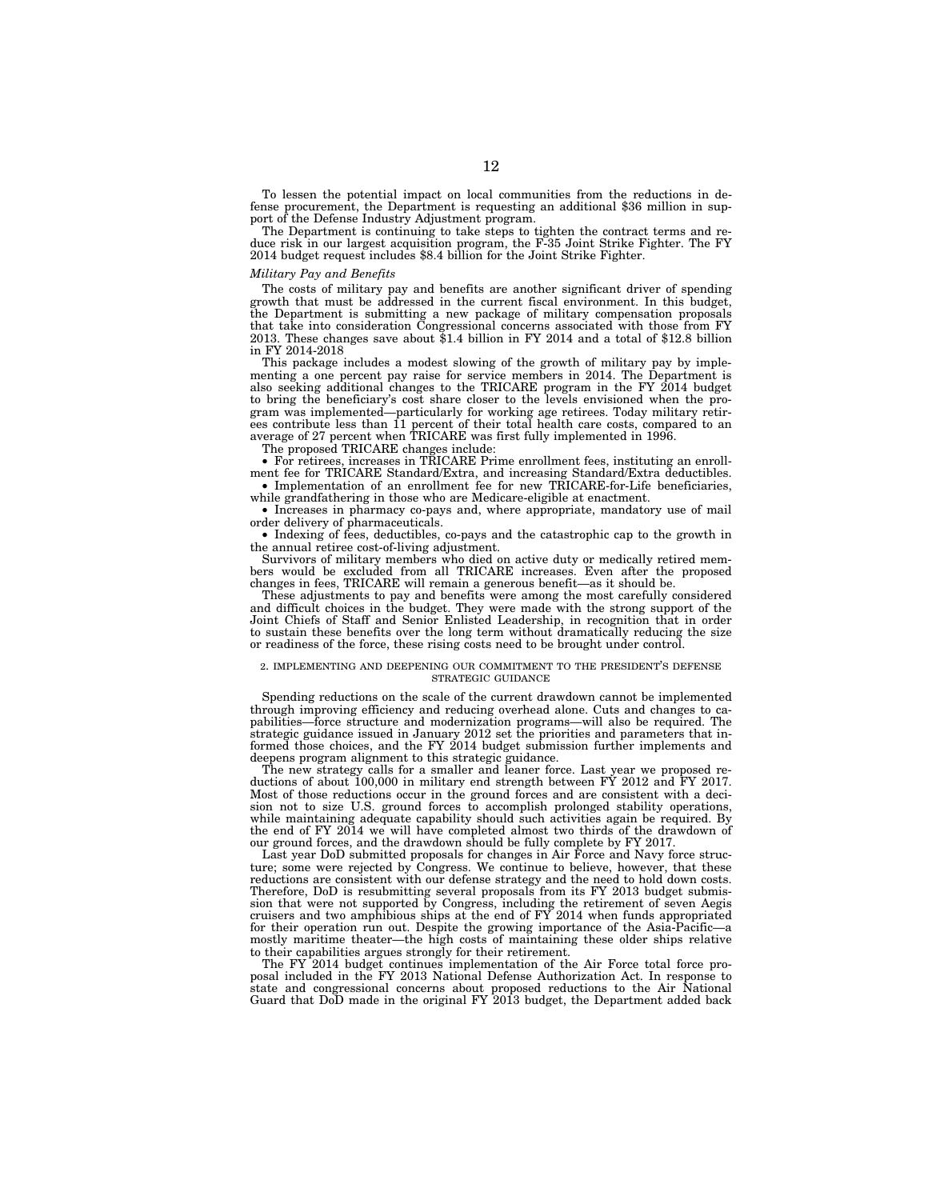To lessen the potential impact on local communities from the reductions in defense procurement, the Department is requesting an additional $36 million in support of the Defense Industry Adjustment program.

The Department is continuing to take steps to tighten the contract terms and reduce risk in our largest acquisition program, the F-35 Joint Strike Fighter. The FY 2014 budget request includes $8.4 billion for the Joint Strike Fighter.

*Military Pay and Benefits*

The costs of military pay and benefits are another significant driver of spending growth that must be addressed in the current fiscal environment. In this budget, the Department is submitting a new package of military compensation proposals that take into consideration Congressional concerns associated with those from FY 2013. These changes save about $1.4 billion in FY 2014 and a total of $12.8 billion in FY 2014-2018

This package includes a modest slowing of the growth of military pay by implementing a one percent pay raise for service members in 2014. The Department is also seeking additional changes to the TRICARE program in the FY 2014 budget to bring the beneficiary's cost share closer to the levels envisioned when the program was implemented—particularly for working age retirees. Today military retirees contribute less than 11 percent of their total health care costs, compared to an average of 27 percent when TRICARE was first fully implemented in 1996.

The proposed TRICARE changes include:

- For retirees, increases in TRICARE Prime enrollment fees, instituting an enrollment fee for TRICARE Standard/Extra, and increasing Standard/Extra deductibles.
- Implementation of an enrollment fee for new TRICARE-for-Life beneficiaries, while grandfathering in those who are Medicare-eligible at enactment.
- Increases in pharmacy co-pays and, where appropriate, mandatory use of mail order delivery of pharmaceuticals.
- Indexing of fees, deductibles, co-pays and the catastrophic cap to the growth in the annual retiree cost-of-living adjustment.

Survivors of military members who died on active duty or medically retired members would be excluded from all TRICARE increases. Even after the proposed changes in fees, TRICARE will remain a generous benefit—as it should be.

These adjustments to pay and benefits were among the most carefully considered and difficult choices in the budget. They were made with the strong support of the Joint Chiefs of Staff and Senior Enlisted Leadership, in recognition that in order to sustain these benefits over the long term without dramatically reducing the size or readiness of the force, these rising costs need to be brought under control.

## 2. IMPLEMENTING AND DEEPENING OUR COMMITMENT TO THE PRESIDENT'S DEFENSE STRATEGIC GUIDANCE

Spending reductions on the scale of the current drawdown cannot be implemented through improving efficiency and reducing overhead alone. Cuts and changes to capabilities—force structure and modernization programs—will also be required. The strategic guidance issued in January 2012 set the priorities and parameters that informed those choices, and the FY 2014 budget submission further implements and deepens program alignment to this strategic guidance.

The new strategy calls for a smaller and leaner force. Last year we proposed reductions of about 100,000 in military end strength between FY 2012 and FY 2017. Most of those reductions occur in the ground forces and are consistent with a decision not to size U.S. ground forces to accomplish prolonged stability operations, while maintaining adequate capability should such activities again be required. By the end of FY 2014 we will have completed almost two thirds of the drawdown of our ground forces, and the drawdown should be fully complete by FY 2017.

Last year DoD submitted proposals for changes in Air Force and Navy force structure; some were rejected by Congress. We continue to believe, however, that these reductions are consistent with our defense strategy and the need to hold down costs. Therefore, DoD is resubmitting several proposals from its FY 2013 budget submission that were not supported by Congress, including the retirement of seven Aegis cruisers and two amphibious ships at the end of FY 2014 when funds appropriated for their operation run out. Despite the growing importance of the Asia-Pacific—a mostly maritime theater—the high costs of maintaining these older ships relative to their capabilities argues strongly for their retirement.

The FY 2014 budget continues implementation of the Air Force total force proposal included in the FY 2013 National Defense Authorization Act. In response to state and congressional concerns about proposed reductions to the Air National Guard that DoD made in the original FY 2013 budget, the Department added back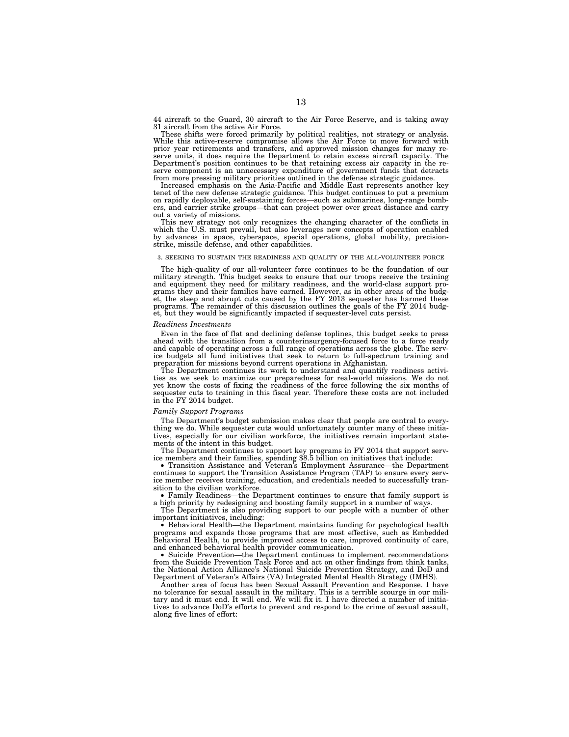44 aircraft to the Guard, 30 aircraft to the Air Force Reserve, and is taking away 31 aircraft from the active Air Force.

These shifts were forced primarily by political realities, not strategy or analysis. While this active-reserve compromise allows the Air Force to move forward with prior year retirements and transfers, and approved mission changes for many reserve units, it does require the Department to retain excess aircraft capacity. The Department's position continues to be that retaining excess air capacity in the reserve component is an unnecessary expenditure of government funds that detracts from more pressing military priorities outlined in the defense strategic guidance.

Increased emphasis on the Asia-Pacific and Middle East represents another key tenet of the new defense strategic guidance. This budget continues to put a premium on rapidly deployable, self-sustaining forces—such as submarines, long-range bombers, and carrier strike groups—that can project power over great distance and carry out a variety of missions.

This new strategy not only recognizes the changing character of the conflicts in which the U.S. must prevail, but also leverages new concepts of operation enabled by advances in space, cyberspace, special operations, global mobility, precision-strike, missile defense, and other capabilities.

### 3. SEEKING TO SUSTAIN THE READINESS AND QUALITY OF THE ALL-VOLUNTEER FORCE

The high-quality of our all-volunteer force continues to be the foundation of our military strength. This budget seeks to ensure that our troops receive the training and equipment they need for military readiness, and the world-class support programs they and their families have earned. However, as in other areas of the budget, the steep and abrupt cuts caused by the FY 2013 sequester has harmed these programs. The remainder of this discussion outlines the goals of the FY 2014 budget, but they would be significantly impacted if sequester-level cuts persist.

*Readiness Investments*

Even in the face of flat and declining defense toplines, this budget seeks to press ahead with the transition from a counterinsurgency-focused force to a force ready and capable of operating across a full range of operations across the globe. The service budgets all fund initiatives that seek to return to full-spectrum training and preparation for missions beyond current operations in Afghanistan.

The Department continues its work to understand and quantify readiness activities as we seek to maximize our preparedness for real-world missions. We do not yet know the costs of fixing the readiness of the force following the six months of sequester cuts to training in this fiscal year. Therefore these costs are not included in the FY 2014 budget.

*Family Support Programs*

The Department's budget submission makes clear that people are central to everything we do. While sequester cuts would unfortunately counter many of these initiatives, especially for our civilian workforce, the initiatives remain important statements of the intent in this budget.

The Department continues to support key programs in FY 2014 that support service members and their families, spending $8.5 billion on initiatives that include:

- Transition Assistance and Veteran's Employment Assurance—the Department continues to support the Transition Assistance Program (TAP) to ensure every service member receives training, education, and credentials needed to successfully transition to the civilian workforce.
- Family Readiness—the Department continues to ensure that family support is a high priority by redesigning and boosting family support in a number of ways.

The Department is also providing support to our people with a number of other important initiatives, including:

- Behavioral Health—the Department maintains funding for psychological health programs and expands those programs that are most effective, such as Embedded Behavioral Health, to provide improved access to care, improved continuity of care, and enhanced behavioral health provider communication.
- Suicide Prevention—the Department continues to implement recommendations from the Suicide Prevention Task Force and act on other findings from think tanks, the National Action Alliance's National Suicide Prevention Strategy, and DoD and Department of Veteran's Affairs (VA) Integrated Mental Health Strategy (IMHS).

Another area of focus has been Sexual Assault Prevention and Response. I have no tolerance for sexual assault in the military. This is a terrible scourge in our military and it must end. It will end. We will fix it. I have directed a number of initiatives to advance DoD's efforts to prevent and respond to the crime of sexual assault, along five lines of effort: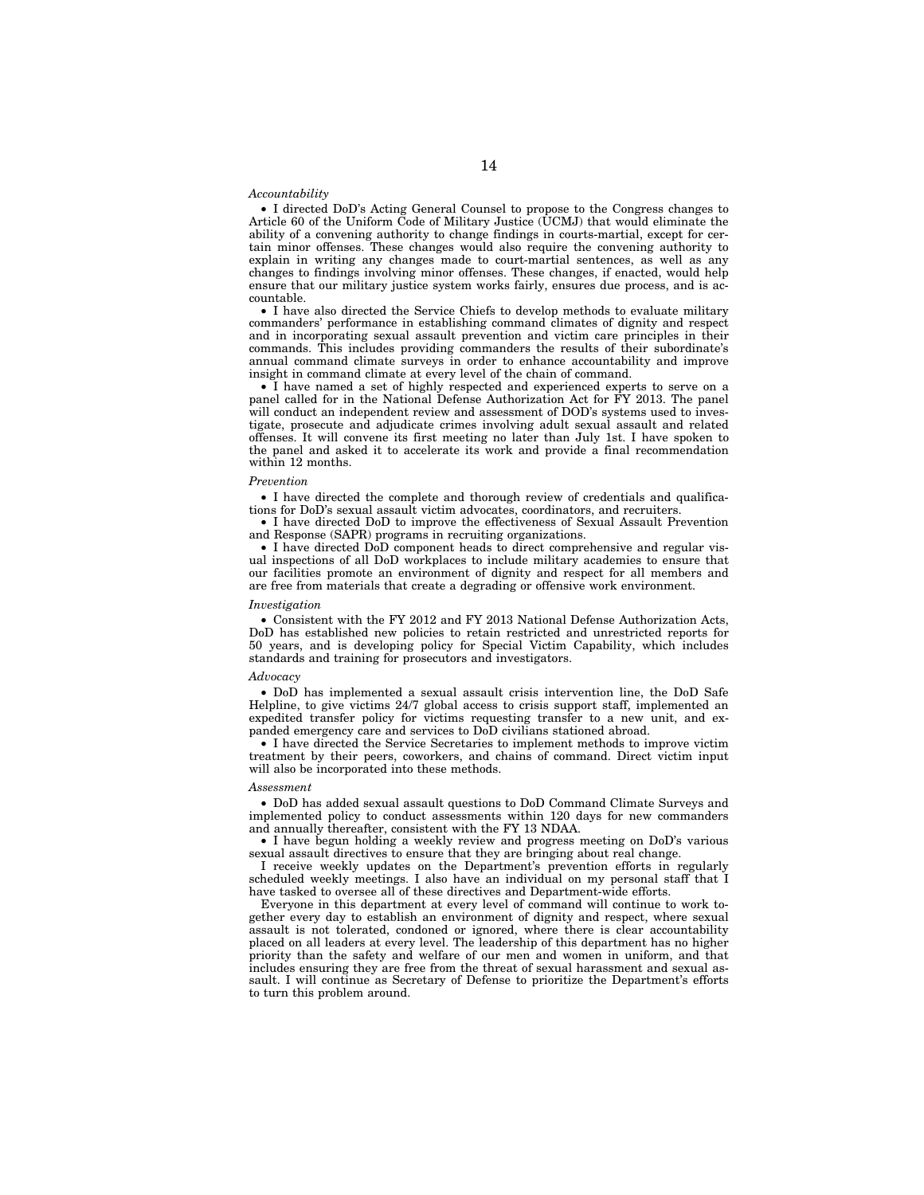*Accountability*

- I directed DoD's Acting General Counsel to propose to the Congress changes to Article 60 of the Uniform Code of Military Justice (UCMJ) that would eliminate the ability of a convening authority to change findings in courts-martial, except for certain minor offenses. These changes would also require the convening authority to explain in writing any changes made to court-martial sentences, as well as any changes to findings involving minor offenses. These changes, if enacted, would help ensure that our military justice system works fairly, ensures due process, and is accountable.
- I have also directed the Service Chiefs to develop methods to evaluate military commanders' performance in establishing command climates of dignity and respect and in incorporating sexual assault prevention and victim care principles in their commands. This includes providing commanders the results of their subordinate's annual command climate surveys in order to enhance accountability and improve insight in command climate at every level of the chain of command.
- I have named a set of highly respected and experienced experts to serve on a panel called for in the National Defense Authorization Act for FY 2013. The panel will conduct an independent review and assessment of DOD's systems used to investigate, prosecute and adjudicate crimes involving adult sexual assault and related offenses. It will convene its first meeting no later than July 1st. I have spoken to the panel and asked it to accelerate its work and provide a final recommendation within 12 months.

*Prevention*

- I have directed the complete and thorough review of credentials and qualifications for DoD's sexual assault victim advocates, coordinators, and recruiters.
- I have directed DoD to improve the effectiveness of Sexual Assault Prevention and Response (SAPR) programs in recruiting organizations.
- I have directed DoD component heads to direct comprehensive and regular visual inspections of all DoD workplaces to include military academies to ensure that our facilities promote an environment of dignity and respect for all members and are free from materials that create a degrading or offensive work environment.

*Investigation*

- Consistent with the FY 2012 and FY 2013 National Defense Authorization Acts, DoD has established new policies to retain restricted and unrestricted reports for 50 years, and is developing policy for Special Victim Capability, which includes standards and training for prosecutors and investigators.

*Advocacy*

- DoD has implemented a sexual assault crisis intervention line, the DoD Safe Helpline, to give victims 24/7 global access to crisis support staff, implemented an expedited transfer policy for victims requesting transfer to a new unit, and expanded emergency care and services to DoD civilians stationed abroad.
- I have directed the Service Secretaries to implement methods to improve victim treatment by their peers, coworkers, and chains of command. Direct victim input will also be incorporated into these methods.

*Assessment*

- DoD has added sexual assault questions to DoD Command Climate Surveys and implemented policy to conduct assessments within 120 days for new commanders and annually thereafter, consistent with the FY 13 NDAA.
- I have begun holding a weekly review and progress meeting on DoD's various sexual assault directives to ensure that they are bringing about real change.

I receive weekly updates on the Department's prevention efforts in regularly scheduled weekly meetings. I also have an individual on my personal staff that I have tasked to oversee all of these directives and Department-wide efforts.

Everyone in this department at every level of command will continue to work together every day to establish an environment of dignity and respect, where sexual assault is not tolerated, condoned or ignored, where there is clear accountability placed on all leaders at every level. The leadership of this department has no higher priority than the safety and welfare of our men and women in uniform, and that includes ensuring they are free from the threat of sexual harassment and sexual assault. I will continue as Secretary of Defense to prioritize the Department's efforts to turn this problem around.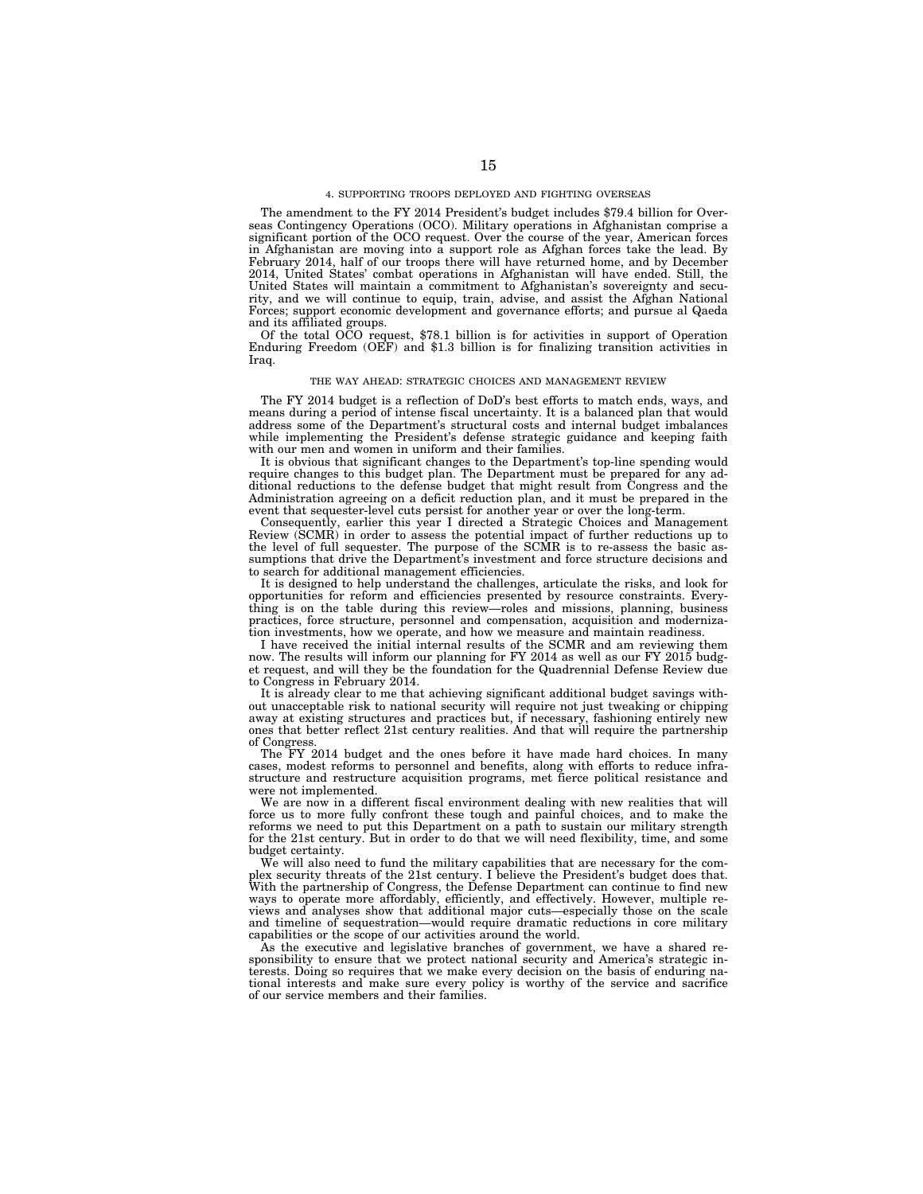#### 4. SUPPORTING TROOPS DEPLOYED AND FIGHTING OVERSEAS

The amendment to the FY 2014 President's budget includes $79.4 billion for Overseas Contingency Operations (OCO). Military operations in Afghanistan comprise a significant portion of the OCO request. Over the course of the year, American forces in Afghanistan are moving into a support role as Afghan forces take the lead. By February 2014, half of our troops there will have returned home, and by December 2014, United States' combat operations in Afghanistan will have ended. Still, the United States will maintain a commitment to Afghanistan's sovereignty and security, and we will continue to equip, train, advise, and assist the Afghan National Forces; support economic development and governance efforts; and pursue al Qaeda and its affiliated groups.

Of the total OCO request, $78.1 billion is for activities in support of Operation Enduring Freedom (OEF) and $1.3 billion is for finalizing transition activities in Iraq.

### THE WAY AHEAD: STRATEGIC CHOICES AND MANAGEMENT REVIEW

The FY 2014 budget is a reflection of DoD's best efforts to match ends, ways, and means during a period of intense fiscal uncertainty. It is a balanced plan that would address some of the Department's structural costs and internal budget imbalances while implementing the President's defense strategic guidance and keeping faith with our men and women in uniform and their families.

It is obvious that significant changes to the Department's top-line spending would require changes to this budget plan. The Department must be prepared for any additional reductions to the defense budget that might result from Congress and the Administration agreeing on a deficit reduction plan, and it must be prepared in the event that sequester-level cuts persist for another year or over the long-term.

Consequently, earlier this year I directed a Strategic Choices and Management Review (SCMR) in order to assess the potential impact of further reductions up to the level of full sequester. The purpose of the SCMR is to re-assess the basic assumptions that drive the Department's investment and force structure decisions and to search for additional management efficiencies.

It is designed to help understand the challenges, articulate the risks, and look for opportunities for reform and efficiencies presented by resource constraints. Everything is on the table during this review—roles and missions, planning, business practices, force structure, personnel and compensation, acquisition and modernization investments, how we operate, and how we measure and maintain readiness.

I have received the initial internal results of the SCMR and am reviewing them now. The results will inform our planning for FY 2014 as well as our FY 2015 budget request, and will they be the foundation for the Quadrennial Defense Review due to Congress in February 2014.

It is already clear to me that achieving significant additional budget savings without unacceptable risk to national security will require not just tweaking or chipping away at existing structures and practices but, if necessary, fashioning entirely new ones that better reflect 21st century realities. And that will require the partnership of Congress.

The FY 2014 budget and the ones before it have made hard choices. In many cases, modest reforms to personnel and benefits, along with efforts to reduce infrastructure and restructure acquisition programs, met fierce political resistance and were not implemented.

We are now in a different fiscal environment dealing with new realities that will force us to more fully confront these tough and painful choices, and to make the reforms we need to put this Department on a path to sustain our military strength for the 21st century. But in order to do that we will need flexibility, time, and some budget certainty.

We will also need to fund the military capabilities that are necessary for the complex security threats of the 21st century. I believe the President's budget does that. With the partnership of Congress, the Defense Department can continue to find new ways to operate more affordably, efficiently, and effectively. However, multiple reviews and analyses show that additional major cuts—especially those on the scale and timeline of sequestration—would require dramatic reductions in core military capabilities or the scope of our activities around the world.

As the executive and legislative branches of government, we have a shared responsibility to ensure that we protect national security and America's strategic interests. Doing so requires that we make every decision on the basis of enduring national interests and make sure every policy is worthy of the service and sacrifice of our service members and their families.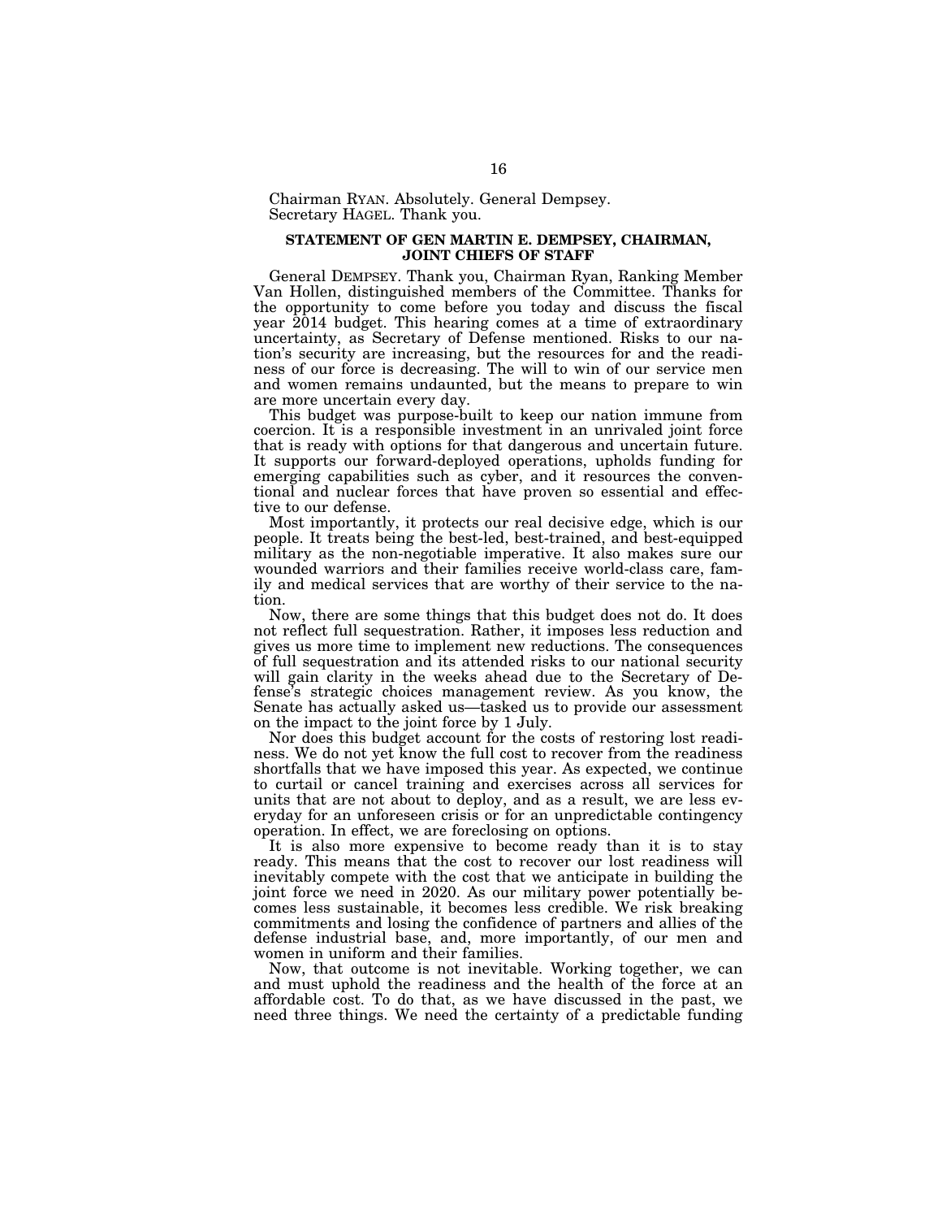Chairman RYAN. Absolutely. General Dempsey.
Secretary HAGEL. Thank you.

## STATEMENT OF GEN MARTIN E. DEMPSEY, CHAIRMAN, JOINT CHIEFS OF STAFF

General DEMPSEY. Thank you, Chairman Ryan, Ranking Member Van Hollen, distinguished members of the Committee. Thanks for the opportunity to come before you today and discuss the fiscal year 2014 budget. This hearing comes at a time of extraordinary uncertainty, as Secretary of Defense mentioned. Risks to our nation's security are increasing, but the resources for and the readiness of our force is decreasing. The will to win of our service men and women remains undaunted, but the means to prepare to win are more uncertain every day.

This budget was purpose-built to keep our nation immune from coercion. It is a responsible investment in an unrivaled joint force that is ready with options for that dangerous and uncertain future. It supports our forward-deployed operations, upholds funding for emerging capabilities such as cyber, and it resources the conventional and nuclear forces that have proven so essential and effective to our defense.

Most importantly, it protects our real decisive edge, which is our people. It treats being the best-led, best-trained, and best-equipped military as the non-negotiable imperative. It also makes sure our wounded warriors and their families receive world-class care, family and medical services that are worthy of their service to the nation.

Now, there are some things that this budget does not do. It does not reflect full sequestration. Rather, it imposes less reduction and gives us more time to implement new reductions. The consequences of full sequestration and its attended risks to our national security will gain clarity in the weeks ahead due to the Secretary of Defense's strategic choices management review. As you know, the Senate has actually asked us—tasked us to provide our assessment on the impact to the joint force by 1 July.

Nor does this budget account for the costs of restoring lost readiness. We do not yet know the full cost to recover from the readiness shortfalls that we have imposed this year. As expected, we continue to curtail or cancel training and exercises across all services for units that are not about to deploy, and as a result, we are less everyday for an unforeseen crisis or for an unpredictable contingency operation. In effect, we are foreclosing on options.

It is also more expensive to become ready than it is to stay ready. This means that the cost to recover our lost readiness will inevitably compete with the cost that we anticipate in building the joint force we need in 2020. As our military power potentially becomes less sustainable, it becomes less credible. We risk breaking commitments and losing the confidence of partners and allies of the defense industrial base, and, more importantly, of our men and women in uniform and their families.

Now, that outcome is not inevitable. Working together, we can and must uphold the readiness and the health of the force at an affordable cost. To do that, as we have discussed in the past, we need three things. We need the certainty of a predictable funding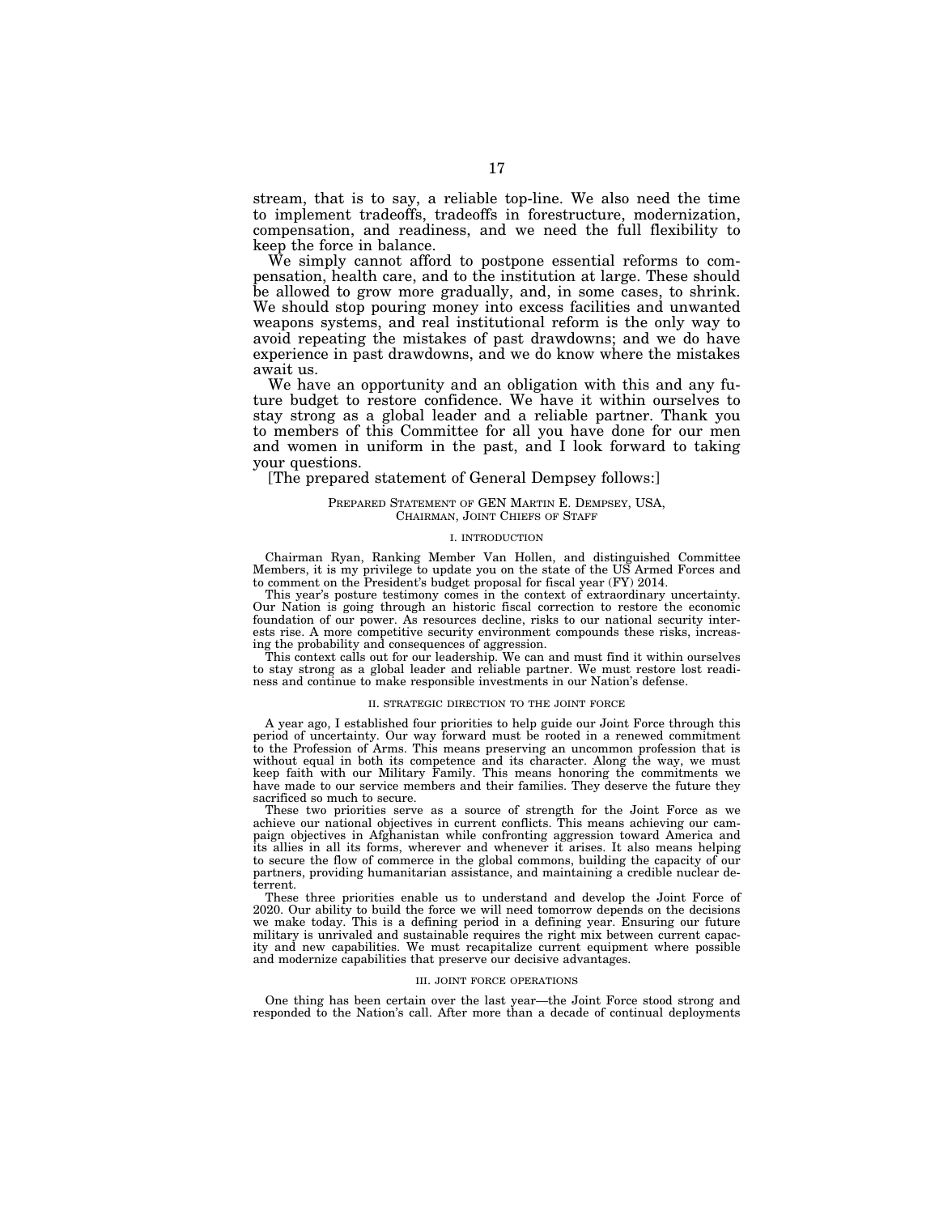stream, that is to say, a reliable top-line. We also need the time to implement tradeoffs, tradeoffs in forestructure, modernization, compensation, and readiness, and we need the full flexibility to keep the force in balance.

We simply cannot afford to postpone essential reforms to compensation, health care, and to the institution at large. These should be allowed to grow more gradually, and, in some cases, to shrink. We should stop pouring money into excess facilities and unwanted weapons systems, and real institutional reform is the only way to avoid repeating the mistakes of past drawdowns; and we do have experience in past drawdowns, and we do know where the mistakes await us.

We have an opportunity and an obligation with this and any future budget to restore confidence. We have it within ourselves to stay strong as a global leader and a reliable partner. Thank you to members of this Committee for all you have done for our men and women in uniform in the past, and I look forward to taking your questions.

[The prepared statement of General Dempsey follows:]

PREPARED STATEMENT OF GEN MARTIN E. DEMPSEY, USA, CHAIRMAN, JOINT CHIEFS OF STAFF

## I. INTRODUCTION

Chairman Ryan, Ranking Member Van Hollen, and distinguished Committee Members, it is my privilege to update you on the state of the US Armed Forces and to comment on the President's budget proposal for fiscal year (FY) 2014.

This year's posture testimony comes in the context of extraordinary uncertainty. Our Nation is going through an historic fiscal correction to restore the economic foundation of our power. As resources decline, risks to our national security interests rise. A more competitive security environment compounds these risks, increasing the probability and consequences of aggression.

This context calls out for our leadership. We can and must find it within ourselves to stay strong as a global leader and reliable partner. We must restore lost readiness and continue to make responsible investments in our Nation's defense.

## II. STRATEGIC DIRECTION TO THE JOINT FORCE

A year ago, I established four priorities to help guide our Joint Force through this period of uncertainty. Our way forward must be rooted in a renewed commitment to the Profession of Arms. This means preserving an uncommon profession that is without equal in both its competence and its character. Along the way, we must keep faith with our Military Family. This means honoring the commitments we have made to our service members and their families. They deserve the future they sacrificed so much to secure.

These two priorities serve as a source of strength for the Joint Force as we achieve our national objectives in current conflicts. This means achieving our campaign objectives in Afghanistan while confronting aggression toward America and its allies in all its forms, wherever and whenever it arises. It also means helping to secure the flow of commerce in the global commons, building the capacity of our partners, providing humanitarian assistance, and maintaining a credible nuclear deterrent.

These three priorities enable us to understand and develop the Joint Force of 2020. Our ability to build the force we will need tomorrow depends on the decisions we make today. This is a defining period in a defining year. Ensuring our future military is unrivaled and sustainable requires the right mix between current capacity and new capabilities. We must recapitalize current equipment where possible and modernize capabilities that preserve our decisive advantages.

## III. JOINT FORCE OPERATIONS

One thing has been certain over the last year—the Joint Force stood strong and responded to the Nation's call. After more than a decade of continual deployments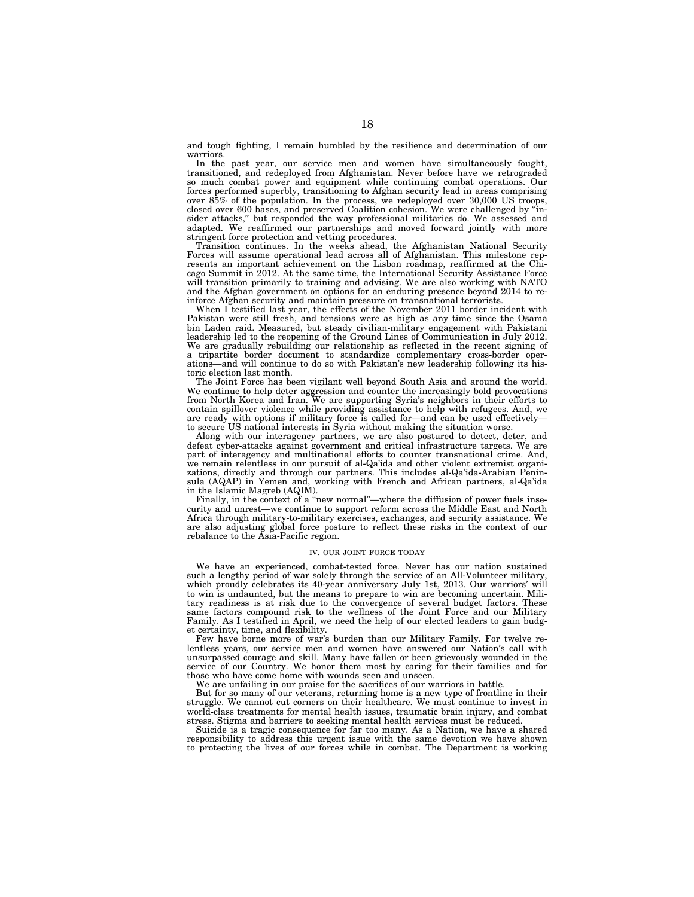and tough fighting, I remain humbled by the resilience and determination of our warriors.

In the past year, our service men and women have simultaneously fought, transitioned, and redeployed from Afghanistan. Never before have we retrograded so much combat power and equipment while continuing combat operations. Our forces performed superbly, transitioning to Afghan security lead in areas comprising over 85% of the population. In the process, we redeployed over 30,000 US troops, closed over 600 bases, and preserved Coalition cohesion. We were challenged by "insider attacks," but responded the way professional militaries do. We assessed and adapted. We reaffirmed our partnerships and moved forward jointly with more stringent force protection and vetting procedures.

Transition continues. In the weeks ahead, the Afghanistan National Security Forces will assume operational lead across all of Afghanistan. This milestone represents an important achievement on the Lisbon roadmap, reaffirmed at the Chicago Summit in 2012. At the same time, the International Security Assistance Force will transition primarily to training and advising. We are also working with NATO and the Afghan government on options for an enduring presence beyond 2014 to reinforce Afghan security and maintain pressure on transnational terrorists.

When I testified last year, the effects of the November 2011 border incident with Pakistan were still fresh, and tensions were as high as any time since the Osama bin Laden raid. Measured, but steady civilian-military engagement with Pakistani leadership led to the reopening of the Ground Lines of Communication in July 2012. We are gradually rebuilding our relationship as reflected in the recent signing of a tripartite border document to standardize complementary cross-border operations—and will continue to do so with Pakistan's new leadership following its historic election last month.

The Joint Force has been vigilant well beyond South Asia and around the world. We continue to help deter aggression and counter the increasingly bold provocations from North Korea and Iran. We are supporting Syria's neighbors in their efforts to contain spillover violence while providing assistance to help with refugees. And, we are ready with options if military force is called for—and can be used effectively—to secure US national interests in Syria without making the situation worse.

Along with our interagency partners, we are also postured to detect, deter, and defeat cyber-attacks against government and critical infrastructure targets. We are part of interagency and multinational efforts to counter transnational crime. And, we remain relentless in our pursuit of al-Qa'ida and other violent extremist organizations, directly and through our partners. This includes al-Qa'ida-Arabian Peninsula (AQAP) in Yemen and, working with French and African partners, al-Qa'ida in the Islamic Magreb (AQIM).

Finally, in the context of a "new normal"—where the diffusion of power fuels insecurity and unrest—we continue to support reform across the Middle East and North Africa through military-to-military exercises, exchanges, and security assistance. We are also adjusting global force posture to reflect these risks in the context of our rebalance to the Asia-Pacific region.

## IV. OUR JOINT FORCE TODAY

We have an experienced, combat-tested force. Never has our nation sustained such a lengthy period of war solely through the service of an All-Volunteer military, which proudly celebrates its 40-year anniversary July 1st, 2013. Our warriors' will to win is undaunted, but the means to prepare to win are becoming uncertain. Military readiness is at risk due to the convergence of several budget factors. These same factors compound risk to the wellness of the Joint Force and our Military Family. As I testified in April, we need the help of our elected leaders to gain budget certainty, time, and flexibility.

Few have borne more of war's burden than our Military Family. For twelve relentless years, our service men and women have answered our Nation's call with unsurpassed courage and skill. Many have fallen or been grievously wounded in the service of our Country. We honor them most by caring for their families and for those who have come home with wounds seen and unseen.

We are unfailing in our praise for the sacrifices of our warriors in battle.

But for so many of our veterans, returning home is a new type of frontline in their struggle. We cannot cut corners on their healthcare. We must continue to invest in world-class treatments for mental health issues, traumatic brain injury, and combat stress. Stigma and barriers to seeking mental health services must be reduced.

Suicide is a tragic consequence for far too many. As a Nation, we have a shared responsibility to address this urgent issue with the same devotion we have shown to protecting the lives of our forces while in combat. The Department is working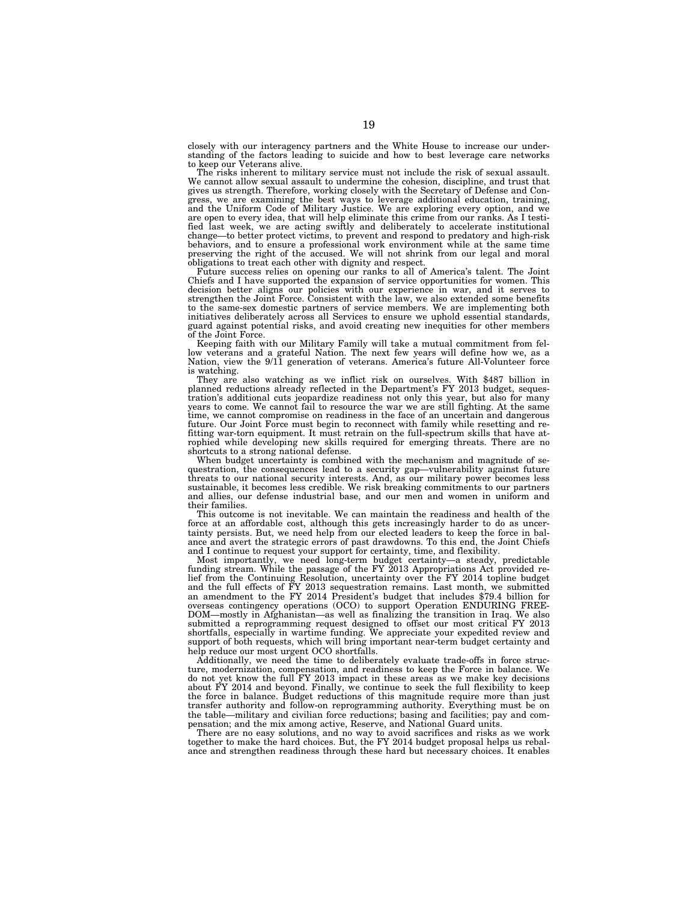closely with our interagency partners and the White House to increase our understanding of the factors leading to suicide and how to best leverage care networks to keep our Veterans alive.

The risks inherent to military service must not include the risk of sexual assault. We cannot allow sexual assault to undermine the cohesion, discipline, and trust that gives us strength. Therefore, working closely with the Secretary of Defense and Congress, we are examining the best ways to leverage additional education, training, and the Uniform Code of Military Justice. We are exploring every option, and we are open to every idea, that will help eliminate this crime from our ranks. As I testified last week, we are acting swiftly and deliberately to accelerate institutional change—to better protect victims, to prevent and respond to predatory and high-risk behaviors, and to ensure a professional work environment while at the same time preserving the right of the accused. We will not shrink from our legal and moral obligations to treat each other with dignity and respect.

Future success relies on opening our ranks to all of America's talent. The Joint Chiefs and I have supported the expansion of service opportunities for women. This decision better aligns our policies with our experience in war, and it serves to strengthen the Joint Force. Consistent with the law, we also extended some benefits to the same-sex domestic partners of service members. We are implementing both initiatives deliberately across all Services to ensure we uphold essential standards, guard against potential risks, and avoid creating new inequities for other members of the Joint Force.

Keeping faith with our Military Family will take a mutual commitment from fellow veterans and a grateful Nation. The next few years will define how we, as a Nation, view the 9/11 generation of veterans. America's future All-Volunteer force is watching.

They are also watching as we inflict risk on ourselves. With $487 billion in planned reductions already reflected in the Department's FY 2013 budget, sequestration's additional cuts jeopardize readiness not only this year, but also for many years to come. We cannot fail to resource the war we are still fighting. At the same time, we cannot compromise on readiness in the face of an uncertain and dangerous future. Our Joint Force must begin to reconnect with family while resetting and refitting war-torn equipment. It must retrain on the full-spectrum skills that have atrophied while developing new skills required for emerging threats. There are no shortcuts to a strong national defense.

When budget uncertainty is combined with the mechanism and magnitude of sequestration, the consequences lead to a security gap—vulnerability against future threats to our national security interests. And, as our military power becomes less sustainable, it becomes less credible. We risk breaking commitments to our partners and allies, our defense industrial base, and our men and women in uniform and their families.

This outcome is not inevitable. We can maintain the readiness and health of the force at an affordable cost, although this gets increasingly harder to do as uncertainty persists. But, we need help from our elected leaders to keep the force in balance and avert the strategic errors of past drawdowns. To this end, the Joint Chiefs and I continue to request your support for certainty, time, and flexibility.

Most importantly, we need long-term budget certainty—a steady, predictable funding stream. While the passage of the FY 2013 Appropriations Act provided relief from the Continuing Resolution, uncertainty over the FY 2014 topline budget and the full effects of FY 2013 sequestration remains. Last month, we submitted an amendment to the FY 2014 President's budget that includes $79.4 billion for overseas contingency operations (OCO) to support Operation ENDURING FREEDOM—mostly in Afghanistan—as well as finalizing the transition in Iraq. We also submitted a reprogramming request designed to offset our most critical FY 2013 shortfalls, especially in wartime funding. We appreciate your expedited review and support of both requests, which will bring important near-term budget certainty and help reduce our most urgent OCO shortfalls.

Additionally, we need the time to deliberately evaluate trade-offs in force structure, modernization, compensation, and readiness to keep the Force in balance. We do not yet know the full FY 2013 impact in these areas as we make key decisions about FY 2014 and beyond. Finally, we continue to seek the full flexibility to keep the force in balance. Budget reductions of this magnitude require more than just transfer authority and follow-on reprogramming authority. Everything must be on the table—military and civilian force reductions; basing and facilities; pay and compensation; and the mix among active, Reserve, and National Guard units.

There are no easy solutions, and no way to avoid sacrifices and risks as we work together to make the hard choices. But, the FY 2014 budget proposal helps us rebalance and strengthen readiness through these hard but necessary choices. It enables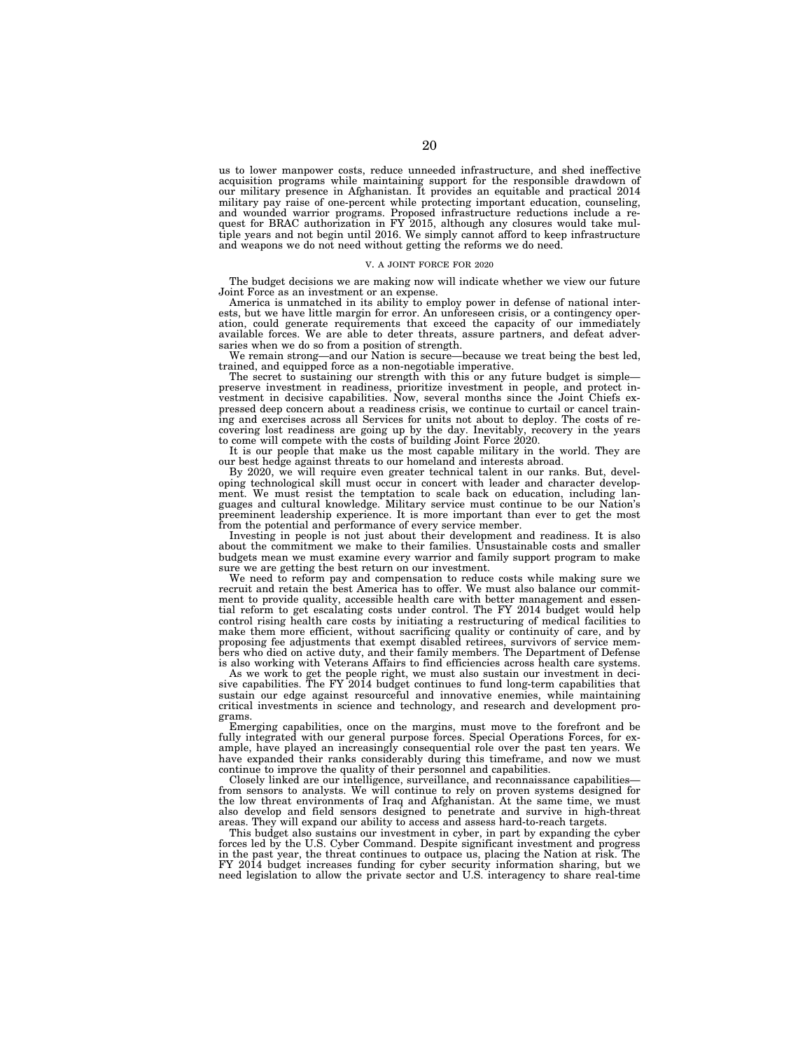us to lower manpower costs, reduce unneeded infrastructure, and shed ineffective acquisition programs while maintaining support for the responsible drawdown of our military presence in Afghanistan. It provides an equitable and practical 2014 military pay raise of one-percent while protecting important education, counseling, and wounded warrior programs. Proposed infrastructure reductions include a request for BRAC authorization in FY 2015, although any closures would take multiple years and not begin until 2016. We simply cannot afford to keep infrastructure and weapons we do not need without getting the reforms we do need.

## V. A JOINT FORCE FOR 2020

The budget decisions we are making now will indicate whether we view our future Joint Force as an investment or an expense.

America is unmatched in its ability to employ power in defense of national interests, but we have little margin for error. An unforeseen crisis, or a contingency operation, could generate requirements that exceed the capacity of our immediately available forces. We are able to deter threats, assure partners, and defeat adversaries when we do so from a position of strength.

We remain strong—and our Nation is secure—because we treat being the best led, trained, and equipped force as a non-negotiable imperative.

The secret to sustaining our strength with this or any future budget is simple—preserve investment in readiness, prioritize investment in people, and protect investment in decisive capabilities. Now, several months since the Joint Chiefs expressed deep concern about a readiness crisis, we continue to curtail or cancel training and exercises across all Services for units not about to deploy. The costs of recovering lost readiness are going up by the day. Inevitably, recovery in the years to come will compete with the costs of building Joint Force 2020.

It is our people that make us the most capable military in the world. They are our best hedge against threats to our homeland and interests abroad.

By 2020, we will require even greater technical talent in our ranks. But, developing technological skill must occur in concert with leader and character development. We must resist the temptation to scale back on education, including languages and cultural knowledge. Military service must continue to be our Nation's preeminent leadership experience. It is more important than ever to get the most from the potential and performance of every service member.

Investing in people is not just about their development and readiness. It is also about the commitment we make to their families. Unsustainable costs and smaller budgets mean we must examine every warrior and family support program to make sure we are getting the best return on our investment.

We need to reform pay and compensation to reduce costs while making sure we recruit and retain the best America has to offer. We must also balance our commitment to provide quality, accessible health care with better management and essential reform to get escalating costs under control. The FY 2014 budget would help control rising health care costs by initiating a restructuring of medical facilities to make them more efficient, without sacrificing quality or continuity of care, and by proposing fee adjustments that exempt disabled retirees, survivors of service members who died on active duty, and their family members. The Department of Defense is also working with Veterans Affairs to find efficiencies across health care systems.

As we work to get the people right, we must also sustain our investment in decisive capabilities. The FY 2014 budget continues to fund long-term capabilities that sustain our edge against resourceful and innovative enemies, while maintaining critical investments in science and technology, and research and development programs.

Emerging capabilities, once on the margins, must move to the forefront and be fully integrated with our general purpose forces. Special Operations Forces, for example, have played an increasingly consequential role over the past ten years. We have expanded their ranks considerably during this timeframe, and now we must continue to improve the quality of their personnel and capabilities.

Closely linked are our intelligence, surveillance, and reconnaissance capabilities—from sensors to analysts. We will continue to rely on proven systems designed for the low threat environments of Iraq and Afghanistan. At the same time, we must also develop and field sensors designed to penetrate and survive in high-threat areas. They will expand our ability to access and assess hard-to-reach targets.

This budget also sustains our investment in cyber, in part by expanding the cyber forces led by the U.S. Cyber Command. Despite significant investment and progress in the past year, the threat continues to outpace us, placing the Nation at risk. The FY 2014 budget increases funding for cyber security information sharing, but we need legislation to allow the private sector and U.S. interagency to share real-time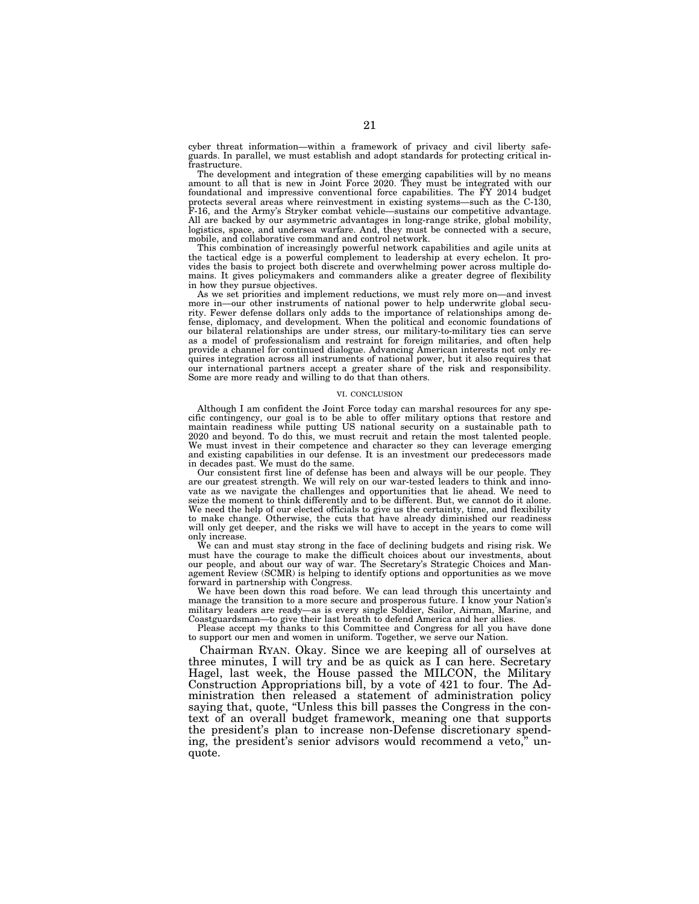cyber threat information—within a framework of privacy and civil liberty safeguards. In parallel, we must establish and adopt standards for protecting critical infrastructure.

The development and integration of these emerging capabilities will by no means amount to all that is new in Joint Force 2020. They must be integrated with our foundational and impressive conventional force capabilities. The FY 2014 budget protects several areas where reinvestment in existing systems—such as the C-130, F-16, and the Army's Stryker combat vehicle—sustains our competitive advantage. All are backed by our asymmetric advantages in long-range strike, global mobility, logistics, space, and undersea warfare. And, they must be connected with a secure, mobile, and collaborative command and control network.

This combination of increasingly powerful network capabilities and agile units at the tactical edge is a powerful complement to leadership at every echelon. It provides the basis to project both discrete and overwhelming power across multiple domains. It gives policymakers and commanders alike a greater degree of flexibility in how they pursue objectives.

As we set priorities and implement reductions, we must rely more on—and invest more in—our other instruments of national power to help underwrite global security. Fewer defense dollars only adds to the importance of relationships among defense, diplomacy, and development. When the political and economic foundations of our bilateral relationships are under stress, our military-to-military ties can serve as a model of professionalism and restraint for foreign militaries, and often help provide a channel for continued dialogue. Advancing American interests not only requires integration across all instruments of national power, but it also requires that our international partners accept a greater share of the risk and responsibility. Some are more ready and willing to do that than others.

## VI. CONCLUSION

Although I am confident the Joint Force today can marshal resources for any specific contingency, our goal is to be able to offer military options that restore and maintain readiness while putting US national security on a sustainable path to 2020 and beyond. To do this, we must recruit and retain the most talented people. We must invest in their competence and character so they can leverage emerging and existing capabilities in our defense. It is an investment our predecessors made in decades past. We must do the same.

Our consistent first line of defense has been and always will be our people. They are our greatest strength. We will rely on our war-tested leaders to think and innovate as we navigate the challenges and opportunities that lie ahead. We need to seize the moment to think differently and to be different. But, we cannot do it alone. We need the help of our elected officials to give us the certainty, time, and flexibility to make change. Otherwise, the cuts that have already diminished our readiness will only get deeper, and the risks we will have to accept in the years to come will only increase.

We can and must stay strong in the face of declining budgets and rising risk. We must have the courage to make the difficult choices about our investments, about our people, and about our way of war. The Secretary's Strategic Choices and Management Review (SCMR) is helping to identify options and opportunities as we move forward in partnership with Congress.

We have been down this road before. We can lead through this uncertainty and manage the transition to a more secure and prosperous future. I know your Nation's military leaders are ready—as is every single Soldier, Sailor, Airman, Marine, and Coastguardsman—to give their last breath to defend America and her allies.

Please accept my thanks to this Committee and Congress for all you have done to support our men and women in uniform. Together, we serve our Nation.

Chairman RYAN. Okay. Since we are keeping all of ourselves at three minutes, I will try and be as quick as I can here. Secretary Hagel, last week, the House passed the MILCON, the Military Construction Appropriations bill, by a vote of 421 to four. The Administration then released a statement of administration policy saying that, quote, "Unless this bill passes the Congress in the context of an overall budget framework, meaning one that supports the president's plan to increase non-Defense discretionary spending, the president's senior advisors would recommend a veto," unquote.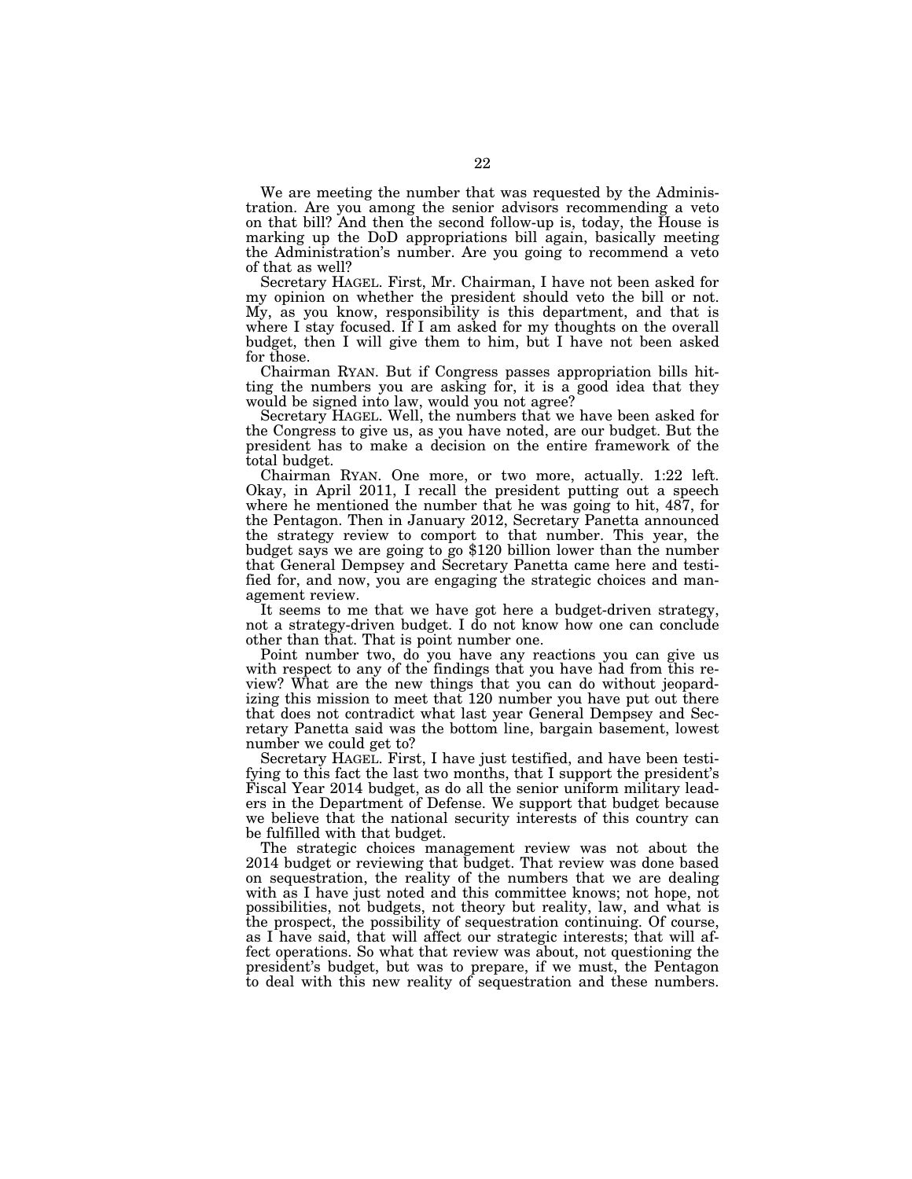We are meeting the number that was requested by the Administration. Are you among the senior advisors recommending a veto on that bill? And then the second follow-up is, today, the House is marking up the DoD appropriations bill again, basically meeting the Administration's number. Are you going to recommend a veto of that as well?

Secretary HAGEL. First, Mr. Chairman, I have not been asked for my opinion on whether the president should veto the bill or not. My, as you know, responsibility is this department, and that is where I stay focused. If I am asked for my thoughts on the overall budget, then I will give them to him, but I have not been asked for those.

Chairman RYAN. But if Congress passes appropriation bills hitting the numbers you are asking for, it is a good idea that they would be signed into law, would you not agree?

Secretary HAGEL. Well, the numbers that we have been asked for the Congress to give us, as you have noted, are our budget. But the president has to make a decision on the entire framework of the total budget.

Chairman RYAN. One more, or two more, actually. 1:22 left. Okay, in April 2011, I recall the president putting out a speech where he mentioned the number that he was going to hit, 487, for the Pentagon. Then in January 2012, Secretary Panetta announced the strategy review to comport to that number. This year, the budget says we are going to go $120 billion lower than the number that General Dempsey and Secretary Panetta came here and testified for, and now, you are engaging the strategic choices and management review.

It seems to me that we have got here a budget-driven strategy, not a strategy-driven budget. I do not know how one can conclude other than that. That is point number one.

Point number two, do you have any reactions you can give us with respect to any of the findings that you have had from this review? What are the new things that you can do without jeopardizing this mission to meet that 120 number you have put out there that does not contradict what last year General Dempsey and Secretary Panetta said was the bottom line, bargain basement, lowest number we could get to?

Secretary HAGEL. First, I have just testified, and have been testifying to this fact the last two months, that I support the president's Fiscal Year 2014 budget, as do all the senior uniform military leaders in the Department of Defense. We support that budget because we believe that the national security interests of this country can be fulfilled with that budget.

The strategic choices management review was not about the 2014 budget or reviewing that budget. That review was done based on sequestration, the reality of the numbers that we are dealing with as I have just noted and this committee knows; not hope, not possibilities, not budgets, not theory but reality, law, and what is the prospect, the possibility of sequestration continuing. Of course, as I have said, that will affect our strategic interests; that will affect operations. So what that review was about, not questioning the president's budget, but was to prepare, if we must, the Pentagon to deal with this new reality of sequestration and these numbers.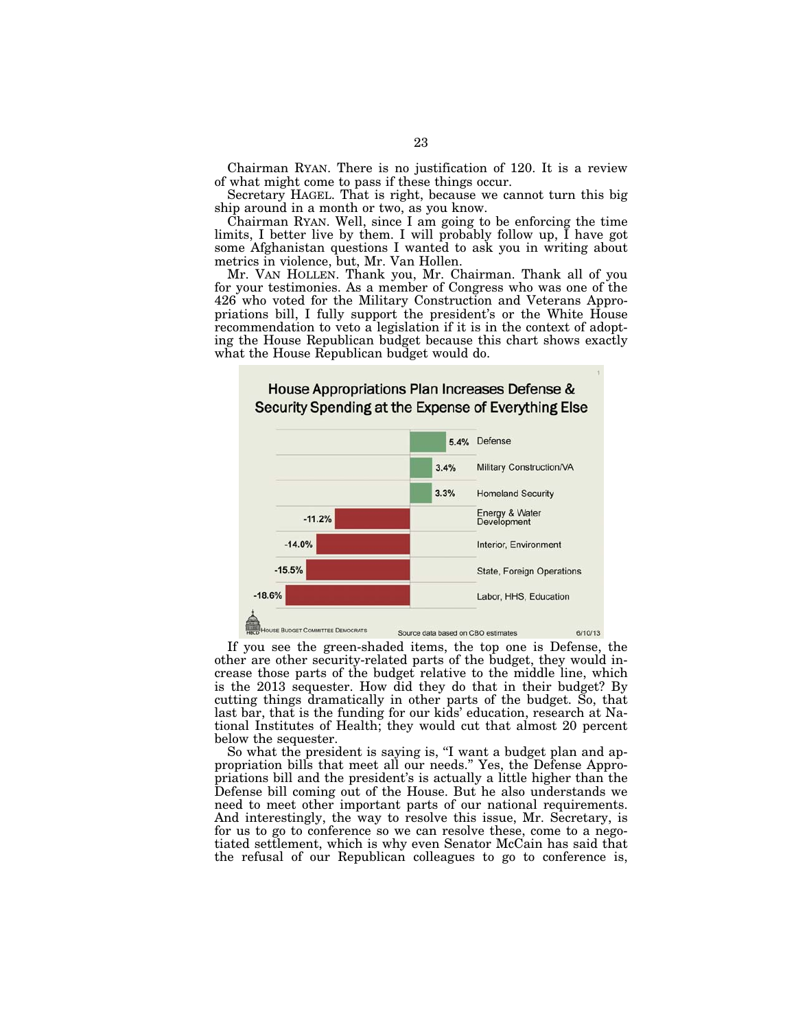Chairman RYAN. There is no justification of 120. It is a review of what might come to pass if these things occur.

Secretary HAGEL. That is right, because we cannot turn this big ship around in a month or two, as you know.

Chairman RYAN. Well, since I am going to be enforcing the time limits, I better live by them. I will probably follow up, I have got some Afghanistan questions I wanted to ask you in writing about metrics in violence, but, Mr. Van Hollen.

Mr. VAN HOLLEN. Thank you, Mr. Chairman. Thank all of you for your testimonies. As a member of Congress who was one of the 426 who voted for the Military Construction and Veterans Appropriations bill, I fully support the president's or the White House recommendation to veto a legislation if it is in the context of adopting the House Republican budget because this chart shows exactly what the House Republican budget would do.

**House Appropriations Plan Increases Defense & Security Spending at the Expense of Everything Else**

| Category | Change |
| --- | --- |
| Defense | 5.4% |
| Military Construction/VA | 3.4% |
| Homeland Security | 3.3% |
| Energy & Water Development | -11.2% |
| Interior, Environment | -14.0% |
| State, Foreign Operations | -15.5% |
| Labor, HHS, Education | -18.6% |

HOUSE BUDGET COMMITTEE DEMOCRATS — Source data based on CBO estimates — 6/10/13

If you see the green-shaded items, the top one is Defense, the other are other security-related parts of the budget, they would increase those parts of the budget relative to the middle line, which is the 2013 sequester. How did they do that in their budget? By cutting things dramatically in other parts of the budget. So, that last bar, that is the funding for our kids' education, research at National Institutes of Health; they would cut that almost 20 percent below the sequester.

So what the president is saying is, "I want a budget plan and appropriation bills that meet all our needs." Yes, the Defense Appropriations bill and the president's is actually a little higher than the Defense bill coming out of the House. But he also understands we need to meet other important parts of our national requirements. And interestingly, the way to resolve this issue, Mr. Secretary, is for us to go to conference so we can resolve these, come to a negotiated settlement, which is why even Senator McCain has said that the refusal of our Republican colleagues to go to conference is,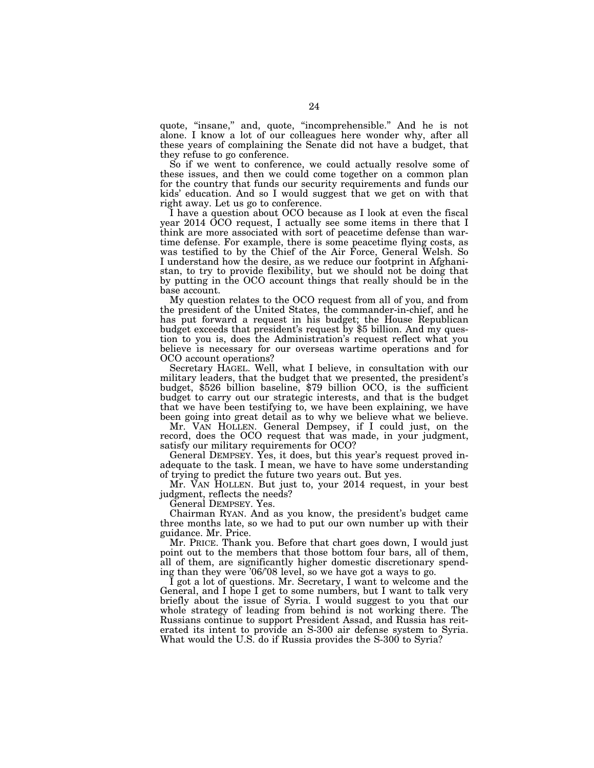quote, "insane," and, quote, "incomprehensible." And he is not alone. I know a lot of our colleagues here wonder why, after all these years of complaining the Senate did not have a budget, that they refuse to go conference.

So if we went to conference, we could actually resolve some of these issues, and then we could come together on a common plan for the country that funds our security requirements and funds our kids' education. And so I would suggest that we get on with that right away. Let us go to conference.

I have a question about OCO because as I look at even the fiscal year 2014 OCO request, I actually see some items in there that I think are more associated with sort of peacetime defense than wartime defense. For example, there is some peacetime flying costs, as was testified to by the Chief of the Air Force, General Welsh. So I understand how the desire, as we reduce our footprint in Afghanistan, to try to provide flexibility, but we should not be doing that by putting in the OCO account things that really should be in the base account.

My question relates to the OCO request from all of you, and from the president of the United States, the commander-in-chief, and he has put forward a request in his budget; the House Republican budget exceeds that president's request by $5 billion. And my question to you is, does the Administration's request reflect what you believe is necessary for our overseas wartime operations and for OCO account operations?

Secretary HAGEL. Well, what I believe, in consultation with our military leaders, that the budget that we presented, the president's budget, $526 billion baseline, $79 billion OCO, is the sufficient budget to carry out our strategic interests, and that is the budget that we have been testifying to, we have been explaining, we have been going into great detail as to why we believe what we believe.

Mr. VAN HOLLEN. General Dempsey, if I could just, on the record, does the OCO request that was made, in your judgment, satisfy our military requirements for OCO?

General DEMPSEY. Yes, it does, but this year's request proved inadequate to the task. I mean, we have to have some understanding of trying to predict the future two years out. But yes.

Mr. VAN HOLLEN. But just to, your 2014 request, in your best judgment, reflects the needs?

General DEMPSEY. Yes.

Chairman RYAN. And as you know, the president's budget came three months late, so we had to put our own number up with their guidance. Mr. Price.

Mr. PRICE. Thank you. Before that chart goes down, I would just point out to the members that those bottom four bars, all of them, all of them, are significantly higher domestic discretionary spending than they were '06/'08 level, so we have got a ways to go.

I got a lot of questions. Mr. Secretary, I want to welcome and the General, and I hope I get to some numbers, but I want to talk very briefly about the issue of Syria. I would suggest to you that our whole strategy of leading from behind is not working there. The Russians continue to support President Assad, and Russia has reiterated its intent to provide an S-300 air defense system to Syria. What would the U.S. do if Russia provides the S-300 to Syria?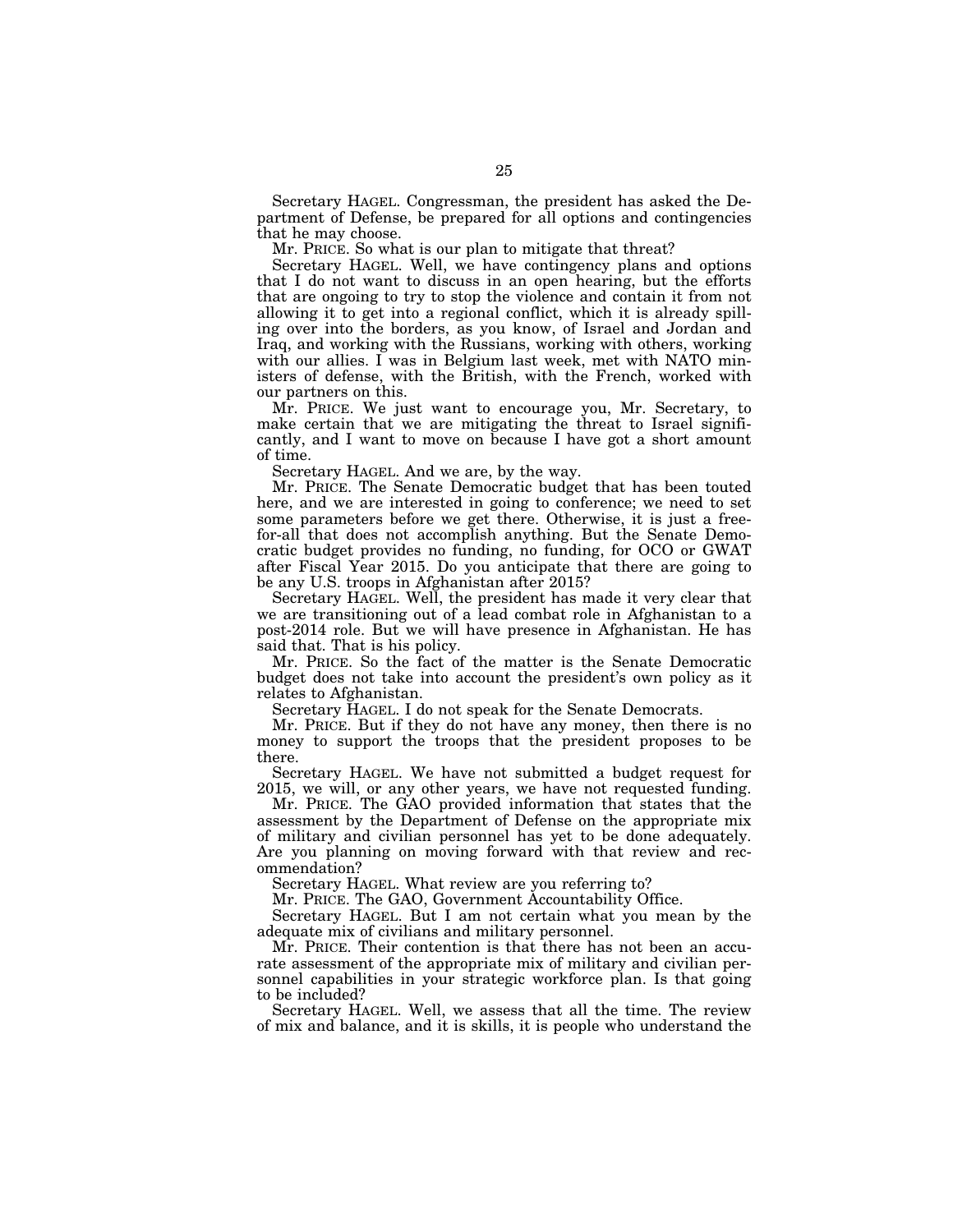Secretary HAGEL. Congressman, the president has asked the Department of Defense, be prepared for all options and contingencies that he may choose.

Mr. PRICE. So what is our plan to mitigate that threat?

Secretary HAGEL. Well, we have contingency plans and options that I do not want to discuss in an open hearing, but the efforts that are ongoing to try to stop the violence and contain it from not allowing it to get into a regional conflict, which it is already spilling over into the borders, as you know, of Israel and Jordan and Iraq, and working with the Russians, working with others, working with our allies. I was in Belgium last week, met with NATO ministers of defense, with the British, with the French, worked with our partners on this.

Mr. PRICE. We just want to encourage you, Mr. Secretary, to make certain that we are mitigating the threat to Israel significantly, and I want to move on because I have got a short amount of time.

Secretary HAGEL. And we are, by the way.

Mr. PRICE. The Senate Democratic budget that has been touted here, and we are interested in going to conference; we need to set some parameters before we get there. Otherwise, it is just a free-for-all that does not accomplish anything. But the Senate Democratic budget provides no funding, no funding, for OCO or GWAT after Fiscal Year 2015. Do you anticipate that there are going to be any U.S. troops in Afghanistan after 2015?

Secretary HAGEL. Well, the president has made it very clear that we are transitioning out of a lead combat role in Afghanistan to a post-2014 role. But we will have presence in Afghanistan. He has said that. That is his policy.

Mr. PRICE. So the fact of the matter is the Senate Democratic budget does not take into account the president's own policy as it relates to Afghanistan.

Secretary HAGEL. I do not speak for the Senate Democrats.

Mr. PRICE. But if they do not have any money, then there is no money to support the troops that the president proposes to be there.

Secretary HAGEL. We have not submitted a budget request for 2015, we will, or any other years, we have not requested funding.

Mr. PRICE. The GAO provided information that states that the assessment by the Department of Defense on the appropriate mix of military and civilian personnel has yet to be done adequately. Are you planning on moving forward with that review and recommendation?

Secretary HAGEL. What review are you referring to?

Mr. PRICE. The GAO, Government Accountability Office.

Secretary HAGEL. But I am not certain what you mean by the adequate mix of civilians and military personnel.

Mr. PRICE. Their contention is that there has not been an accurate assessment of the appropriate mix of military and civilian personnel capabilities in your strategic workforce plan. Is that going to be included?

Secretary HAGEL. Well, we assess that all the time. The review of mix and balance, and it is skills, it is people who understand the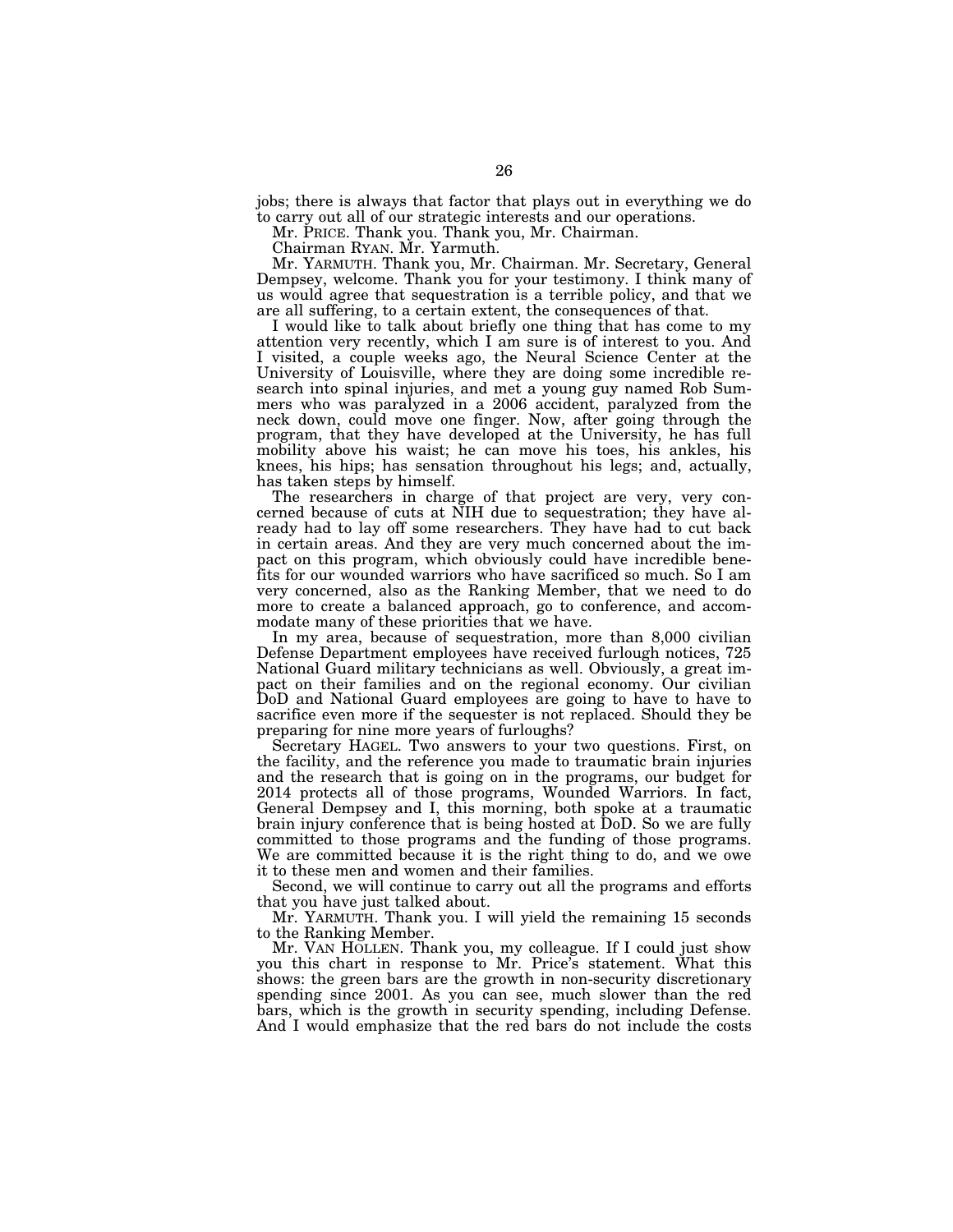jobs; there is always that factor that plays out in everything we do to carry out all of our strategic interests and our operations.

Mr. PRICE. Thank you. Thank you, Mr. Chairman.

Chairman RYAN. Mr. Yarmuth.

Mr. YARMUTH. Thank you, Mr. Chairman. Mr. Secretary, General Dempsey, welcome. Thank you for your testimony. I think many of us would agree that sequestration is a terrible policy, and that we are all suffering, to a certain extent, the consequences of that.

I would like to talk about briefly one thing that has come to my attention very recently, which I am sure is of interest to you. And I visited, a couple weeks ago, the Neural Science Center at the University of Louisville, where they are doing some incredible research into spinal injuries, and met a young guy named Rob Summers who was paralyzed in a 2006 accident, paralyzed from the neck down, could move one finger. Now, after going through the program, that they have developed at the University, he has full mobility above his waist; he can move his toes, his ankles, his knees, his hips; has sensation throughout his legs; and, actually, has taken steps by himself.

The researchers in charge of that project are very, very concerned because of cuts at NIH due to sequestration; they have already had to lay off some researchers. They have had to cut back in certain areas. And they are very much concerned about the impact on this program, which obviously could have incredible benefits for our wounded warriors who have sacrificed so much. So I am very concerned, also as the Ranking Member, that we need to do more to create a balanced approach, go to conference, and accommodate many of these priorities that we have.

In my area, because of sequestration, more than 8,000 civilian Defense Department employees have received furlough notices, 725 National Guard military technicians as well. Obviously, a great impact on their families and on the regional economy. Our civilian DoD and National Guard employees are going to have to have to sacrifice even more if the sequester is not replaced. Should they be preparing for nine more years of furloughs?

Secretary HAGEL. Two answers to your two questions. First, on the facility, and the reference you made to traumatic brain injuries and the research that is going on in the programs, our budget for 2014 protects all of those programs, Wounded Warriors. In fact, General Dempsey and I, this morning, both spoke at a traumatic brain injury conference that is being hosted at DoD. So we are fully committed to those programs and the funding of those programs. We are committed because it is the right thing to do, and we owe it to these men and women and their families.

Second, we will continue to carry out all the programs and efforts that you have just talked about.

Mr. YARMUTH. Thank you. I will yield the remaining 15 seconds to the Ranking Member.

Mr. VAN HOLLEN. Thank you, my colleague. If I could just show you this chart in response to Mr. Price's statement. What this shows: the green bars are the growth in non-security discretionary spending since 2001. As you can see, much slower than the red bars, which is the growth in security spending, including Defense. And I would emphasize that the red bars do not include the costs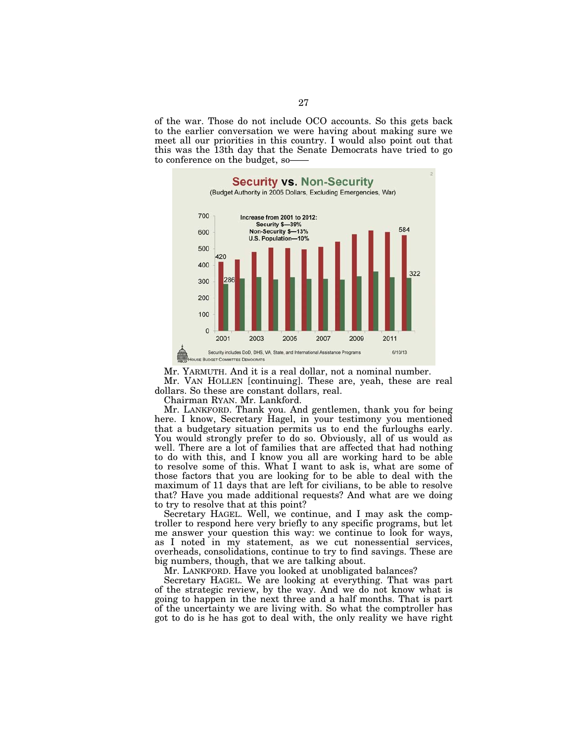of the war. Those do not include OCO accounts. So this gets back to the earlier conversation we were having about making sure we meet all our priorities in this country. I would also point out that this was the 13th day that the Senate Democrats have tried to go to conference on the budget, so——

**Security vs. Non-Security**
(Budget Authority in 2005 Dollars, Excluding Emergencies, War)

Increase from 2001 to 2012:
Security $—39%
Non-Security $—13%
U.S. Population—10%

Security includes DoD, DHS, VA, State, and International Assistance Programs 6/10/13

HOUSE BUDGET COMMITTEE DEMOCRATS

Mr. YARMUTH. And it is a real dollar, not a nominal number.

Mr. VAN HOLLEN [continuing]. These are, yeah, these are real dollars. So these are constant dollars, real.

Chairman RYAN. Mr. Lankford.

Mr. LANKFORD. Thank you. And gentlemen, thank you for being here. I know, Secretary Hagel, in your testimony you mentioned that a budgetary situation permits us to end the furloughs early. You would strongly prefer to do so. Obviously, all of us would as well. There are a lot of families that are affected that had nothing to do with this, and I know you all are working hard to be able to resolve some of this. What I want to ask is, what are some of those factors that you are looking for to be able to deal with the maximum of 11 days that are left for civilians, to be able to resolve that? Have you made additional requests? And what are we doing to try to resolve that at this point?

Secretary HAGEL. Well, we continue, and I may ask the comptroller to respond here very briefly to any specific programs, but let me answer your question this way: we continue to look for ways, as I noted in my statement, as we cut nonessential services, overheads, consolidations, continue to try to find savings. These are big numbers, though, that we are talking about.

Mr. LANKFORD. Have you looked at unobligated balances?

Secretary HAGEL. We are looking at everything. That was part of the strategic review, by the way. And we do not know what is going to happen in the next three and a half months. That is part of the uncertainty we are living with. So what the comptroller has got to do is he has got to deal with, the only reality we have right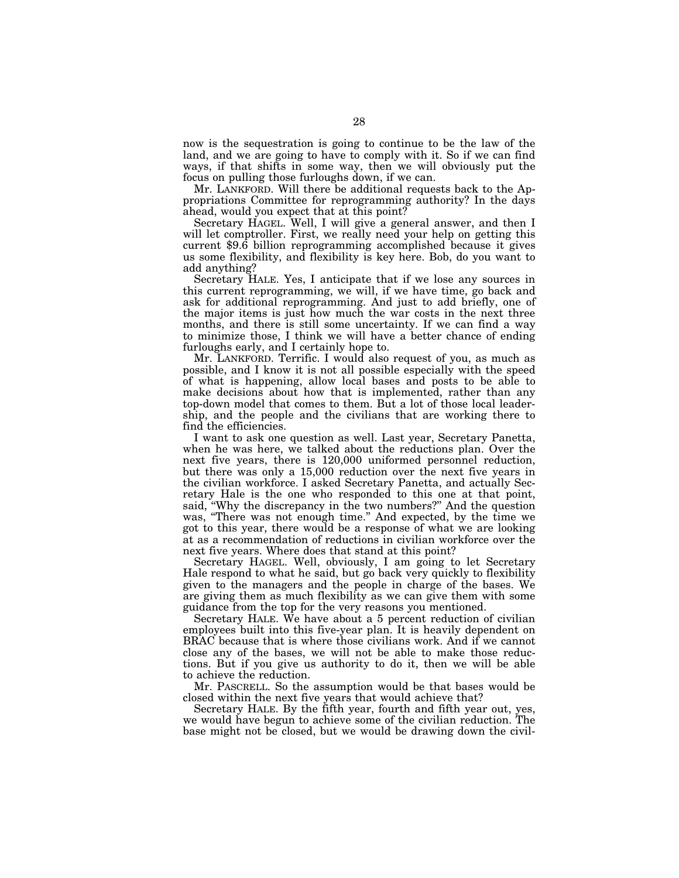now is the sequestration is going to continue to be the law of the land, and we are going to have to comply with it. So if we can find ways, if that shifts in some way, then we will obviously put the focus on pulling those furloughs down, if we can.

Mr. LANKFORD. Will there be additional requests back to the Appropriations Committee for reprogramming authority? In the days ahead, would you expect that at this point?

Secretary HAGEL. Well, I will give a general answer, and then I will let comptroller. First, we really need your help on getting this current $9.6 billion reprogramming accomplished because it gives us some flexibility, and flexibility is key here. Bob, do you want to add anything?

Secretary HALE. Yes, I anticipate that if we lose any sources in this current reprogramming, we will, if we have time, go back and ask for additional reprogramming. And just to add briefly, one of the major items is just how much the war costs in the next three months, and there is still some uncertainty. If we can find a way to minimize those, I think we will have a better chance of ending furloughs early, and I certainly hope to.

Mr. LANKFORD. Terrific. I would also request of you, as much as possible, and I know it is not all possible especially with the speed of what is happening, allow local bases and posts to be able to make decisions about how that is implemented, rather than any top-down model that comes to them. But a lot of those local leadership, and the people and the civilians that are working there to find the efficiencies.

I want to ask one question as well. Last year, Secretary Panetta, when he was here, we talked about the reductions plan. Over the next five years, there is 120,000 uniformed personnel reduction, but there was only a 15,000 reduction over the next five years in the civilian workforce. I asked Secretary Panetta, and actually Secretary Hale is the one who responded to this one at that point, said, "Why the discrepancy in the two numbers?" And the question was, "There was not enough time." And expected, by the time we got to this year, there would be a response of what we are looking at as a recommendation of reductions in civilian workforce over the next five years. Where does that stand at this point?

Secretary HAGEL. Well, obviously, I am going to let Secretary Hale respond to what he said, but go back very quickly to flexibility given to the managers and the people in charge of the bases. We are giving them as much flexibility as we can give them with some guidance from the top for the very reasons you mentioned.

Secretary HALE. We have about a 5 percent reduction of civilian employees built into this five-year plan. It is heavily dependent on BRAC because that is where those civilians work. And if we cannot close any of the bases, we will not be able to make those reductions. But if you give us authority to do it, then we will be able to achieve the reduction.

Mr. PASCRELL. So the assumption would be that bases would be closed within the next five years that would achieve that?

Secretary HALE. By the fifth year, fourth and fifth year out, yes, we would have begun to achieve some of the civilian reduction. The base might not be closed, but we would be drawing down the civil-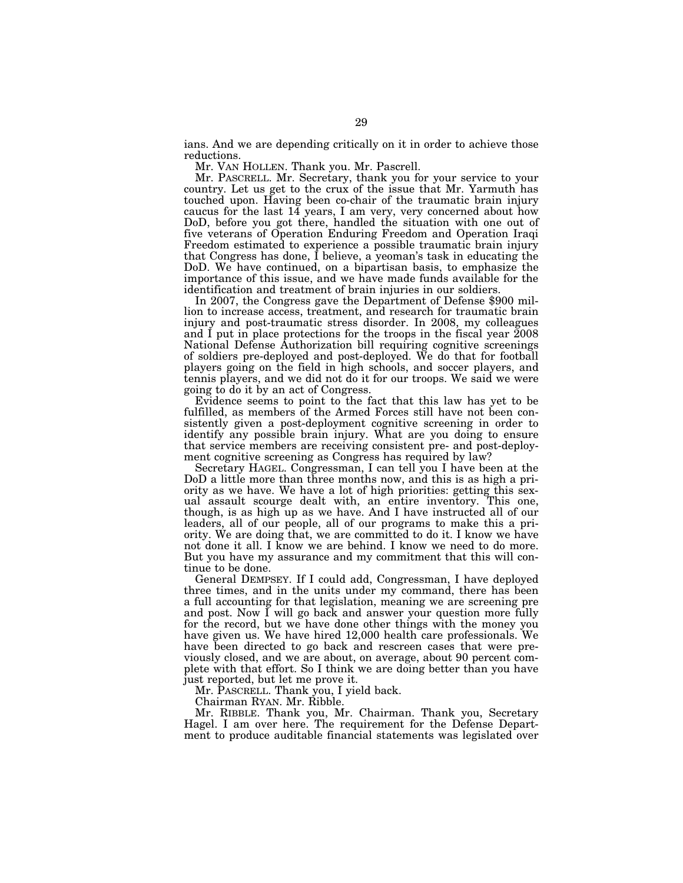ians. And we are depending critically on it in order to achieve those reductions.

Mr. VAN HOLLEN. Thank you. Mr. Pascrell.

Mr. PASCRELL. Mr. Secretary, thank you for your service to your country. Let us get to the crux of the issue that Mr. Yarmuth has touched upon. Having been co-chair of the traumatic brain injury caucus for the last 14 years, I am very, very concerned about how DoD, before you got there, handled the situation with one out of five veterans of Operation Enduring Freedom and Operation Iraqi Freedom estimated to experience a possible traumatic brain injury that Congress has done, I believe, a yeoman's task in educating the DoD. We have continued, on a bipartisan basis, to emphasize the importance of this issue, and we have made funds available for the identification and treatment of brain injuries in our soldiers.

In 2007, the Congress gave the Department of Defense $900 million to increase access, treatment, and research for traumatic brain injury and post-traumatic stress disorder. In 2008, my colleagues and I put in place protections for the troops in the fiscal year 2008 National Defense Authorization bill requiring cognitive screenings of soldiers pre-deployed and post-deployed. We do that for football players going on the field in high schools, and soccer players, and tennis players, and we did not do it for our troops. We said we were going to do it by an act of Congress.

Evidence seems to point to the fact that this law has yet to be fulfilled, as members of the Armed Forces still have not been consistently given a post-deployment cognitive screening in order to identify any possible brain injury. What are you doing to ensure that service members are receiving consistent pre- and post-deployment cognitive screening as Congress has required by law?

Secretary HAGEL. Congressman, I can tell you I have been at the DoD a little more than three months now, and this is as high a priority as we have. We have a lot of high priorities: getting this sexual assault scourge dealt with, an entire inventory. This one, though, is as high up as we have. And I have instructed all of our leaders, all of our people, all of our programs to make this a priority. We are doing that, we are committed to do it. I know we have not done it all. I know we are behind. I know we need to do more. But you have my assurance and my commitment that this will continue to be done.

General DEMPSEY. If I could add, Congressman, I have deployed three times, and in the units under my command, there has been a full accounting for that legislation, meaning we are screening pre and post. Now I will go back and answer your question more fully for the record, but we have done other things with the money you have given us. We have hired 12,000 health care professionals. We have been directed to go back and rescreen cases that were previously closed, and we are about, on average, about 90 percent complete with that effort. So I think we are doing better than you have just reported, but let me prove it.

Mr. PASCRELL. Thank you, I yield back.

Chairman RYAN. Mr. Ribble.

Mr. RIBBLE. Thank you, Mr. Chairman. Thank you, Secretary Hagel. I am over here. The requirement for the Defense Department to produce auditable financial statements was legislated over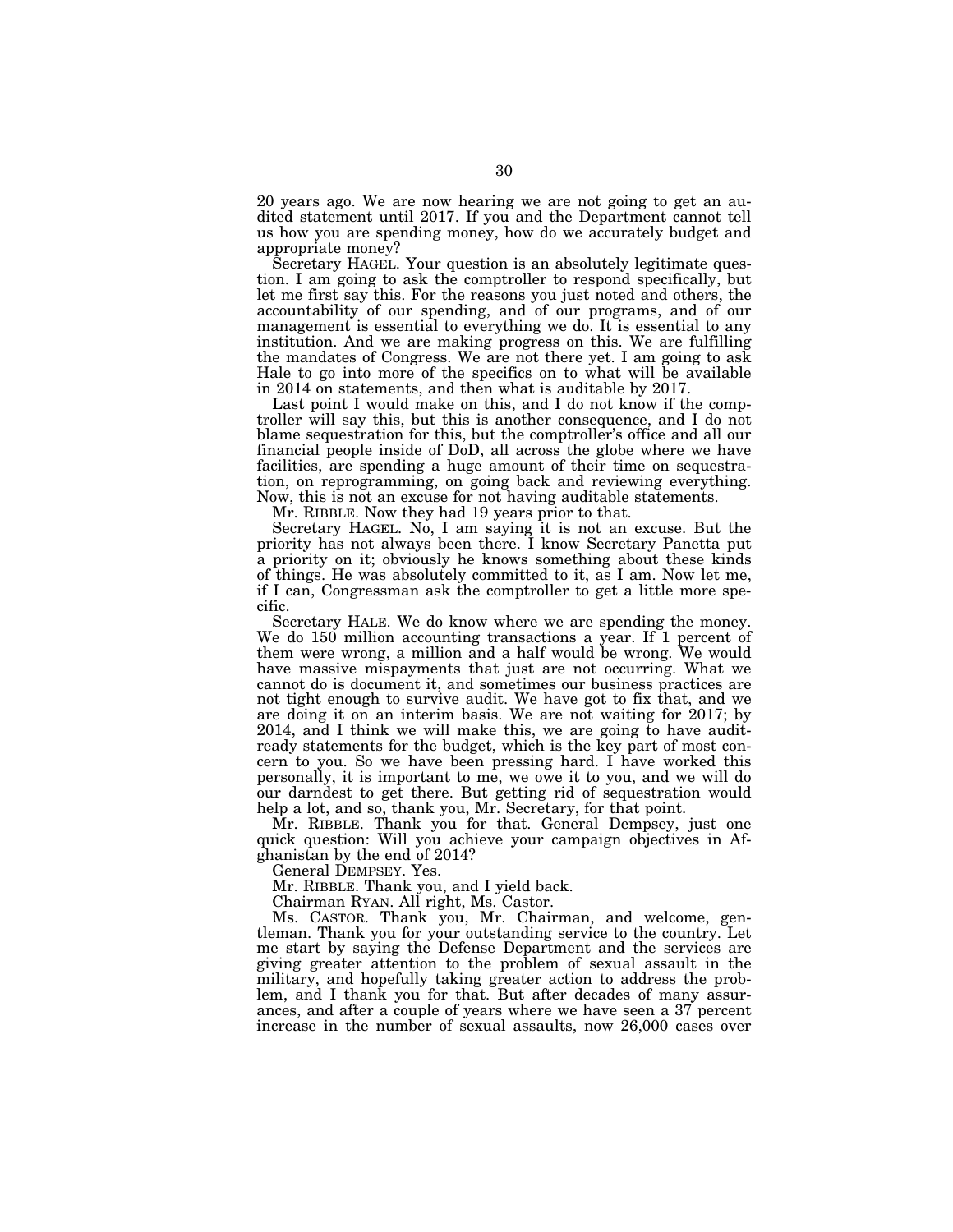20 years ago. We are now hearing we are not going to get an audited statement until 2017. If you and the Department cannot tell us how you are spending money, how do we accurately budget and appropriate money?

Secretary HAGEL. Your question is an absolutely legitimate question. I am going to ask the comptroller to respond specifically, but let me first say this. For the reasons you just noted and others, the accountability of our spending, and of our programs, and of our management is essential to everything we do. It is essential to any institution. And we are making progress on this. We are fulfilling the mandates of Congress. We are not there yet. I am going to ask Hale to go into more of the specifics on to what will be available in 2014 on statements, and then what is auditable by 2017.

Last point I would make on this, and I do not know if the comptroller will say this, but this is another consequence, and I do not blame sequestration for this, but the comptroller's office and all our financial people inside of DoD, all across the globe where we have facilities, are spending a huge amount of their time on sequestration, on reprogramming, on going back and reviewing everything. Now, this is not an excuse for not having auditable statements.

Mr. RIBBLE. Now they had 19 years prior to that.

Secretary HAGEL. No, I am saying it is not an excuse. But the priority has not always been there. I know Secretary Panetta put a priority on it; obviously he knows something about these kinds of things. He was absolutely committed to it, as I am. Now let me, if I can, Congressman ask the comptroller to get a little more specific.

Secretary HALE. We do know where we are spending the money. We do 150 million accounting transactions a year. If 1 percent of them were wrong, a million and a half would be wrong. We would have massive mispayments that just are not occurring. What we cannot do is document it, and sometimes our business practices are not tight enough to survive audit. We have got to fix that, and we are doing it on an interim basis. We are not waiting for 2017; by 2014, and I think we will make this, we are going to have audit-ready statements for the budget, which is the key part of most concern to you. So we have been pressing hard. I have worked this personally, it is important to me, we owe it to you, and we will do our darndest to get there. But getting rid of sequestration would help a lot, and so, thank you, Mr. Secretary, for that point.

Mr. RIBBLE. Thank you for that. General Dempsey, just one quick question: Will you achieve your campaign objectives in Afghanistan by the end of 2014?

General DEMPSEY. Yes.

Mr. RIBBLE. Thank you, and I yield back.

Chairman RYAN. All right, Ms. Castor.

Ms. CASTOR. Thank you, Mr. Chairman, and welcome, gentleman. Thank you for your outstanding service to the country. Let me start by saying the Defense Department and the services are giving greater attention to the problem of sexual assault in the military, and hopefully taking greater action to address the problem, and I thank you for that. But after decades of many assurances, and after a couple of years where we have seen a 37 percent increase in the number of sexual assaults, now 26,000 cases over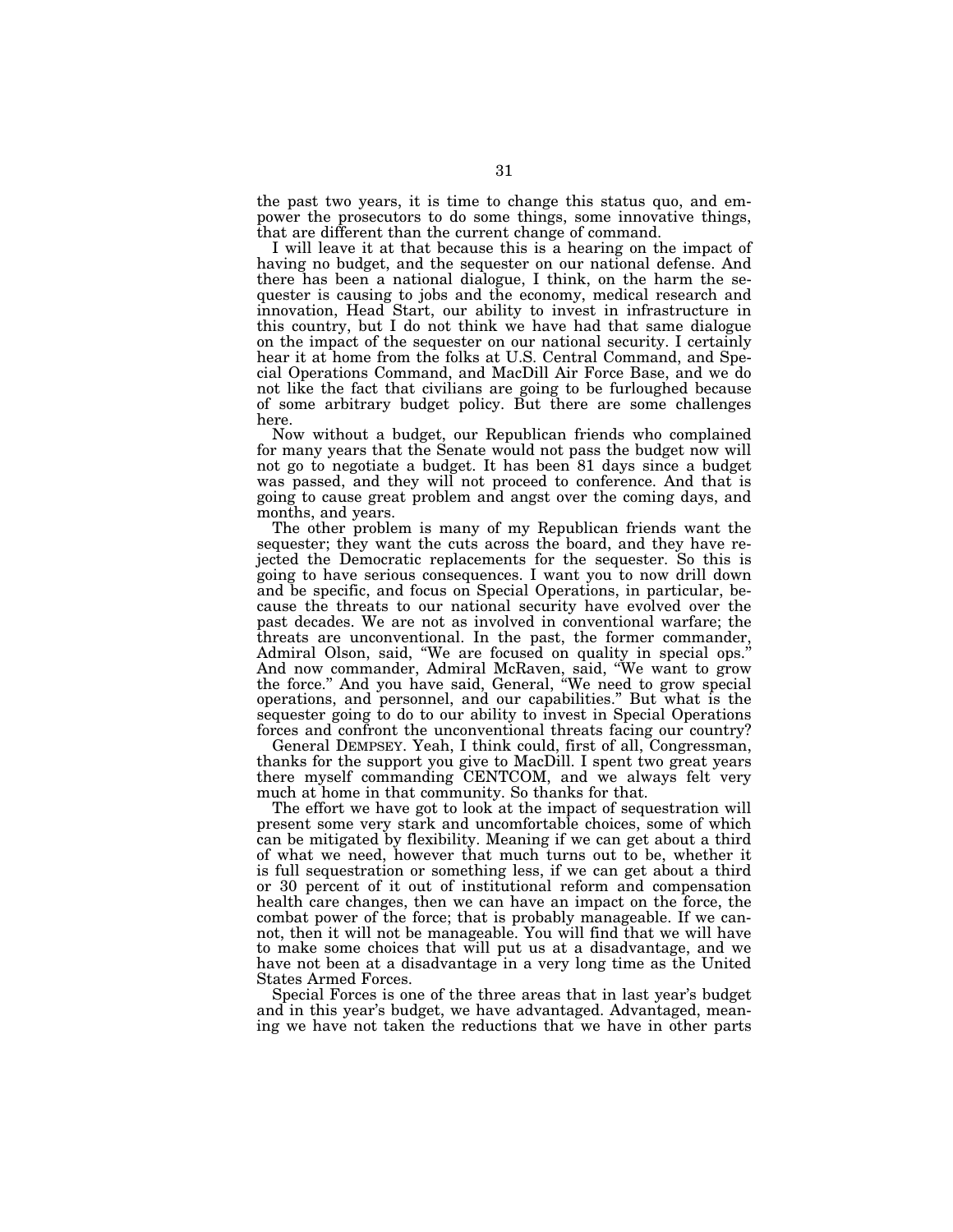the past two years, it is time to change this status quo, and empower the prosecutors to do some things, some innovative things, that are different than the current change of command.

I will leave it at that because this is a hearing on the impact of having no budget, and the sequester on our national defense. And there has been a national dialogue, I think, on the harm the sequester is causing to jobs and the economy, medical research and innovation, Head Start, our ability to invest in infrastructure in this country, but I do not think we have had that same dialogue on the impact of the sequester on our national security. I certainly hear it at home from the folks at U.S. Central Command, and Special Operations Command, and MacDill Air Force Base, and we do not like the fact that civilians are going to be furloughed because of some arbitrary budget policy. But there are some challenges here.

Now without a budget, our Republican friends who complained for many years that the Senate would not pass the budget now will not go to negotiate a budget. It has been 81 days since a budget was passed, and they will not proceed to conference. And that is going to cause great problem and angst over the coming days, and months, and years.

The other problem is many of my Republican friends want the sequester; they want the cuts across the board, and they have rejected the Democratic replacements for the sequester. So this is going to have serious consequences. I want you to now drill down and be specific, and focus on Special Operations, in particular, because the threats to our national security have evolved over the past decades. We are not as involved in conventional warfare; the threats are unconventional. In the past, the former commander, Admiral Olson, said, "We are focused on quality in special ops." And now commander, Admiral McRaven, said, "We want to grow the force." And you have said, General, "We need to grow special operations, and personnel, and our capabilities." But what is the sequester going to do to our ability to invest in Special Operations forces and confront the unconventional threats facing our country?

General DEMPSEY. Yeah, I think could, first of all, Congressman, thanks for the support you give to MacDill. I spent two great years there myself commanding CENTCOM, and we always felt very much at home in that community. So thanks for that.

The effort we have got to look at the impact of sequestration will present some very stark and uncomfortable choices, some of which can be mitigated by flexibility. Meaning if we can get about a third of what we need, however that much turns out to be, whether it is full sequestration or something less, if we can get about a third or 30 percent of it out of institutional reform and compensation health care changes, then we can have an impact on the force, the combat power of the force; that is probably manageable. If we cannot, then it will not be manageable. You will find that we will have to make some choices that will put us at a disadvantage, and we have not been at a disadvantage in a very long time as the United States Armed Forces.

Special Forces is one of the three areas that in last year's budget and in this year's budget, we have advantaged. Advantaged, meaning we have not taken the reductions that we have in other parts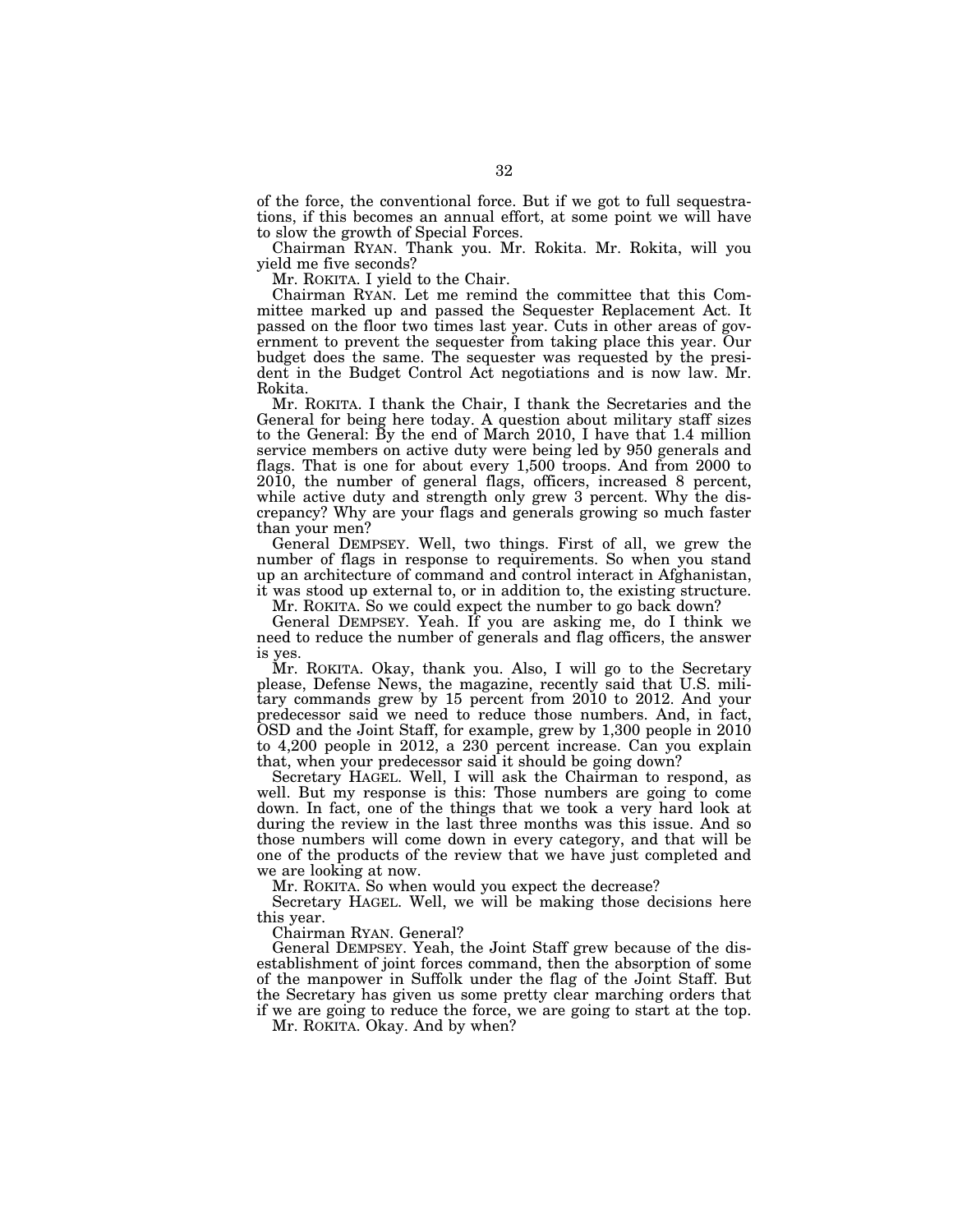of the force, the conventional force. But if we got to full sequestrations, if this becomes an annual effort, at some point we will have to slow the growth of Special Forces.

Chairman RYAN. Thank you. Mr. Rokita. Mr. Rokita, will you yield me five seconds?

Mr. ROKITA. I yield to the Chair.

Chairman RYAN. Let me remind the committee that this Committee marked up and passed the Sequester Replacement Act. It passed on the floor two times last year. Cuts in other areas of government to prevent the sequester from taking place this year. Our budget does the same. The sequester was requested by the president in the Budget Control Act negotiations and is now law. Mr. Rokita.

Mr. ROKITA. I thank the Chair, I thank the Secretaries and the General for being here today. A question about military staff sizes to the General: By the end of March 2010, I have that 1.4 million service members on active duty were being led by 950 generals and flags. That is one for about every 1,500 troops. And from 2000 to 2010, the number of general flags, officers, increased 8 percent, while active duty and strength only grew 3 percent. Why the discrepancy? Why are your flags and generals growing so much faster than your men?

General DEMPSEY. Well, two things. First of all, we grew the number of flags in response to requirements. So when you stand up an architecture of command and control interact in Afghanistan, it was stood up external to, or in addition to, the existing structure.

Mr. ROKITA. So we could expect the number to go back down?

General DEMPSEY. Yeah. If you are asking me, do I think we need to reduce the number of generals and flag officers, the answer is yes.

Mr. ROKITA. Okay, thank you. Also, I will go to the Secretary please, Defense News, the magazine, recently said that U.S. military commands grew by 15 percent from 2010 to 2012. And your predecessor said we need to reduce those numbers. And, in fact, OSD and the Joint Staff, for example, grew by 1,300 people in 2010 to 4,200 people in 2012, a 230 percent increase. Can you explain that, when your predecessor said it should be going down?

Secretary HAGEL. Well, I will ask the Chairman to respond, as well. But my response is this: Those numbers are going to come down. In fact, one of the things that we took a very hard look at during the review in the last three months was this issue. And so those numbers will come down in every category, and that will be one of the products of the review that we have just completed and we are looking at now.

Mr. ROKITA. So when would you expect the decrease?

Secretary HAGEL. Well, we will be making those decisions here this year.

Chairman RYAN. General?

General DEMPSEY. Yeah, the Joint Staff grew because of the disestablishment of joint forces command, then the absorption of some of the manpower in Suffolk under the flag of the Joint Staff. But the Secretary has given us some pretty clear marching orders that if we are going to reduce the force, we are going to start at the top.

Mr. ROKITA. Okay. And by when?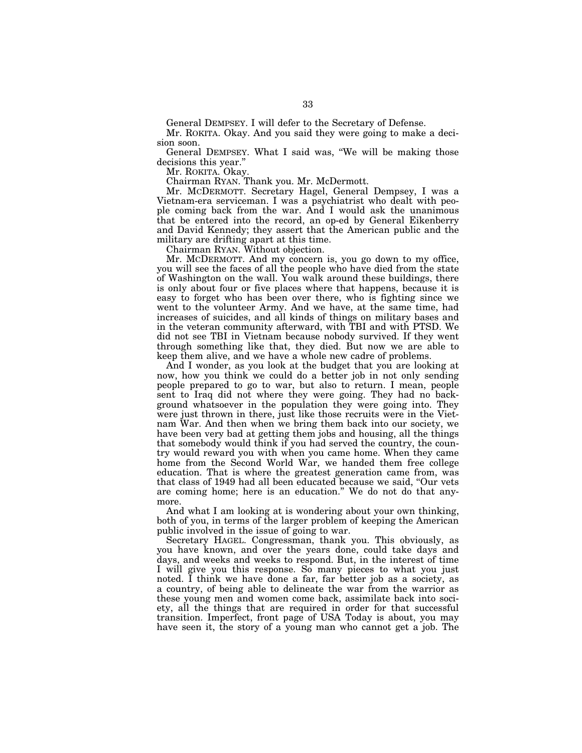General DEMPSEY. I will defer to the Secretary of Defense.

Mr. ROKITA. Okay. And you said they were going to make a decision soon.

General DEMPSEY. What I said was, "We will be making those decisions this year."

Mr. ROKITA. Okay.

Chairman RYAN. Thank you. Mr. McDermott.

Mr. MCDERMOTT. Secretary Hagel, General Dempsey, I was a Vietnam-era serviceman. I was a psychiatrist who dealt with people coming back from the war. And I would ask the unanimous that be entered into the record, an op-ed by General Eikenberry and David Kennedy; they assert that the American public and the military are drifting apart at this time.

Chairman RYAN. Without objection.

Mr. MCDERMOTT. And my concern is, you go down to my office, you will see the faces of all the people who have died from the state of Washington on the wall. You walk around these buildings, there is only about four or five places where that happens, because it is easy to forget who has been over there, who is fighting since we went to the volunteer Army. And we have, at the same time, had increases of suicides, and all kinds of things on military bases and in the veteran community afterward, with TBI and with PTSD. We did not see TBI in Vietnam because nobody survived. If they went through something like that, they died. But now we are able to keep them alive, and we have a whole new cadre of problems.

And I wonder, as you look at the budget that you are looking at now, how you think we could do a better job in not only sending people prepared to go to war, but also to return. I mean, people sent to Iraq did not where they were going. They had no background whatsoever in the population they were going into. They were just thrown in there, just like those recruits were in the Vietnam War. And then when we bring them back into our society, we have been very bad at getting them jobs and housing, all the things that somebody would think if you had served the country, the country would reward you with when you came home. When they came home from the Second World War, we handed them free college education. That is where the greatest generation came from, was that class of 1949 had all been educated because we said, "Our vets are coming home; here is an education." We do not do that anymore.

And what I am looking at is wondering about your own thinking, both of you, in terms of the larger problem of keeping the American public involved in the issue of going to war.

Secretary HAGEL. Congressman, thank you. This obviously, as you have known, and over the years done, could take days and days, and weeks and weeks to respond. But, in the interest of time I will give you this response. So many pieces to what you just noted. I think we have done a far, far better job as a society, as a country, of being able to delineate the war from the warrior as these young men and women come back, assimilate back into society, all the things that are required in order for that successful transition. Imperfect, front page of USA Today is about, you may have seen it, the story of a young man who cannot get a job. The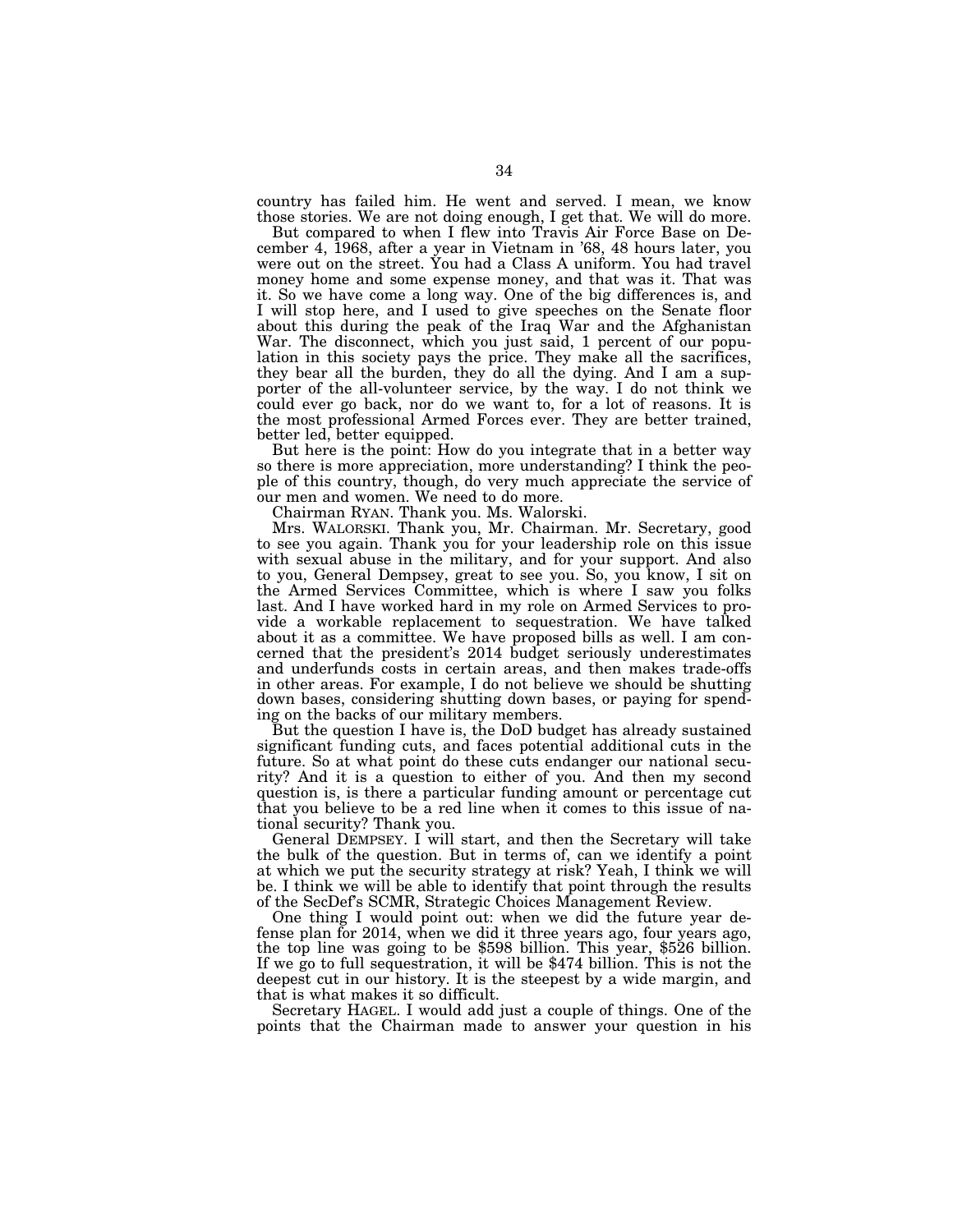country has failed him. He went and served. I mean, we know those stories. We are not doing enough, I get that. We will do more.

But compared to when I flew into Travis Air Force Base on December 4, 1968, after a year in Vietnam in '68, 48 hours later, you were out on the street. You had a Class A uniform. You had travel money home and some expense money, and that was it. That was it. So we have come a long way. One of the big differences is, and I will stop here, and I used to give speeches on the Senate floor about this during the peak of the Iraq War and the Afghanistan War. The disconnect, which you just said, 1 percent of our population in this society pays the price. They make all the sacrifices, they bear all the burden, they do all the dying. And I am a supporter of the all-volunteer service, by the way. I do not think we could ever go back, nor do we want to, for a lot of reasons. It is the most professional Armed Forces ever. They are better trained, better led, better equipped.

But here is the point: How do you integrate that in a better way so there is more appreciation, more understanding? I think the people of this country, though, do very much appreciate the service of our men and women. We need to do more.

Chairman RYAN. Thank you. Ms. Walorski.

Mrs. WALORSKI. Thank you, Mr. Chairman. Mr. Secretary, good to see you again. Thank you for your leadership role on this issue with sexual abuse in the military, and for your support. And also to you, General Dempsey, great to see you. So, you know, I sit on the Armed Services Committee, which is where I saw you folks last. And I have worked hard in my role on Armed Services to provide a workable replacement to sequestration. We have talked about it as a committee. We have proposed bills as well. I am concerned that the president's 2014 budget seriously underestimates and underfunds costs in certain areas, and then makes trade-offs in other areas. For example, I do not believe we should be shutting down bases, considering shutting down bases, or paying for spending on the backs of our military members.

But the question I have is, the DoD budget has already sustained significant funding cuts, and faces potential additional cuts in the future. So at what point do these cuts endanger our national security? And it is a question to either of you. And then my second question is, is there a particular funding amount or percentage cut that you believe to be a red line when it comes to this issue of national security? Thank you.

General DEMPSEY. I will start, and then the Secretary will take the bulk of the question. But in terms of, can we identify a point at which we put the security strategy at risk? Yeah, I think we will be. I think we will be able to identify that point through the results of the SecDef's SCMR, Strategic Choices Management Review.

One thing I would point out: when we did the future year defense plan for 2014, when we did it three years ago, four years ago, the top line was going to be $598 billion. This year, $526 billion. If we go to full sequestration, it will be $474 billion. This is not the deepest cut in our history. It is the steepest by a wide margin, and that is what makes it so difficult.

Secretary HAGEL. I would add just a couple of things. One of the points that the Chairman made to answer your question in his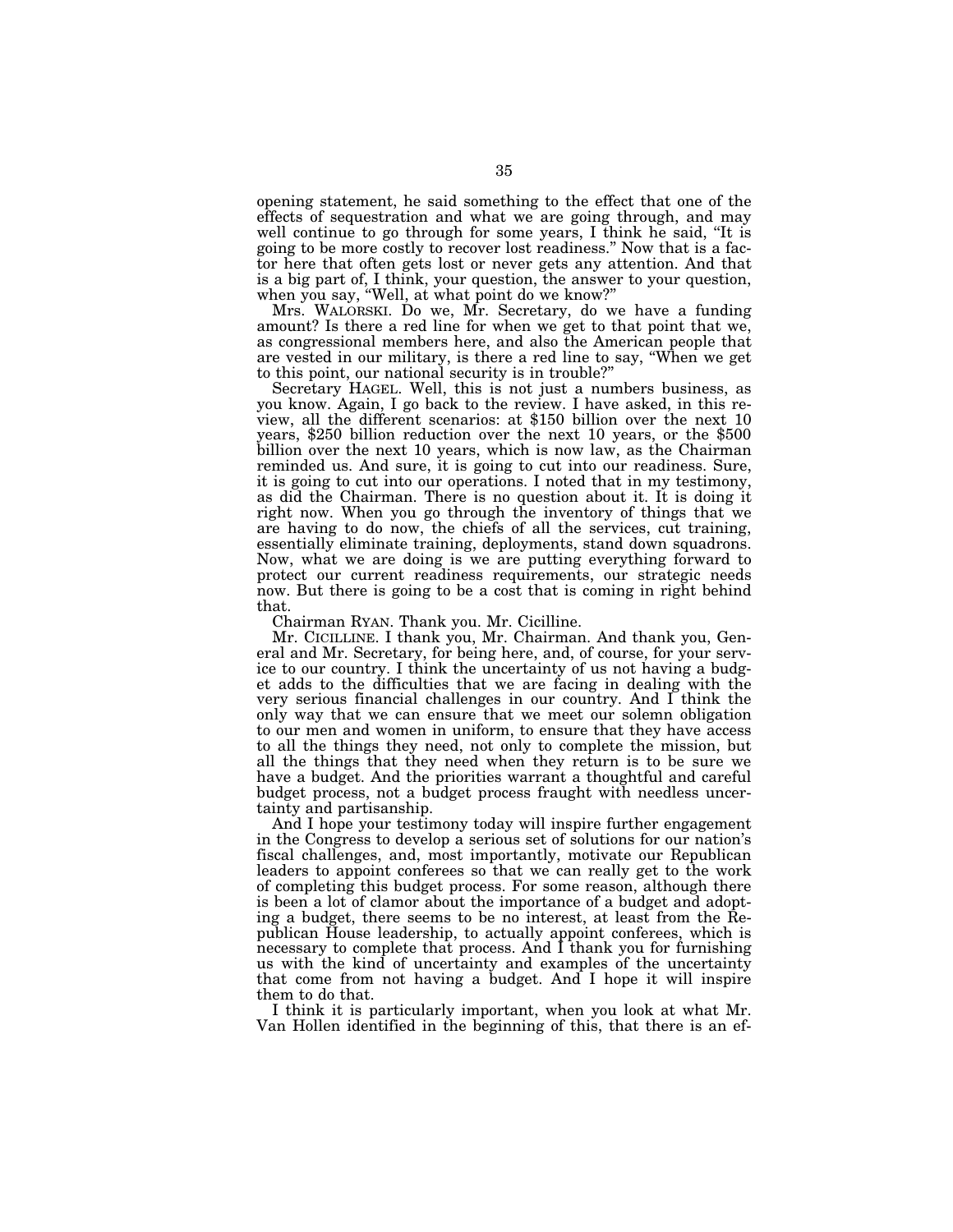opening statement, he said something to the effect that one of the effects of sequestration and what we are going through, and may well continue to go through for some years, I think he said, "It is going to be more costly to recover lost readiness." Now that is a factor here that often gets lost or never gets any attention. And that is a big part of, I think, your question, the answer to your question, when you say, "Well, at what point do we know?"

Mrs. WALORSKI. Do we, Mr. Secretary, do we have a funding amount? Is there a red line for when we get to that point that we, as congressional members here, and also the American people that are vested in our military, is there a red line to say, "When we get to this point, our national security is in trouble?"

Secretary HAGEL. Well, this is not just a numbers business, as you know. Again, I go back to the review. I have asked, in this review, all the different scenarios: at $150 billion over the next 10 years, $250 billion reduction over the next 10 years, or the $500 billion over the next 10 years, which is now law, as the Chairman reminded us. And sure, it is going to cut into our readiness. Sure, it is going to cut into our operations. I noted that in my testimony, as did the Chairman. There is no question about it. It is doing it right now. When you go through the inventory of things that we are having to do now, the chiefs of all the services, cut training, essentially eliminate training, deployments, stand down squadrons. Now, what we are doing is we are putting everything forward to protect our current readiness requirements, our strategic needs now. But there is going to be a cost that is coming in right behind that.

Chairman RYAN. Thank you. Mr. Cicilline.

Mr. CICILLINE. I thank you, Mr. Chairman. And thank you, General and Mr. Secretary, for being here, and, of course, for your service to our country. I think the uncertainty of us not having a budget adds to the difficulties that we are facing in dealing with the very serious financial challenges in our country. And I think the only way that we can ensure that we meet our solemn obligation to our men and women in uniform, to ensure that they have access to all the things they need, not only to complete the mission, but all the things that they need when they return is to be sure we have a budget. And the priorities warrant a thoughtful and careful budget process, not a budget process fraught with needless uncertainty and partisanship.

And I hope your testimony today will inspire further engagement in the Congress to develop a serious set of solutions for our nation's fiscal challenges, and, most importantly, motivate our Republican leaders to appoint conferees so that we can really get to the work of completing this budget process. For some reason, although there is been a lot of clamor about the importance of a budget and adopting a budget, there seems to be no interest, at least from the Republican House leadership, to actually appoint conferees, which is necessary to complete that process. And I thank you for furnishing us with the kind of uncertainty and examples of the uncertainty that come from not having a budget. And I hope it will inspire them to do that.

I think it is particularly important, when you look at what Mr. Van Hollen identified in the beginning of this, that there is an ef-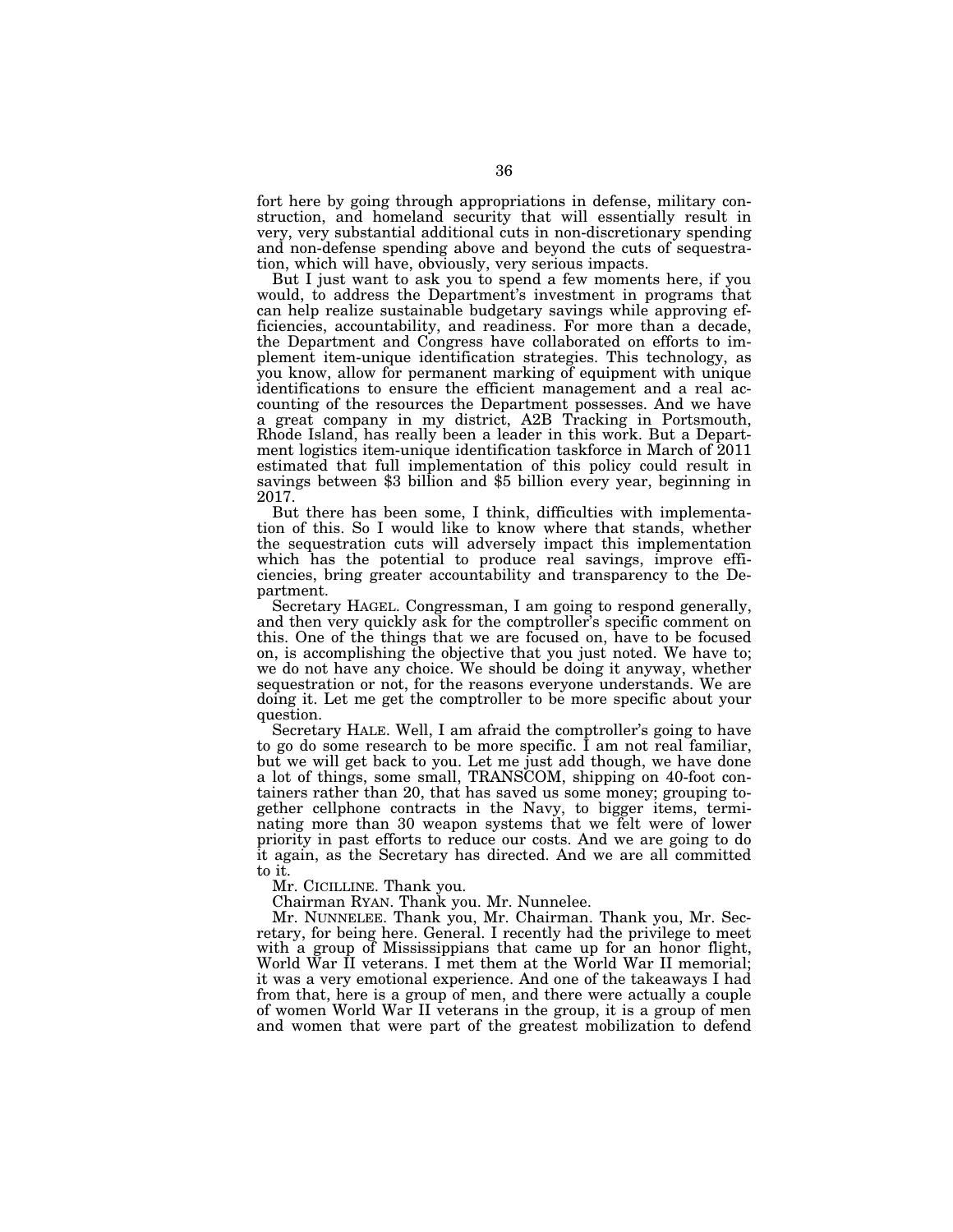fort here by going through appropriations in defense, military construction, and homeland security that will essentially result in very, very substantial additional cuts in non-discretionary spending and non-defense spending above and beyond the cuts of sequestration, which will have, obviously, very serious impacts.

But I just want to ask you to spend a few moments here, if you would, to address the Department's investment in programs that can help realize sustainable budgetary savings while approving efficiencies, accountability, and readiness. For more than a decade, the Department and Congress have collaborated on efforts to implement item-unique identification strategies. This technology, as you know, allow for permanent marking of equipment with unique identifications to ensure the efficient management and a real accounting of the resources the Department possesses. And we have a great company in my district, A2B Tracking in Portsmouth, Rhode Island, has really been a leader in this work. But a Department logistics item-unique identification taskforce in March of 2011 estimated that full implementation of this policy could result in savings between $3 billion and $5 billion every year, beginning in 2017.

But there has been some, I think, difficulties with implementation of this. So I would like to know where that stands, whether the sequestration cuts will adversely impact this implementation which has the potential to produce real savings, improve efficiencies, bring greater accountability and transparency to the Department.

Secretary HAGEL. Congressman, I am going to respond generally, and then very quickly ask for the comptroller's specific comment on this. One of the things that we are focused on, have to be focused on, is accomplishing the objective that you just noted. We have to; we do not have any choice. We should be doing it anyway, whether sequestration or not, for the reasons everyone understands. We are doing it. Let me get the comptroller to be more specific about your question.

Secretary HALE. Well, I am afraid the comptroller's going to have to go do some research to be more specific. I am not real familiar, but we will get back to you. Let me just add though, we have done a lot of things, some small, TRANSCOM, shipping on 40-foot containers rather than 20, that has saved us some money; grouping together cellphone contracts in the Navy, to bigger items, terminating more than 30 weapon systems that we felt were of lower priority in past efforts to reduce our costs. And we are going to do it again, as the Secretary has directed. And we are all committed to it.

Mr. CICILLINE. Thank you.

Chairman RYAN. Thank you. Mr. Nunnelee.

Mr. NUNNELEE. Thank you, Mr. Chairman. Thank you, Mr. Secretary, for being here. General. I recently had the privilege to meet with a group of Mississippians that came up for an honor flight, World War II veterans. I met them at the World War II memorial; it was a very emotional experience. And one of the takeaways I had from that, here is a group of men, and there were actually a couple of women World War II veterans in the group, it is a group of men and women that were part of the greatest mobilization to defend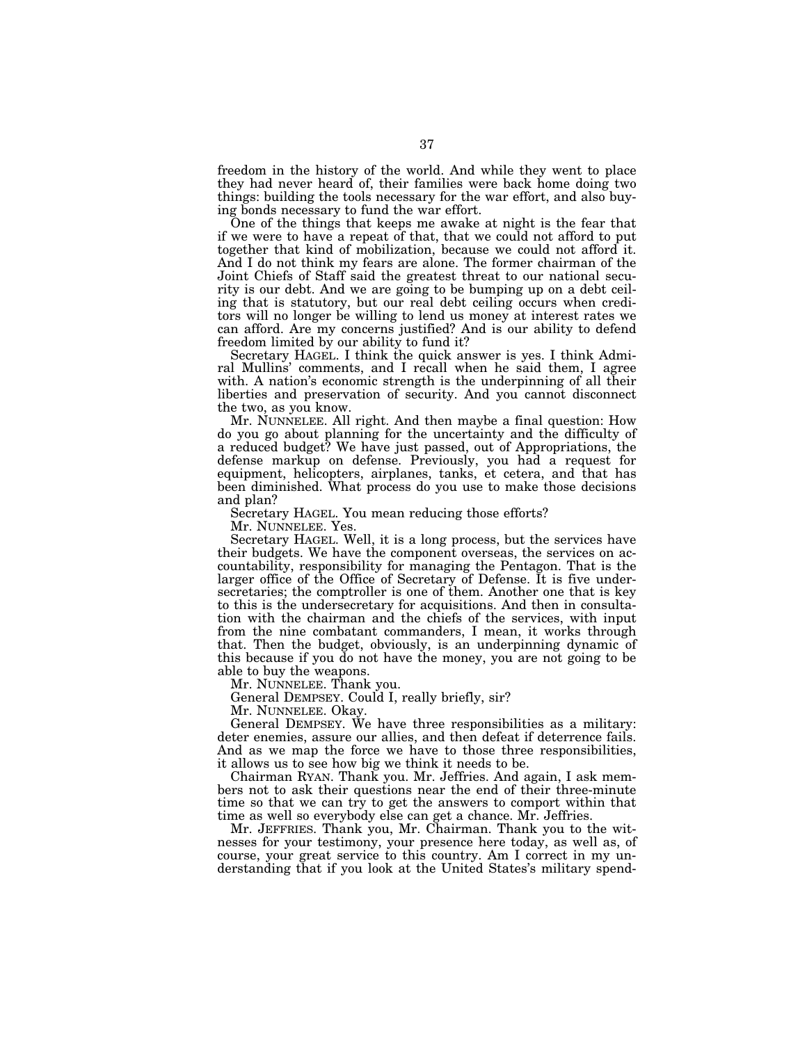freedom in the history of the world. And while they went to place they had never heard of, their families were back home doing two things: building the tools necessary for the war effort, and also buying bonds necessary to fund the war effort.

One of the things that keeps me awake at night is the fear that if we were to have a repeat of that, that we could not afford to put together that kind of mobilization, because we could not afford it. And I do not think my fears are alone. The former chairman of the Joint Chiefs of Staff said the greatest threat to our national security is our debt. And we are going to be bumping up on a debt ceiling that is statutory, but our real debt ceiling occurs when creditors will no longer be willing to lend us money at interest rates we can afford. Are my concerns justified? And is our ability to defend freedom limited by our ability to fund it?

Secretary HAGEL. I think the quick answer is yes. I think Admiral Mullins' comments, and I recall when he said them, I agree with. A nation's economic strength is the underpinning of all their liberties and preservation of security. And you cannot disconnect the two, as you know.

Mr. NUNNELEE. All right. And then maybe a final question: How do you go about planning for the uncertainty and the difficulty of a reduced budget? We have just passed, out of Appropriations, the defense markup on defense. Previously, you had a request for equipment, helicopters, airplanes, tanks, et cetera, and that has been diminished. What process do you use to make those decisions and plan?

Secretary HAGEL. You mean reducing those efforts?

Mr. NUNNELEE. Yes.

Secretary HAGEL. Well, it is a long process, but the services have their budgets. We have the component overseas, the services on accountability, responsibility for managing the Pentagon. That is the larger office of the Office of Secretary of Defense. It is five undersecretaries; the comptroller is one of them. Another one that is key to this is the undersecretary for acquisitions. And then in consultation with the chairman and the chiefs of the services, with input from the nine combatant commanders, I mean, it works through that. Then the budget, obviously, is an underpinning dynamic of this because if you do not have the money, you are not going to be able to buy the weapons.

Mr. NUNNELEE. Thank you.

General DEMPSEY. Could I, really briefly, sir?

Mr. NUNNELEE. Okay.

General DEMPSEY. We have three responsibilities as a military: deter enemies, assure our allies, and then defeat if deterrence fails. And as we map the force we have to those three responsibilities, it allows us to see how big we think it needs to be.

Chairman RYAN. Thank you. Mr. Jeffries. And again, I ask members not to ask their questions near the end of their three-minute time so that we can try to get the answers to comport within that time as well so everybody else can get a chance. Mr. Jeffries.

Mr. JEFFRIES. Thank you, Mr. Chairman. Thank you to the witnesses for your testimony, your presence here today, as well as, of course, your great service to this country. Am I correct in my understanding that if you look at the United States's military spend-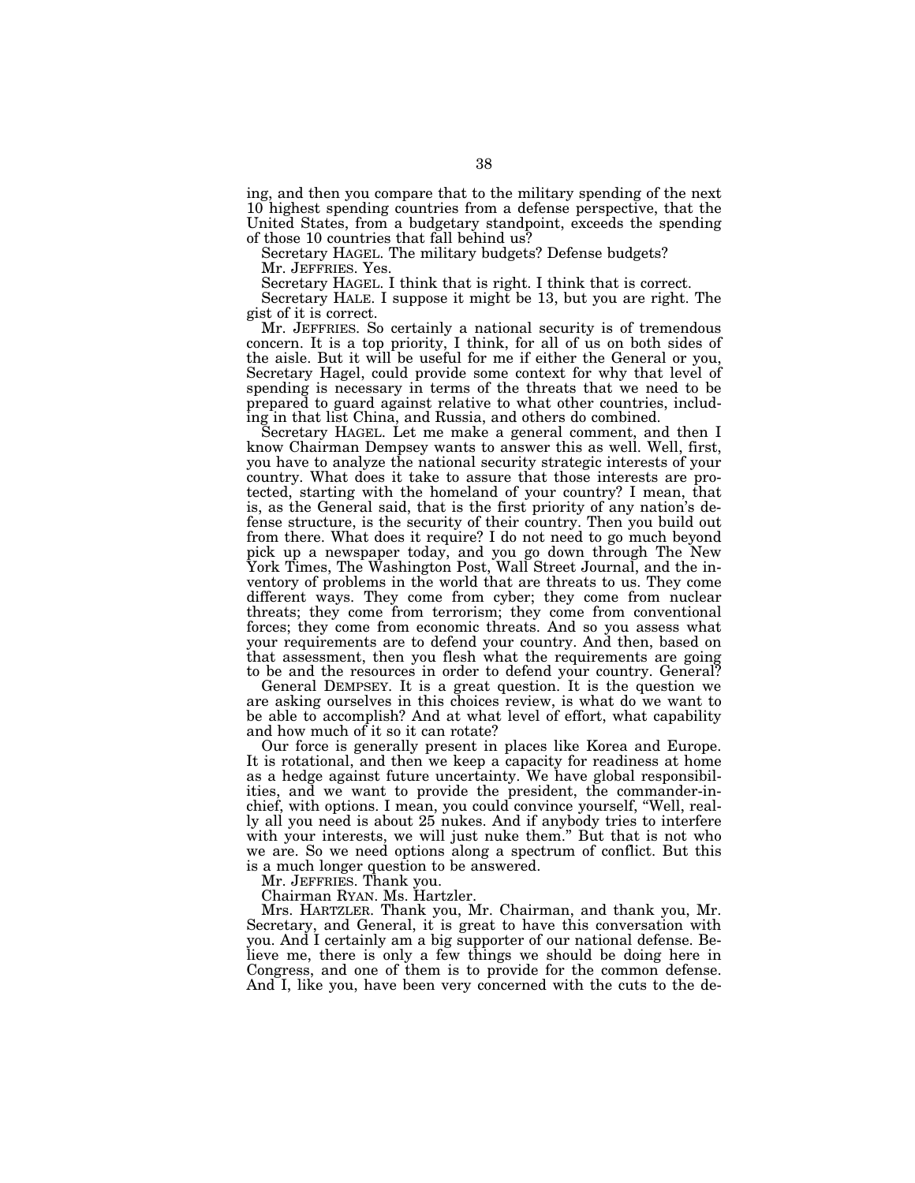ing, and then you compare that to the military spending of the next 10 highest spending countries from a defense perspective, that the United States, from a budgetary standpoint, exceeds the spending of those 10 countries that fall behind us?

Secretary HAGEL. The military budgets? Defense budgets?

Mr. JEFFRIES. Yes.

Secretary HAGEL. I think that is right. I think that is correct.

Secretary HALE. I suppose it might be 13, but you are right. The gist of it is correct.

Mr. JEFFRIES. So certainly a national security is of tremendous concern. It is a top priority, I think, for all of us on both sides of the aisle. But it will be useful for me if either the General or you, Secretary Hagel, could provide some context for why that level of spending is necessary in terms of the threats that we need to be prepared to guard against relative to what other countries, including in that list China, and Russia, and others do combined.

Secretary HAGEL. Let me make a general comment, and then I know Chairman Dempsey wants to answer this as well. Well, first, you have to analyze the national security strategic interests of your country. What does it take to assure that those interests are protected, starting with the homeland of your country? I mean, that is, as the General said, that is the first priority of any nation's defense structure, is the security of their country. Then you build out from there. What does it require? I do not need to go much beyond pick up a newspaper today, and you go down through The New York Times, The Washington Post, Wall Street Journal, and the inventory of problems in the world that are threats to us. They come different ways. They come from cyber; they come from nuclear threats; they come from terrorism; they come from conventional forces; they come from economic threats. And so you assess what your requirements are to defend your country. And then, based on that assessment, then you flesh what the requirements are going to be and the resources in order to defend your country. General?

General DEMPSEY. It is a great question. It is the question we are asking ourselves in this choices review, is what do we want to be able to accomplish? And at what level of effort, what capability and how much of it so it can rotate?

Our force is generally present in places like Korea and Europe. It is rotational, and then we keep a capacity for readiness at home as a hedge against future uncertainty. We have global responsibilities, and we want to provide the president, the commander-in-chief, with options. I mean, you could convince yourself, "Well, really all you need is about 25 nukes. And if anybody tries to interfere with your interests, we will just nuke them." But that is not who we are. So we need options along a spectrum of conflict. But this is a much longer question to be answered.

Mr. JEFFRIES. Thank you.

Chairman RYAN. Ms. Hartzler.

Mrs. HARTZLER. Thank you, Mr. Chairman, and thank you, Mr. Secretary, and General, it is great to have this conversation with you. And I certainly am a big supporter of our national defense. Believe me, there is only a few things we should be doing here in Congress, and one of them is to provide for the common defense. And I, like you, have been very concerned with the cuts to the de-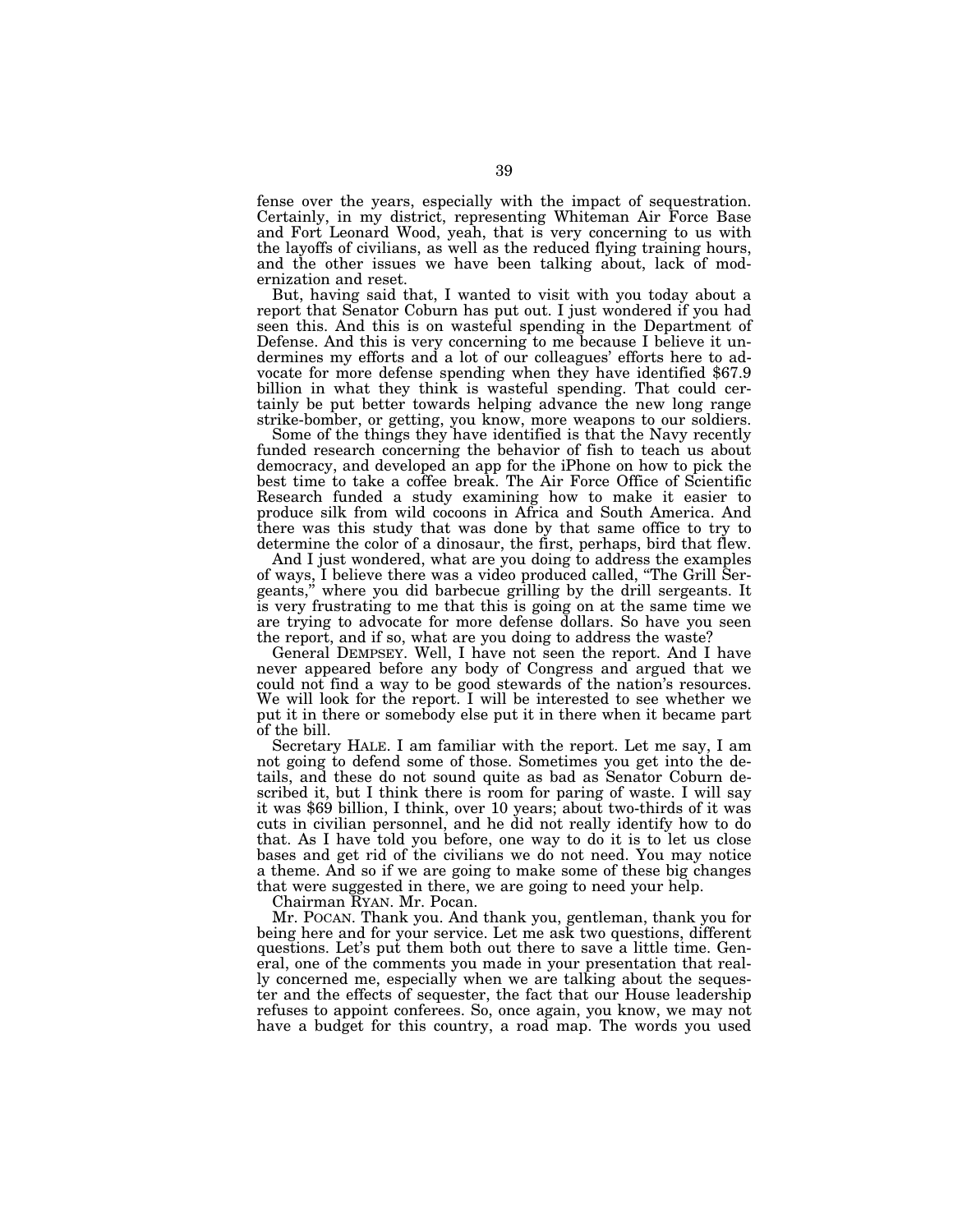fense over the years, especially with the impact of sequestration. Certainly, in my district, representing Whiteman Air Force Base and Fort Leonard Wood, yeah, that is very concerning to us with the layoffs of civilians, as well as the reduced flying training hours, and the other issues we have been talking about, lack of modernization and reset.

But, having said that, I wanted to visit with you today about a report that Senator Coburn has put out. I just wondered if you had seen this. And this is on wasteful spending in the Department of Defense. And this is very concerning to me because I believe it undermines my efforts and a lot of our colleagues' efforts here to advocate for more defense spending when they have identified $67.9 billion in what they think is wasteful spending. That could certainly be put better towards helping advance the new long range strike-bomber, or getting, you know, more weapons to our soldiers.

Some of the things they have identified is that the Navy recently funded research concerning the behavior of fish to teach us about democracy, and developed an app for the iPhone on how to pick the best time to take a coffee break. The Air Force Office of Scientific Research funded a study examining how to make it easier to produce silk from wild cocoons in Africa and South America. And there was this study that was done by that same office to try to determine the color of a dinosaur, the first, perhaps, bird that flew.

And I just wondered, what are you doing to address the examples of ways, I believe there was a video produced called, "The Grill Sergeants," where you did barbecue grilling by the drill sergeants. It is very frustrating to me that this is going on at the same time we are trying to advocate for more defense dollars. So have you seen the report, and if so, what are you doing to address the waste?

General DEMPSEY. Well, I have not seen the report. And I have never appeared before any body of Congress and argued that we could not find a way to be good stewards of the nation's resources. We will look for the report. I will be interested to see whether we put it in there or somebody else put it in there when it became part of the bill.

Secretary HALE. I am familiar with the report. Let me say, I am not going to defend some of those. Sometimes you get into the details, and these do not sound quite as bad as Senator Coburn described it, but I think there is room for paring of waste. I will say it was $69 billion, I think, over 10 years; about two-thirds of it was cuts in civilian personnel, and he did not really identify how to do that. As I have told you before, one way to do it is to let us close bases and get rid of the civilians we do not need. You may notice a theme. And so if we are going to make some of these big changes that were suggested in there, we are going to need your help.

Chairman RYAN. Mr. Pocan.

Mr. POCAN. Thank you. And thank you, gentleman, thank you for being here and for your service. Let me ask two questions, different questions. Let's put them both out there to save a little time. General, one of the comments you made in your presentation that really concerned me, especially when we are talking about the sequester and the effects of sequester, the fact that our House leadership refuses to appoint conferees. So, once again, you know, we may not have a budget for this country, a road map. The words you used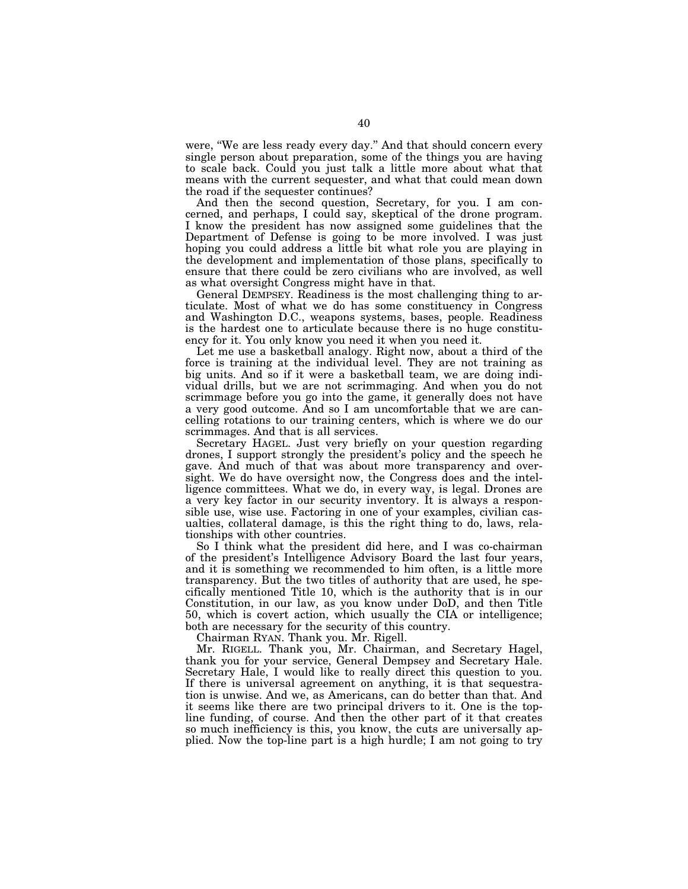were, "We are less ready every day." And that should concern every single person about preparation, some of the things you are having to scale back. Could you just talk a little more about what that means with the current sequester, and what that could mean down the road if the sequester continues?

And then the second question, Secretary, for you. I am concerned, and perhaps, I could say, skeptical of the drone program. I know the president has now assigned some guidelines that the Department of Defense is going to be more involved. I was just hoping you could address a little bit what role you are playing in the development and implementation of those plans, specifically to ensure that there could be zero civilians who are involved, as well as what oversight Congress might have in that.

General DEMPSEY. Readiness is the most challenging thing to articulate. Most of what we do has some constituency in Congress and Washington D.C., weapons systems, bases, people. Readiness is the hardest one to articulate because there is no huge constituency for it. You only know you need it when you need it.

Let me use a basketball analogy. Right now, about a third of the force is training at the individual level. They are not training as big units. And so if it were a basketball team, we are doing individual drills, but we are not scrimmaging. And when you do not scrimmage before you go into the game, it generally does not have a very good outcome. And so I am uncomfortable that we are cancelling rotations to our training centers, which is where we do our scrimmages. And that is all services.

Secretary HAGEL. Just very briefly on your question regarding drones, I support strongly the president's policy and the speech he gave. And much of that was about more transparency and oversight. We do have oversight now, the Congress does and the intelligence committees. What we do, in every way, is legal. Drones are a very key factor in our security inventory. It is always a responsible use, wise use. Factoring in one of your examples, civilian casualties, collateral damage, is this the right thing to do, laws, relationships with other countries.

So I think what the president did here, and I was co-chairman of the president's Intelligence Advisory Board the last four years, and it is something we recommended to him often, is a little more transparency. But the two titles of authority that are used, he specifically mentioned Title 10, which is the authority that is in our Constitution, in our law, as you know under DoD, and then Title 50, which is covert action, which usually the CIA or intelligence; both are necessary for the security of this country.

Chairman RYAN. Thank you. Mr. Rigell.

Mr. RIGELL. Thank you, Mr. Chairman, and Secretary Hagel, thank you for your service, General Dempsey and Secretary Hale. Secretary Hale, I would like to really direct this question to you. If there is universal agreement on anything, it is that sequestration is unwise. And we, as Americans, can do better than that. And it seems like there are two principal drivers to it. One is the top-line funding, of course. And then the other part of it that creates so much inefficiency is this, you know, the cuts are universally applied. Now the top-line part is a high hurdle; I am not going to try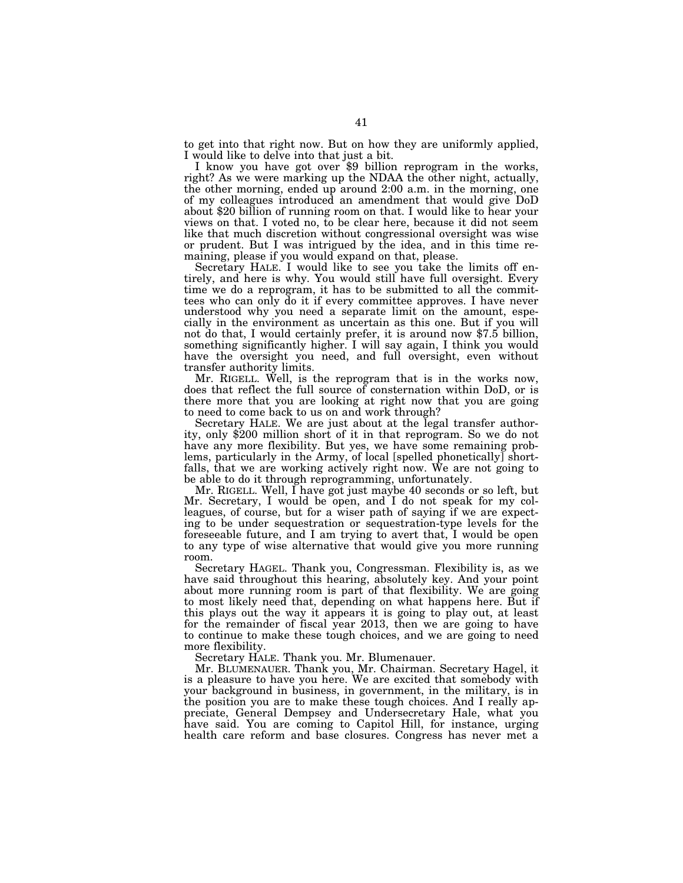to get into that right now. But on how they are uniformly applied, I would like to delve into that just a bit.

I know you have got over $9 billion reprogram in the works, right? As we were marking up the NDAA the other night, actually, the other morning, ended up around 2:00 a.m. in the morning, one of my colleagues introduced an amendment that would give DoD about $20 billion of running room on that. I would like to hear your views on that. I voted no, to be clear here, because it did not seem like that much discretion without congressional oversight was wise or prudent. But I was intrigued by the idea, and in this time remaining, please if you would expand on that, please.

Secretary HALE. I would like to see you take the limits off entirely, and here is why. You would still have full oversight. Every time we do a reprogram, it has to be submitted to all the committees who can only do it if every committee approves. I have never understood why you need a separate limit on the amount, especially in the environment as uncertain as this one. But if you will not do that, I would certainly prefer, it is around now $7.5 billion, something significantly higher. I will say again, I think you would have the oversight you need, and full oversight, even without transfer authority limits.

Mr. RIGELL. Well, is the reprogram that is in the works now, does that reflect the full source of consternation within DoD, or is there more that you are looking at right now that you are going to need to come back to us on and work through?

Secretary HALE. We are just about at the legal transfer authority, only $200 million short of it in that reprogram. So we do not have any more flexibility. But yes, we have some remaining problems, particularly in the Army, of local [spelled phonetically] shortfalls, that we are working actively right now. We are not going to be able to do it through reprogramming, unfortunately.

Mr. RIGELL. Well, I have got just maybe 40 seconds or so left, but Mr. Secretary, I would be open, and I do not speak for my colleagues, of course, but for a wiser path of saying if we are expecting to be under sequestration or sequestration-type levels for the foreseeable future, and I am trying to avert that, I would be open to any type of wise alternative that would give you more running room.

Secretary HAGEL. Thank you, Congressman. Flexibility is, as we have said throughout this hearing, absolutely key. And your point about more running room is part of that flexibility. We are going to most likely need that, depending on what happens here. But if this plays out the way it appears it is going to play out, at least for the remainder of fiscal year 2013, then we are going to have to continue to make these tough choices, and we are going to need more flexibility.

Secretary HALE. Thank you. Mr. Blumenauer.

Mr. BLUMENAUER. Thank you, Mr. Chairman. Secretary Hagel, it is a pleasure to have you here. We are excited that somebody with your background in business, in government, in the military, is in the position you are to make these tough choices. And I really appreciate, General Dempsey and Undersecretary Hale, what you have said. You are coming to Capitol Hill, for instance, urging health care reform and base closures. Congress has never met a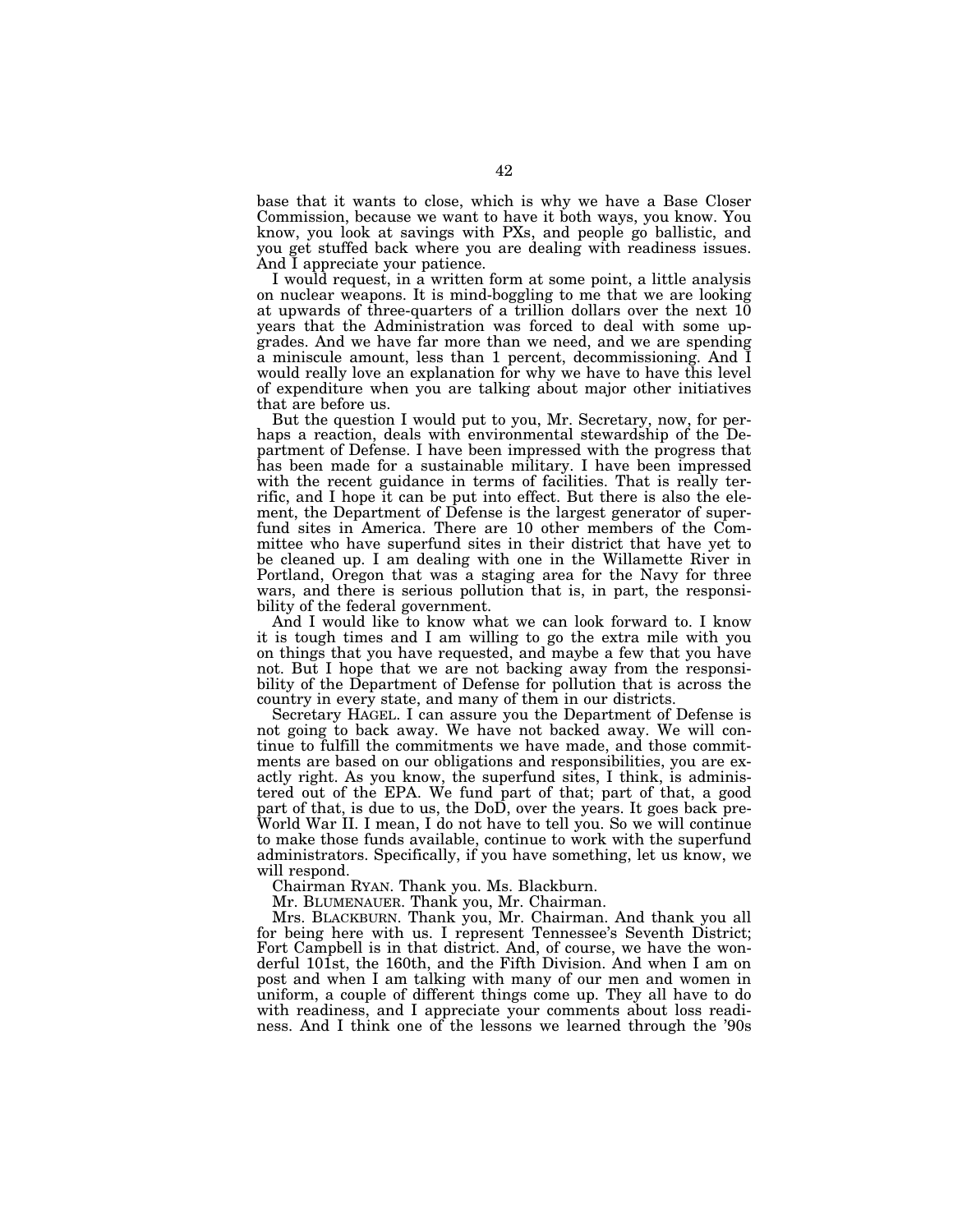base that it wants to close, which is why we have a Base Closer Commission, because we want to have it both ways, you know. You know, you look at savings with PXs, and people go ballistic, and you get stuffed back where you are dealing with readiness issues. And I appreciate your patience.

I would request, in a written form at some point, a little analysis on nuclear weapons. It is mind-boggling to me that we are looking at upwards of three-quarters of a trillion dollars over the next 10 years that the Administration was forced to deal with some upgrades. And we have far more than we need, and we are spending a miniscule amount, less than 1 percent, decommissioning. And I would really love an explanation for why we have to have this level of expenditure when you are talking about major other initiatives that are before us.

But the question I would put to you, Mr. Secretary, now, for perhaps a reaction, deals with environmental stewardship of the Department of Defense. I have been impressed with the progress that has been made for a sustainable military. I have been impressed with the recent guidance in terms of facilities. That is really terrific, and I hope it can be put into effect. But there is also the element, the Department of Defense is the largest generator of superfund sites in America. There are 10 other members of the Committee who have superfund sites in their district that have yet to be cleaned up. I am dealing with one in the Willamette River in Portland, Oregon that was a staging area for the Navy for three wars, and there is serious pollution that is, in part, the responsibility of the federal government.

And I would like to know what we can look forward to. I know it is tough times and I am willing to go the extra mile with you on things that you have requested, and maybe a few that you have not. But I hope that we are not backing away from the responsibility of the Department of Defense for pollution that is across the country in every state, and many of them in our districts.

Secretary HAGEL. I can assure you the Department of Defense is not going to back away. We have not backed away. We will continue to fulfill the commitments we have made, and those commitments are based on our obligations and responsibilities, you are exactly right. As you know, the superfund sites, I think, is administered out of the EPA. We fund part of that; part of that, a good part of that, is due to us, the DoD, over the years. It goes back pre-World War II. I mean, I do not have to tell you. So we will continue to make those funds available, continue to work with the superfund administrators. Specifically, if you have something, let us know, we will respond.

Chairman RYAN. Thank you. Ms. Blackburn.

Mr. BLUMENAUER. Thank you, Mr. Chairman.

Mrs. BLACKBURN. Thank you, Mr. Chairman. And thank you all for being here with us. I represent Tennessee's Seventh District; Fort Campbell is in that district. And, of course, we have the wonderful 101st, the 160th, and the Fifth Division. And when I am on post and when I am talking with many of our men and women in uniform, a couple of different things come up. They all have to do with readiness, and I appreciate your comments about loss readiness. And I think one of the lessons we learned through the '90s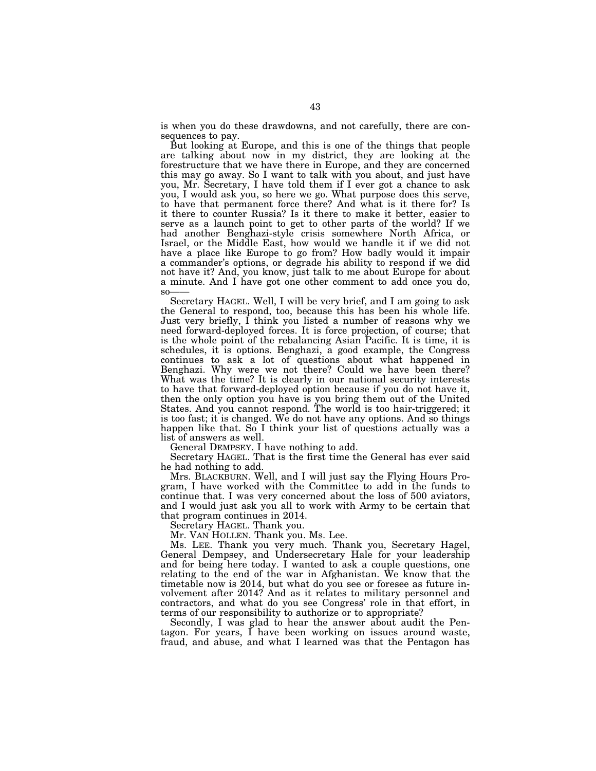is when you do these drawdowns, and not carefully, there are consequences to pay.

But looking at Europe, and this is one of the things that people are talking about now in my district, they are looking at the forestructure that we have there in Europe, and they are concerned this may go away. So I want to talk with you about, and just have you, Mr. Secretary, I have told them if I ever got a chance to ask you, I would ask you, so here we go. What purpose does this serve, to have that permanent force there? And what is it there for? Is it there to counter Russia? Is it there to make it better, easier to serve as a launch point to get to other parts of the world? If we had another Benghazi-style crisis somewhere North Africa, or Israel, or the Middle East, how would we handle it if we did not have a place like Europe to go from? How badly would it impair a commander's options, or degrade his ability to respond if we did not have it? And, you know, just talk to me about Europe for about a minute. And I have got one other comment to add once you do, so——

Secretary HAGEL. Well, I will be very brief, and I am going to ask the General to respond, too, because this has been his whole life. Just very briefly, I think you listed a number of reasons why we need forward-deployed forces. It is force projection, of course; that is the whole point of the rebalancing Asian Pacific. It is time, it is schedules, it is options. Benghazi, a good example, the Congress continues to ask a lot of questions about what happened in Benghazi. Why were we not there? Could we have been there? What was the time? It is clearly in our national security interests to have that forward-deployed option because if you do not have it, then the only option you have is you bring them out of the United States. And you cannot respond. The world is too hair-triggered; it is too fast; it is changed. We do not have any options. And so things happen like that. So I think your list of questions actually was a list of answers as well.

General DEMPSEY. I have nothing to add.

Secretary HAGEL. That is the first time the General has ever said he had nothing to add.

Mrs. BLACKBURN. Well, and I will just say the Flying Hours Program, I have worked with the Committee to add in the funds to continue that. I was very concerned about the loss of 500 aviators, and I would just ask you all to work with Army to be certain that that program continues in 2014.

Secretary HAGEL. Thank you.

Mr. VAN HOLLEN. Thank you. Ms. Lee.

Ms. LEE. Thank you very much. Thank you, Secretary Hagel, General Dempsey, and Undersecretary Hale for your leadership and for being here today. I wanted to ask a couple questions, one relating to the end of the war in Afghanistan. We know that the timetable now is 2014, but what do you see or foresee as future involvement after 2014? And as it relates to military personnel and contractors, and what do you see Congress' role in that effort, in terms of our responsibility to authorize or to appropriate?

Secondly, I was glad to hear the answer about audit the Pentagon. For years, I have been working on issues around waste, fraud, and abuse, and what I learned was that the Pentagon has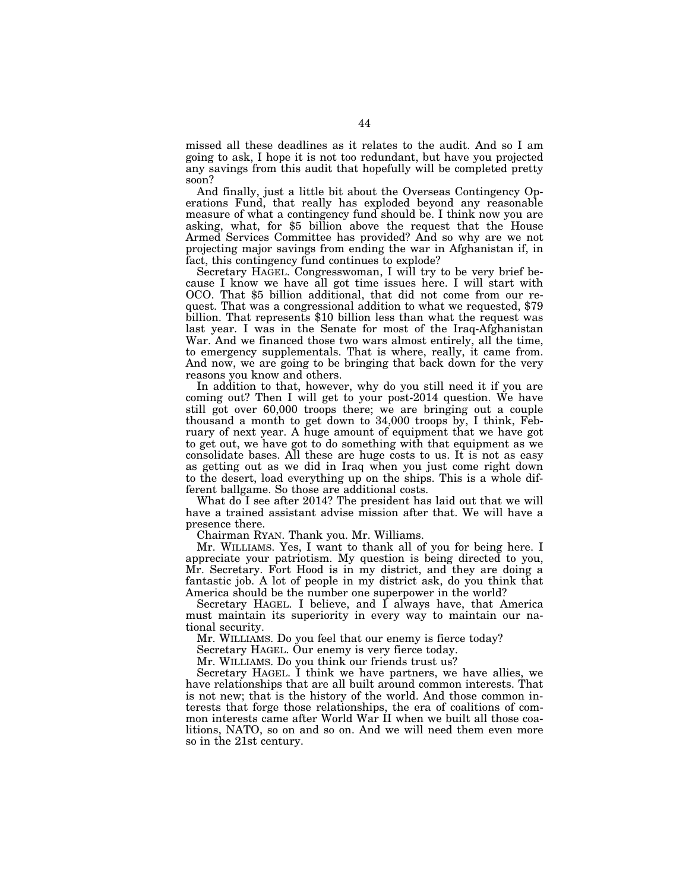missed all these deadlines as it relates to the audit. And so I am going to ask, I hope it is not too redundant, but have you projected any savings from this audit that hopefully will be completed pretty soon?

And finally, just a little bit about the Overseas Contingency Operations Fund, that really has exploded beyond any reasonable measure of what a contingency fund should be. I think now you are asking, what, for $5 billion above the request that the House Armed Services Committee has provided? And so why are we not projecting major savings from ending the war in Afghanistan if, in fact, this contingency fund continues to explode?

Secretary HAGEL. Congresswoman, I will try to be very brief because I know we have all got time issues here. I will start with OCO. That $5 billion additional, that did not come from our request. That was a congressional addition to what we requested, $79 billion. That represents $10 billion less than what the request was last year. I was in the Senate for most of the Iraq-Afghanistan War. And we financed those two wars almost entirely, all the time, to emergency supplementals. That is where, really, it came from. And now, we are going to be bringing that back down for the very reasons you know and others.

In addition to that, however, why do you still need it if you are coming out? Then I will get to your post-2014 question. We have still got over 60,000 troops there; we are bringing out a couple thousand a month to get down to 34,000 troops by, I think, February of next year. A huge amount of equipment that we have got to get out, we have got to do something with that equipment as we consolidate bases. All these are huge costs to us. It is not as easy as getting out as we did in Iraq when you just come right down to the desert, load everything up on the ships. This is a whole different ballgame. So those are additional costs.

What do I see after 2014? The president has laid out that we will have a trained assistant advise mission after that. We will have a presence there.

Chairman RYAN. Thank you. Mr. Williams.

Mr. WILLIAMS. Yes, I want to thank all of you for being here. I appreciate your patriotism. My question is being directed to you, Mr. Secretary. Fort Hood is in my district, and they are doing a fantastic job. A lot of people in my district ask, do you think that America should be the number one superpower in the world?

Secretary HAGEL. I believe, and I always have, that America must maintain its superiority in every way to maintain our national security.

Mr. WILLIAMS. Do you feel that our enemy is fierce today?

Secretary HAGEL. Our enemy is very fierce today.

Mr. WILLIAMS. Do you think our friends trust us?

Secretary HAGEL. I think we have partners, we have allies, we have relationships that are all built around common interests. That is not new; that is the history of the world. And those common interests that forge those relationships, the era of coalitions of common interests came after World War II when we built all those coalitions, NATO, so on and so on. And we will need them even more so in the 21st century.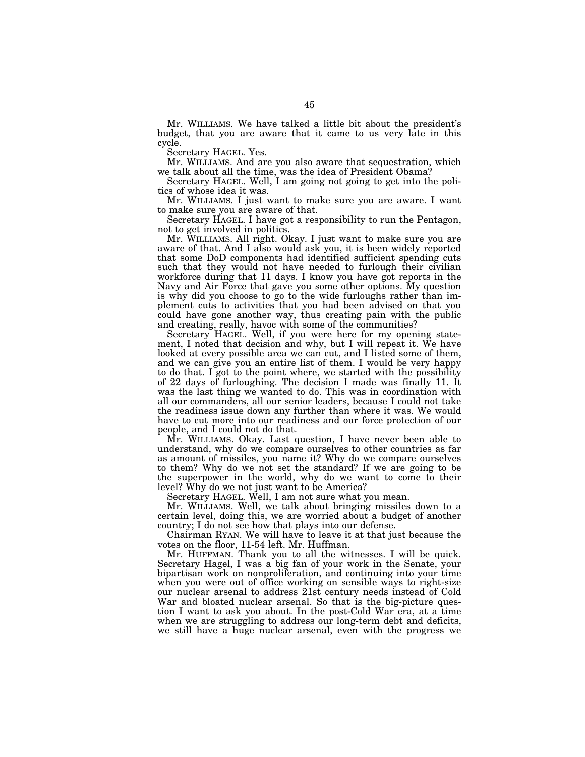Mr. WILLIAMS. We have talked a little bit about the president's budget, that you are aware that it came to us very late in this cycle.

Secretary HAGEL. Yes.

Mr. WILLIAMS. And are you also aware that sequestration, which we talk about all the time, was the idea of President Obama?

Secretary HAGEL. Well, I am going not going to get into the politics of whose idea it was.

Mr. WILLIAMS. I just want to make sure you are aware. I want to make sure you are aware of that.

Secretary HAGEL. I have got a responsibility to run the Pentagon, not to get involved in politics.

Mr. WILLIAMS. All right. Okay. I just want to make sure you are aware of that. And I also would ask you, it is been widely reported that some DoD components had identified sufficient spending cuts such that they would not have needed to furlough their civilian workforce during that 11 days. I know you have got reports in the Navy and Air Force that gave you some other options. My question is why did you choose to go to the wide furloughs rather than implement cuts to activities that you had been advised on that you could have gone another way, thus creating pain with the public and creating, really, havoc with some of the communities?

Secretary HAGEL. Well, if you were here for my opening statement, I noted that decision and why, but I will repeat it. We have looked at every possible area we can cut, and I listed some of them, and we can give you an entire list of them. I would be very happy to do that. I got to the point where, we started with the possibility of 22 days of furloughing. The decision I made was finally 11. It was the last thing we wanted to do. This was in coordination with all our commanders, all our senior leaders, because I could not take the readiness issue down any further than where it was. We would have to cut more into our readiness and our force protection of our people, and I could not do that.

Mr. WILLIAMS. Okay. Last question, I have never been able to understand, why do we compare ourselves to other countries as far as amount of missiles, you name it? Why do we compare ourselves to them? Why do we not set the standard? If we are going to be the superpower in the world, why do we want to come to their level? Why do we not just want to be America?

Secretary HAGEL. Well, I am not sure what you mean.

Mr. WILLIAMS. Well, we talk about bringing missiles down to a certain level, doing this, we are worried about a budget of another country; I do not see how that plays into our defense.

Chairman RYAN. We will have to leave it at that just because the votes on the floor, 11-54 left. Mr. Huffman.

Mr. HUFFMAN. Thank you to all the witnesses. I will be quick. Secretary Hagel, I was a big fan of your work in the Senate, your bipartisan work on nonproliferation, and continuing into your time when you were out of office working on sensible ways to right-size our nuclear arsenal to address 21st century needs instead of Cold War and bloated nuclear arsenal. So that is the big-picture question I want to ask you about. In the post-Cold War era, at a time when we are struggling to address our long-term debt and deficits, we still have a huge nuclear arsenal, even with the progress we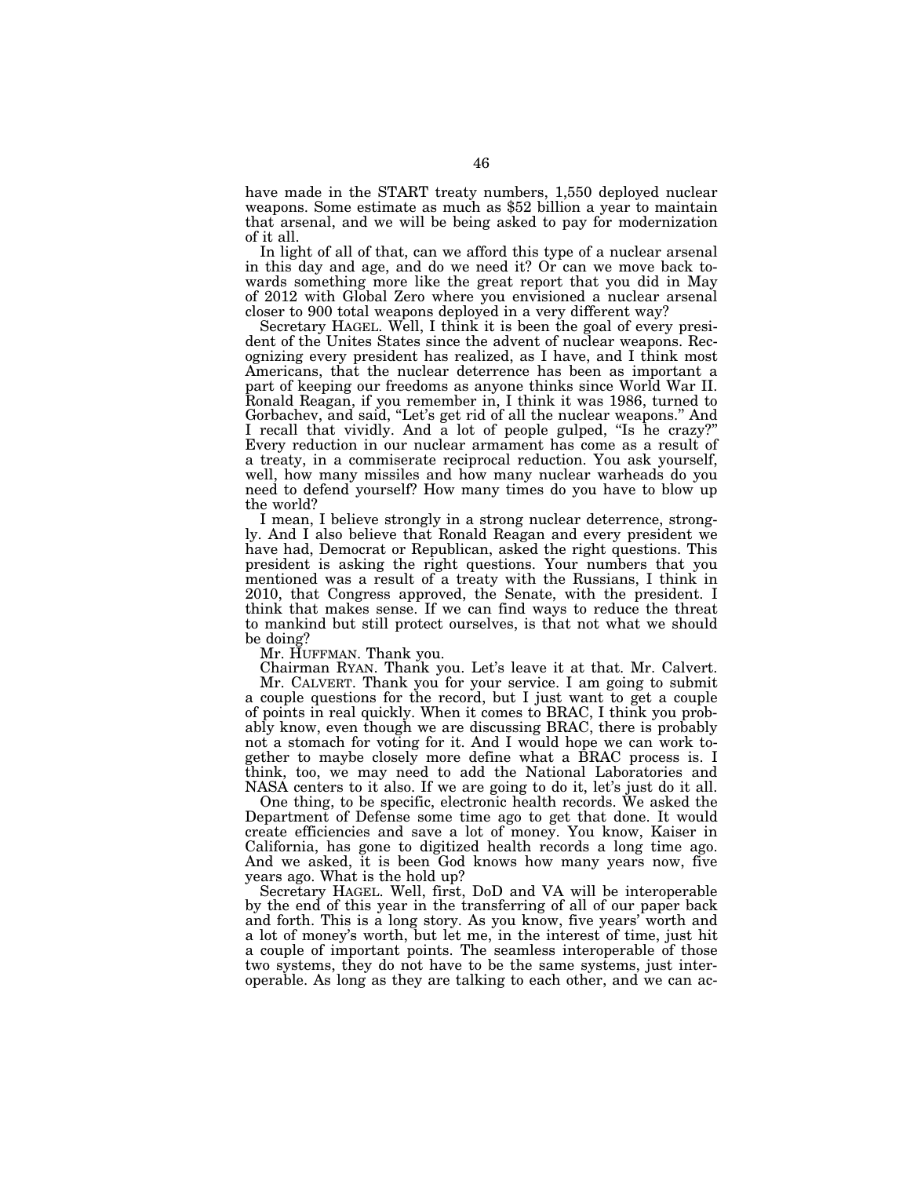have made in the START treaty numbers, 1,550 deployed nuclear weapons. Some estimate as much as $52 billion a year to maintain that arsenal, and we will be being asked to pay for modernization of it all.

In light of all of that, can we afford this type of a nuclear arsenal in this day and age, and do we need it? Or can we move back towards something more like the great report that you did in May of 2012 with Global Zero where you envisioned a nuclear arsenal closer to 900 total weapons deployed in a very different way?

Secretary HAGEL. Well, I think it is been the goal of every president of the Unites States since the advent of nuclear weapons. Recognizing every president has realized, as I have, and I think most Americans, that the nuclear deterrence has been as important a part of keeping our freedoms as anyone thinks since World War II. Ronald Reagan, if you remember in, I think it was 1986, turned to Gorbachev, and said, "Let's get rid of all the nuclear weapons." And I recall that vividly. And a lot of people gulped, "Is he crazy?" Every reduction in our nuclear armament has come as a result of a treaty, in a commiserate reciprocal reduction. You ask yourself, well, how many missiles and how many nuclear warheads do you need to defend yourself? How many times do you have to blow up the world?

I mean, I believe strongly in a strong nuclear deterrence, strongly. And I also believe that Ronald Reagan and every president we have had, Democrat or Republican, asked the right questions. This president is asking the right questions. Your numbers that you mentioned was a result of a treaty with the Russians, I think in 2010, that Congress approved, the Senate, with the president. I think that makes sense. If we can find ways to reduce the threat to mankind but still protect ourselves, is that not what we should be doing?

Mr. HUFFMAN. Thank you.

Chairman RYAN. Thank you. Let's leave it at that. Mr. Calvert.

Mr. CALVERT. Thank you for your service. I am going to submit a couple questions for the record, but I just want to get a couple of points in real quickly. When it comes to BRAC, I think you probably know, even though we are discussing BRAC, there is probably not a stomach for voting for it. And I would hope we can work together to maybe closely more define what a BRAC process is. I think, too, we may need to add the National Laboratories and NASA centers to it also. If we are going to do it, let's just do it all.

One thing, to be specific, electronic health records. We asked the Department of Defense some time ago to get that done. It would create efficiencies and save a lot of money. You know, Kaiser in California, has gone to digitized health records a long time ago. And we asked, it is been God knows how many years now, five years ago. What is the hold up?

Secretary HAGEL. Well, first, DoD and VA will be interoperable by the end of this year in the transferring of all of our paper back and forth. This is a long story. As you know, five years' worth and a lot of money's worth, but let me, in the interest of time, just hit a couple of important points. The seamless interoperable of those two systems, they do not have to be the same systems, just interoperable. As long as they are talking to each other, and we can ac-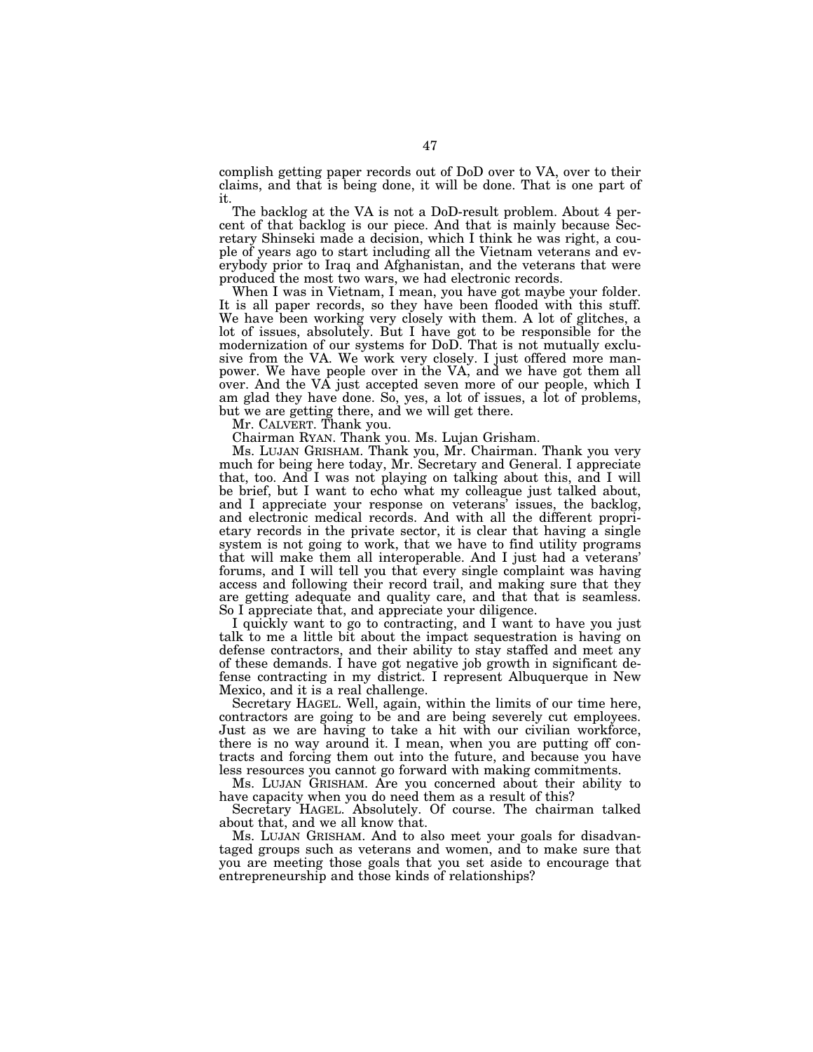complish getting paper records out of DoD over to VA, over to their claims, and that is being done, it will be done. That is one part of it.

The backlog at the VA is not a DoD-result problem. About 4 percent of that backlog is our piece. And that is mainly because Secretary Shinseki made a decision, which I think he was right, a couple of years ago to start including all the Vietnam veterans and everybody prior to Iraq and Afghanistan, and the veterans that were produced the most two wars, we had electronic records.

When I was in Vietnam, I mean, you have got maybe your folder. It is all paper records, so they have been flooded with this stuff. We have been working very closely with them. A lot of glitches, a lot of issues, absolutely. But I have got to be responsible for the modernization of our systems for DoD. That is not mutually exclusive from the VA. We work very closely. I just offered more manpower. We have people over in the VA, and we have got them all over. And the VA just accepted seven more of our people, which I am glad they have done. So, yes, a lot of issues, a lot of problems, but we are getting there, and we will get there.

Mr. CALVERT. Thank you.

Chairman RYAN. Thank you. Ms. Lujan Grisham.

Ms. LUJAN GRISHAM. Thank you, Mr. Chairman. Thank you very much for being here today, Mr. Secretary and General. I appreciate that, too. And I was not playing on talking about this, and I will be brief, but I want to echo what my colleague just talked about, and I appreciate your response on veterans' issues, the backlog, and electronic medical records. And with all the different proprietary records in the private sector, it is clear that having a single system is not going to work, that we have to find utility programs that will make them all interoperable. And I just had a veterans' forums, and I will tell you that every single complaint was having access and following their record trail, and making sure that they are getting adequate and quality care, and that that is seamless. So I appreciate that, and appreciate your diligence.

I quickly want to go to contracting, and I want to have you just talk to me a little bit about the impact sequestration is having on defense contractors, and their ability to stay staffed and meet any of these demands. I have got negative job growth in significant defense contracting in my district. I represent Albuquerque in New Mexico, and it is a real challenge.

Secretary HAGEL. Well, again, within the limits of our time here, contractors are going to be and are being severely cut employees. Just as we are having to take a hit with our civilian workforce, there is no way around it. I mean, when you are putting off contracts and forcing them out into the future, and because you have less resources you cannot go forward with making commitments.

Ms. LUJAN GRISHAM. Are you concerned about their ability to have capacity when you do need them as a result of this?

Secretary HAGEL. Absolutely. Of course. The chairman talked about that, and we all know that.

Ms. LUJAN GRISHAM. And to also meet your goals for disadvantaged groups such as veterans and women, and to make sure that you are meeting those goals that you set aside to encourage that entrepreneurship and those kinds of relationships?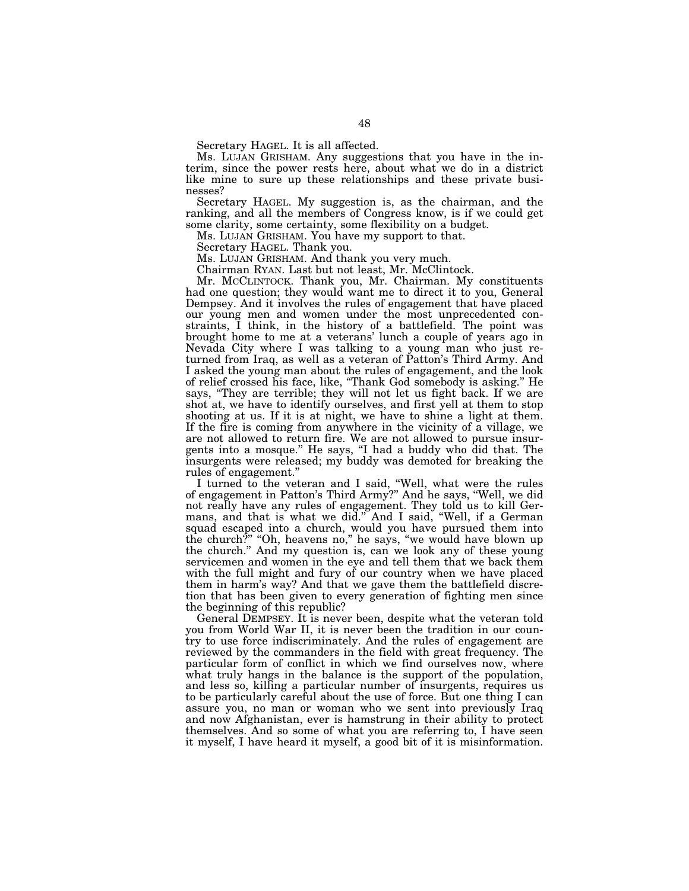Secretary HAGEL. It is all affected.

Ms. LUJAN GRISHAM. Any suggestions that you have in the interim, since the power rests here, about what we do in a district like mine to sure up these relationships and these private businesses?

Secretary HAGEL. My suggestion is, as the chairman, and the ranking, and all the members of Congress know, is if we could get some clarity, some certainty, some flexibility on a budget.

Ms. LUJAN GRISHAM. You have my support to that.

Secretary HAGEL. Thank you.

Ms. LUJAN GRISHAM. And thank you very much.

Chairman RYAN. Last but not least, Mr. McClintock.

Mr. MCCLINTOCK. Thank you, Mr. Chairman. My constituents had one question; they would want me to direct it to you, General Dempsey. And it involves the rules of engagement that have placed our young men and women under the most unprecedented constraints, I think, in the history of a battlefield. The point was brought home to me at a veterans' lunch a couple of years ago in Nevada City where I was talking to a young man who just returned from Iraq, as well as a veteran of Patton's Third Army. And I asked the young man about the rules of engagement, and the look of relief crossed his face, like, "Thank God somebody is asking." He says, "They are terrible; they will not let us fight back. If we are shot at, we have to identify ourselves, and first yell at them to stop shooting at us. If it is at night, we have to shine a light at them. If the fire is coming from anywhere in the vicinity of a village, we are not allowed to return fire. We are not allowed to pursue insurgents into a mosque." He says, "I had a buddy who did that. The insurgents were released; my buddy was demoted for breaking the rules of engagement."

I turned to the veteran and I said, "Well, what were the rules of engagement in Patton's Third Army?" And he says, "Well, we did not really have any rules of engagement. They told us to kill Germans, and that is what we did." And I said, "Well, if a German squad escaped into a church, would you have pursued them into the church?" "Oh, heavens no," he says, "we would have blown up the church." And my question is, can we look any of these young servicemen and women in the eye and tell them that we back them with the full might and fury of our country when we have placed them in harm's way? And that we gave them the battlefield discretion that has been given to every generation of fighting men since the beginning of this republic?

General DEMPSEY. It is never been, despite what the veteran told you from World War II, it is never been the tradition in our country to use force indiscriminately. And the rules of engagement are reviewed by the commanders in the field with great frequency. The particular form of conflict in which we find ourselves now, where what truly hangs in the balance is the support of the population, and less so, killing a particular number of insurgents, requires us to be particularly careful about the use of force. But one thing I can assure you, no man or woman who we sent into previously Iraq and now Afghanistan, ever is hamstrung in their ability to protect themselves. And so some of what you are referring to, I have seen it myself, I have heard it myself, a good bit of it is misinformation.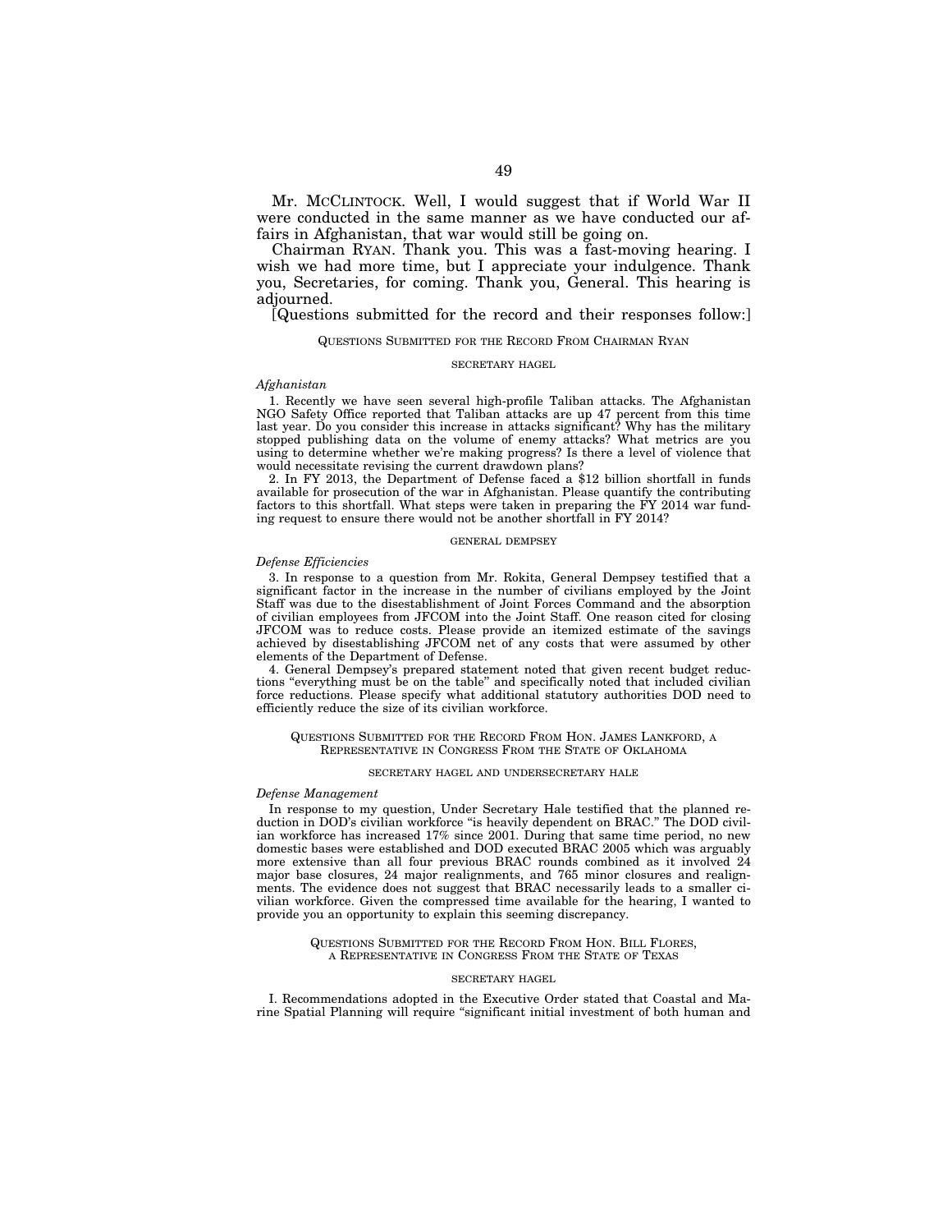Mr. McCLINTOCK. Well, I would suggest that if World War II were conducted in the same manner as we have conducted our affairs in Afghanistan, that war would still be going on.

Chairman RYAN. Thank you. This was a fast-moving hearing. I wish we had more time, but I appreciate your indulgence. Thank you, Secretaries, for coming. Thank you, General. This hearing is adjourned.

[Questions submitted for the record and their responses follow:]

QUESTIONS SUBMITTED FOR THE RECORD FROM CHAIRMAN RYAN

SECRETARY HAGEL

*Afghanistan*

1. Recently we have seen several high-profile Taliban attacks. The Afghanistan NGO Safety Office reported that Taliban attacks are up 47 percent from this time last year. Do you consider this increase in attacks significant? Why has the military stopped publishing data on the volume of enemy attacks? What metrics are you using to determine whether we're making progress? Is there a level of violence that would necessitate revising the current drawdown plans?

2. In FY 2013, the Department of Defense faced a $12 billion shortfall in funds available for prosecution of the war in Afghanistan. Please quantify the contributing factors to this shortfall. What steps were taken in preparing the FY 2014 war funding request to ensure there would not be another shortfall in FY 2014?

GENERAL DEMPSEY

*Defense Efficiencies*

3. In response to a question from Mr. Rokita, General Dempsey testified that a significant factor in the increase in the number of civilians employed by the Joint Staff was due to the disestablishment of Joint Forces Command and the absorption of civilian employees from JFCOM into the Joint Staff. One reason cited for closing JFCOM was to reduce costs. Please provide an itemized estimate of the savings achieved by disestablishing JFCOM net of any costs that were assumed by other elements of the Department of Defense.

4. General Dempsey's prepared statement noted that given recent budget reductions "everything must be on the table" and specifically noted that included civilian force reductions. Please specify what additional statutory authorities DOD need to efficiently reduce the size of its civilian workforce.

QUESTIONS SUBMITTED FOR THE RECORD FROM HON. JAMES LANKFORD, A REPRESENTATIVE IN CONGRESS FROM THE STATE OF OKLAHOMA

SECRETARY HAGEL AND UNDERSECRETARY HALE

*Defense Management*

In response to my question, Under Secretary Hale testified that the planned reduction in DOD's civilian workforce "is heavily dependent on BRAC." The DOD civilian workforce has increased 17% since 2001. During that same time period, no new domestic bases were established and DOD executed BRAC 2005 which was arguably more extensive than all four previous BRAC rounds combined as it involved 24 major base closures, 24 major realignments, and 765 minor closures and realignments. The evidence does not suggest that BRAC necessarily leads to a smaller civilian workforce. Given the compressed time available for the hearing, I wanted to provide you an opportunity to explain this seeming discrepancy.

QUESTIONS SUBMITTED FOR THE RECORD FROM HON. BILL FLORES, A REPRESENTATIVE IN CONGRESS FROM THE STATE OF TEXAS

SECRETARY HAGEL

I. Recommendations adopted in the Executive Order stated that Coastal and Marine Spatial Planning will require "significant initial investment of both human and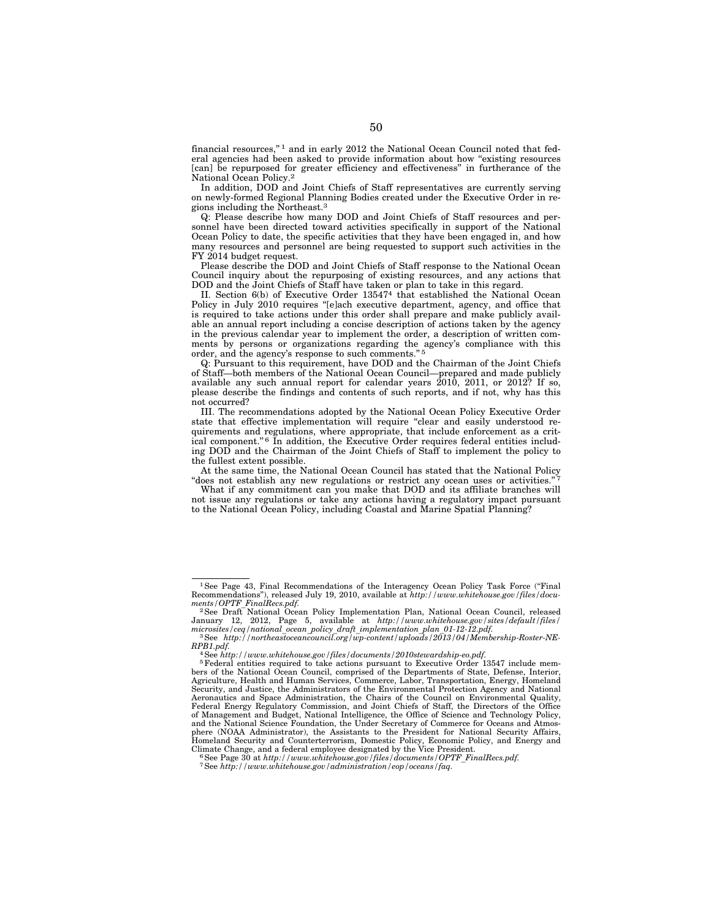financial resources,"[1] and in early 2012 the National Ocean Council noted that federal agencies had been asked to provide information about how "existing resources [can] be repurposed for greater efficiency and effectiveness" in furtherance of the National Ocean Policy.[2]

In addition, DOD and Joint Chiefs of Staff representatives are currently serving on newly-formed Regional Planning Bodies created under the Executive Order in regions including the Northeast.[3]

Q: Please describe how many DOD and Joint Chiefs of Staff resources and personnel have been directed toward activities specifically in support of the National Ocean Policy to date, the specific activities that they have been engaged in, and how many resources and personnel are being requested to support such activities in the FY 2014 budget request.

Please describe the DOD and Joint Chiefs of Staff response to the National Ocean Council inquiry about the repurposing of existing resources, and any actions that DOD and the Joint Chiefs of Staff have taken or plan to take in this regard.

II. Section 6(b) of Executive Order 13547[4] that established the National Ocean Policy in July 2010 requires "[e]ach executive department, agency, and office that is required to take actions under this order shall prepare and make publicly available an annual report including a concise description of actions taken by the agency in the previous calendar year to implement the order, a description of written comments by persons or organizations regarding the agency's compliance with this order, and the agency's response to such comments."[5]

Q: Pursuant to this requirement, have DOD and the Chairman of the Joint Chiefs of Staff—both members of the National Ocean Council—prepared and made publicly available any such annual report for calendar years 2010, 2011, or 2012? If so, please describe the findings and contents of such reports, and if not, why has this not occurred?

III. The recommendations adopted by the National Ocean Policy Executive Order state that effective implementation will require "clear and easily understood requirements and regulations, where appropriate, that include enforcement as a critical component."[6] In addition, the Executive Order requires federal entities including DOD and the Chairman of the Joint Chiefs of Staff to implement the policy to the fullest extent possible.

At the same time, the National Ocean Council has stated that the National Policy "does not establish any new regulations or restrict any ocean uses or activities."[7]

What if any commitment can you make that DOD and its affiliate branches will not issue any regulations or take any actions having a regulatory impact pursuant to the National Ocean Policy, including Coastal and Marine Spatial Planning?

---

[1] See Page 43, Final Recommendations of the Interagency Ocean Policy Task Force ("Final Recommendations"), released July 19, 2010, available at *http://www.whitehouse.gov/files/documents/OPTF_FinalRecs.pdf.*

[2] See Draft National Ocean Policy Implementation Plan, National Ocean Council, released January 12, 2012, Page 5, available at *http://www.whitehouse.gov/sites/default/files/microsites/ceq/national_ocean_policy_draft_implementation_plan_01-12-12.pdf.*

[3] See *http://northeastoceancouncil.org/wp-content/uploads/2013/04/Membership-Roster-NE-RPB1.pdf.*

[4] See *http://www.whitehouse.gov/files/documents/2010stewardship-eo.pdf.*

[5] Federal entities required to take actions pursuant to Executive Order 13547 include members of the National Ocean Council, comprised of the Departments of State, Defense, Interior, Agriculture, Health and Human Services, Commerce, Labor, Transportation, Energy, Homeland Security, and Justice, the Administrators of the Environmental Protection Agency and National Aeronautics and Space Administration, the Chairs of the Council on Environmental Quality, Federal Energy Regulatory Commission, and Joint Chiefs of Staff, the Directors of the Office of Management and Budget, National Intelligence, the Office of Science and Technology Policy, and the National Science Foundation, the Under Secretary of Commerce for Oceans and Atmosphere (NOAA Administrator), the Assistants to the President for National Security Affairs, Homeland Security and Counterterrorism, Domestic Policy, Economic Policy, and Energy and Climate Change, and a federal employee designated by the Vice President.

[6] See Page 30 at *http://www.whitehouse.gov/files/documents/OPTF_FinalRecs.pdf.*

[7] See *http://www.whitehouse.gov/administration/eop/oceans/faq.*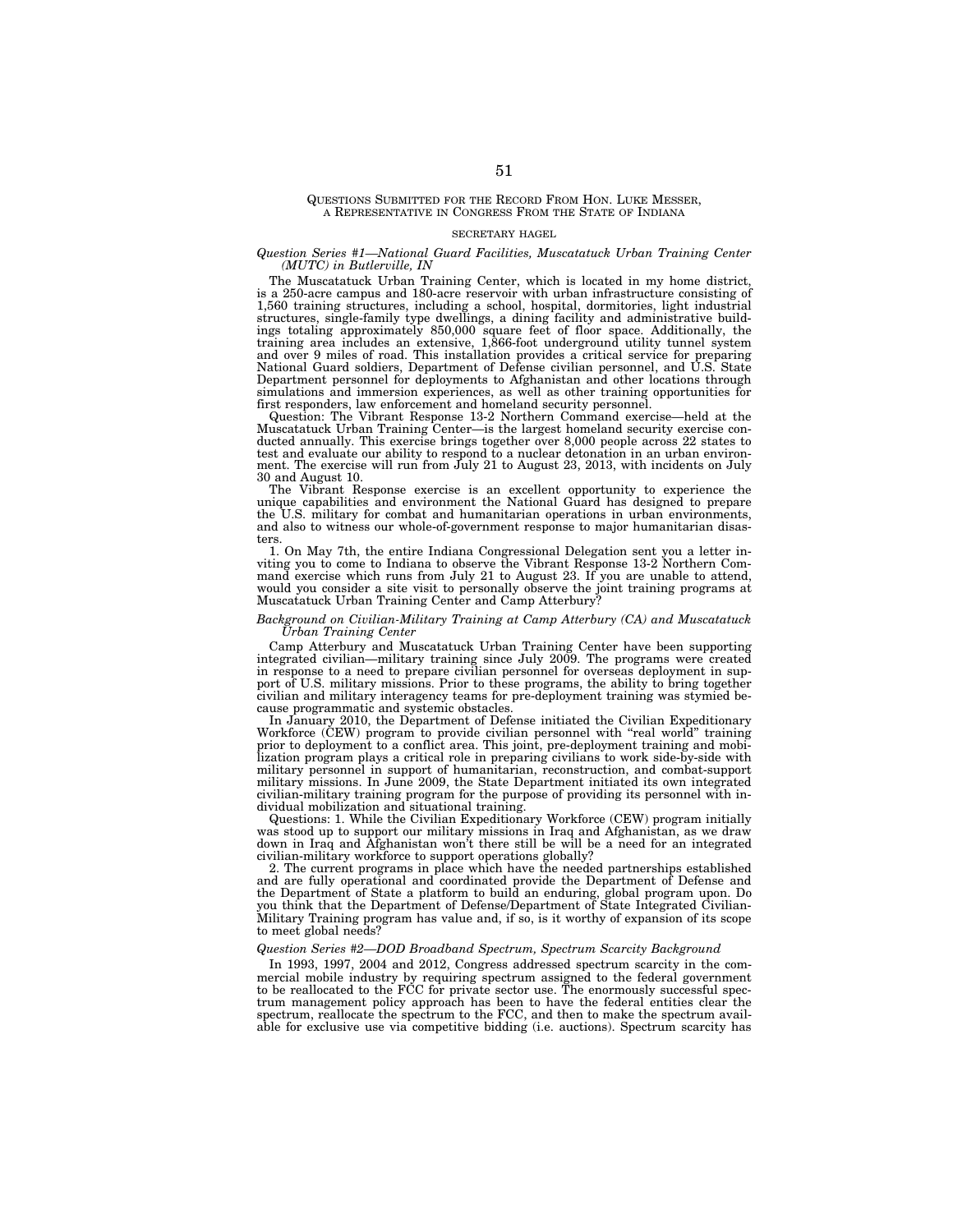QUESTIONS SUBMITTED FOR THE RECORD FROM HON. LUKE MESSER, A REPRESENTATIVE IN CONGRESS FROM THE STATE OF INDIANA

SECRETARY HAGEL

*Question Series #1—National Guard Facilities, Muscatatuck Urban Training Center (MUTC) in Butlerville, IN*

The Muscatatuck Urban Training Center, which is located in my home district, is a 250-acre campus and 180-acre reservoir with urban infrastructure consisting of 1,560 training structures, including a school, hospital, dormitories, light industrial structures, single-family type dwellings, a dining facility and administrative buildings totaling approximately 850,000 square feet of floor space. Additionally, the training area includes an extensive, 1,866-foot underground utility tunnel system and over 9 miles of road. This installation provides a critical service for preparing National Guard soldiers, Department of Defense civilian personnel, and U.S. State Department personnel for deployments to Afghanistan and other locations through simulations and immersion experiences, as well as other training opportunities for first responders, law enforcement and homeland security personnel.

Question: The Vibrant Response 13-2 Northern Command exercise—held at the Muscatatuck Urban Training Center—is the largest homeland security exercise conducted annually. This exercise brings together over 8,000 people across 22 states to test and evaluate our ability to respond to a nuclear detonation in an urban environment. The exercise will run from July 21 to August 23, 2013, with incidents on July 30 and August 10.

The Vibrant Response exercise is an excellent opportunity to experience the unique capabilities and environment the National Guard has designed to prepare the U.S. military for combat and humanitarian operations in urban environments, and also to witness our whole-of-government response to major humanitarian disasters.

1. On May 7th, the entire Indiana Congressional Delegation sent you a letter inviting you to come to Indiana to observe the Vibrant Response 13-2 Northern Command exercise which runs from July 21 to August 23. If you are unable to attend, would you consider a site visit to personally observe the joint training programs at Muscatatuck Urban Training Center and Camp Atterbury?

*Background on Civilian-Military Training at Camp Atterbury (CA) and Muscatatuck Urban Training Center*

Camp Atterbury and Muscatatuck Urban Training Center have been supporting integrated civilian—military training since July 2009. The programs were created in response to a need to prepare civilian personnel for overseas deployment in support of U.S. military missions. Prior to these programs, the ability to bring together civilian and military interagency teams for pre-deployment training was stymied because programmatic and systemic obstacles.

In January 2010, the Department of Defense initiated the Civilian Expeditionary Workforce (CEW) program to provide civilian personnel with "real world" training prior to deployment to a conflict area. This joint, pre-deployment training and mobilization program plays a critical role in preparing civilians to work side-by-side with military personnel in support of humanitarian, reconstruction, and combat-support military missions. In June 2009, the State Department initiated its own integrated civilian-military training program for the purpose of providing its personnel with individual mobilization and situational training.

Questions: 1. While the Civilian Expeditionary Workforce (CEW) program initially was stood up to support our military missions in Iraq and Afghanistan, as we draw down in Iraq and Afghanistan won't there still be will be a need for an integrated civilian-military workforce to support operations globally?

2. The current programs in place which have the needed partnerships established and are fully operational and coordinated provide the Department of Defense and the Department of State a platform to build an enduring, global program upon. Do you think that the Department of Defense/Department of State Integrated Civilian-Military Training program has value and, if so, is it worthy of expansion of its scope to meet global needs?

*Question Series #2—DOD Broadband Spectrum, Spectrum Scarcity Background*

In 1993, 1997, 2004 and 2012, Congress addressed spectrum scarcity in the commercial mobile industry by requiring spectrum assigned to the federal government to be reallocated to the FCC for private sector use. The enormously successful spectrum management policy approach has been to have the federal entities clear the spectrum, reallocate the spectrum to the FCC, and then to make the spectrum available for exclusive use via competitive bidding (i.e. auctions). Spectrum scarcity has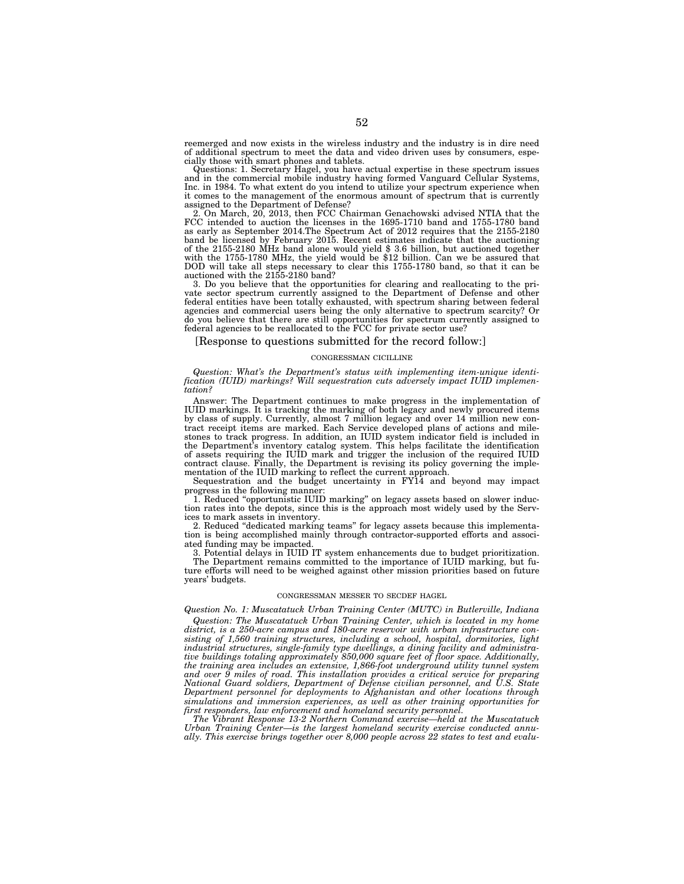reemerged and now exists in the wireless industry and the industry is in dire need of additional spectrum to meet the data and video driven uses by consumers, especially those with smart phones and tablets.

Questions: 1. Secretary Hagel, you have actual expertise in these spectrum issues and in the commercial mobile industry having formed Vanguard Cellular Systems, Inc. in 1984. To what extent do you intend to utilize your spectrum experience when it comes to the management of the enormous amount of spectrum that is currently assigned to the Department of Defense?

2. On March, 20, 2013, then FCC Chairman Genachowski advised NTIA that the FCC intended to auction the licenses in the 1695-1710 band and 1755-1780 band as early as September 2014.The Spectrum Act of 2012 requires that the 2155-2180 band be licensed by February 2015. Recent estimates indicate that the auctioning of the 2155-2180 MHz band alone would yield $ 3.6 billion, but auctioned together with the 1755-1780 MHz, the yield would be $12 billion. Can we be assured that DOD will take all steps necessary to clear this 1755-1780 band, so that it can be auctioned with the 2155-2180 band?

3. Do you believe that the opportunities for clearing and reallocating to the private sector spectrum currently assigned to the Department of Defense and other federal entities have been totally exhausted, with spectrum sharing between federal agencies and commercial users being the only alternative to spectrum scarcity? Or do you believe that there are still opportunities for spectrum currently assigned to federal agencies to be reallocated to the FCC for private sector use?

[Response to questions submitted for the record follow:]

CONGRESSMAN CICILLINE

*Question: What's the Department's status with implementing item-unique identification (IUID) markings? Will sequestration cuts adversely impact IUID implementation?*

Answer: The Department continues to make progress in the implementation of IUID markings. It is tracking the marking of both legacy and newly procured items by class of supply. Currently, almost 7 million legacy and over 14 million new contract receipt items are marked. Each Service developed plans of actions and milestones to track progress. In addition, an IUID system indicator field is included in the Department's inventory catalog system. This helps facilitate the identification of assets requiring the IUID mark and trigger the inclusion of the required IUID contract clause. Finally, the Department is revising its policy governing the implementation of the IUID marking to reflect the current approach.

Sequestration and the budget uncertainty in FY14 and beyond may impact progress in the following manner:

1. Reduced "opportunistic IUID marking" on legacy assets based on slower induction rates into the depots, since this is the approach most widely used by the Services to mark assets in inventory.

2. Reduced "dedicated marking teams" for legacy assets because this implementation is being accomplished mainly through contractor-supported efforts and associated funding may be impacted.

3. Potential delays in IUID IT system enhancements due to budget prioritization.

The Department remains committed to the importance of IUID marking, but future efforts will need to be weighed against other mission priorities based on future years' budgets.

CONGRESSMAN MESSER TO SECDEF HAGEL

*Question No. 1: Muscatatuck Urban Training Center (MUTC) in Butlerville, Indiana*

*Question: The Muscatatuck Urban Training Center, which is located in my home district, is a 250-acre campus and 180-acre reservoir with urban infrastructure consisting of 1,560 training structures, including a school, hospital, dormitories, light industrial structures, single-family type dwellings, a dining facility and administrative buildings totaling approximately 850,000 square feet of floor space. Additionally, the training area includes an extensive, 1,866-foot underground utility tunnel system and over 9 miles of road. This installation provides a critical service for preparing National Guard soldiers, Department of Defense civilian personnel, and U.S. State Department personnel for deployments to Afghanistan and other locations through simulations and immersion experiences, as well as other training opportunities for first responders, law enforcement and homeland security personnel.*

*The Vibrant Response 13-2 Northern Command exercise—held at the Muscatatuck Urban Training Center—is the largest homeland security exercise conducted annually. This exercise brings together over 8,000 people across 22 states to test and evalu-*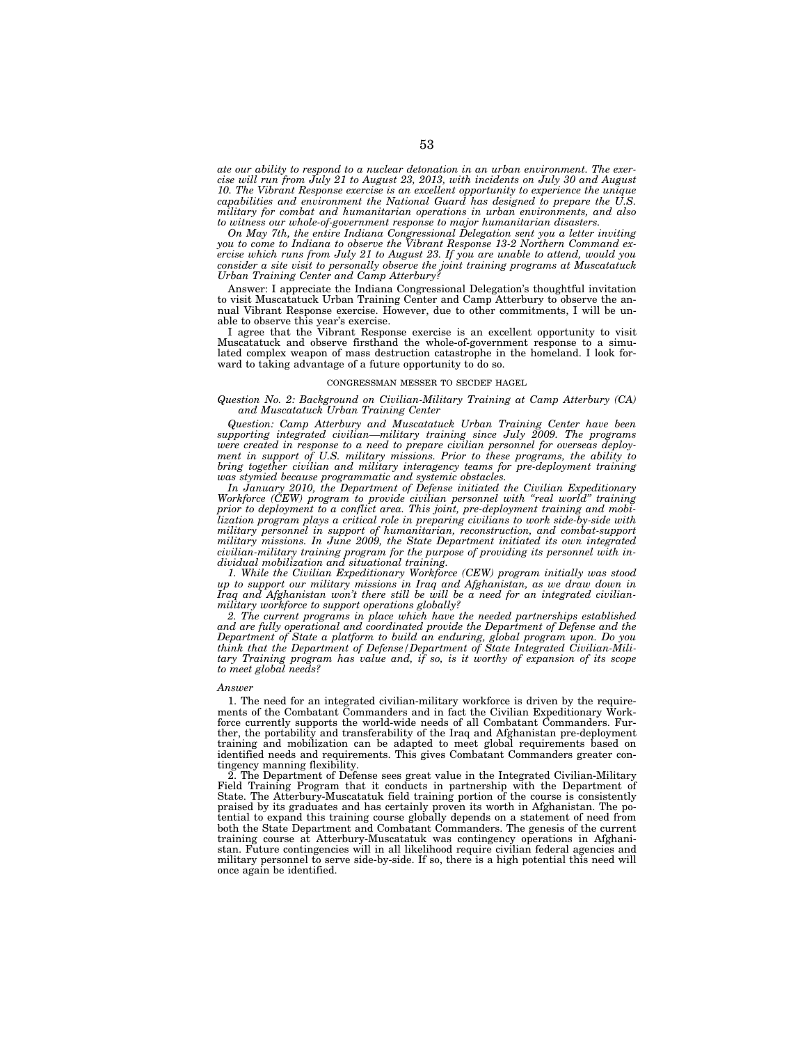*ate our ability to respond to a nuclear detonation in an urban environment. The exercise will run from July 21 to August 23, 2013, with incidents on July 30 and August 10. The Vibrant Response exercise is an excellent opportunity to experience the unique capabilities and environment the National Guard has designed to prepare the U.S. military for combat and humanitarian operations in urban environments, and also to witness our whole-of-government response to major humanitarian disasters.*

*On May 7th, the entire Indiana Congressional Delegation sent you a letter inviting you to come to Indiana to observe the Vibrant Response 13-2 Northern Command exercise which runs from July 21 to August 23. If you are unable to attend, would you consider a site visit to personally observe the joint training programs at Muscatatuck Urban Training Center and Camp Atterbury?*

Answer: I appreciate the Indiana Congressional Delegation's thoughtful invitation to visit Muscatatuck Urban Training Center and Camp Atterbury to observe the annual Vibrant Response exercise. However, due to other commitments, I will be unable to observe this year's exercise.

I agree that the Vibrant Response exercise is an excellent opportunity to visit Muscatatuck and observe firsthand the whole-of-government response to a simulated complex weapon of mass destruction catastrophe in the homeland. I look forward to taking advantage of a future opportunity to do so.

CONGRESSMAN MESSER TO SECDEF HAGEL

*Question No. 2: Background on Civilian-Military Training at Camp Atterbury (CA) and Muscatatuck Urban Training Center*

*Question: Camp Atterbury and Muscatatuck Urban Training Center have been supporting integrated civilian—military training since July 2009. The programs were created in response to a need to prepare civilian personnel for overseas deployment in support of U.S. military missions. Prior to these programs, the ability to bring together civilian and military interagency teams for pre-deployment training was stymied because programmatic and systemic obstacles.*

*In January 2010, the Department of Defense initiated the Civilian Expeditionary Workforce (CEW) program to provide civilian personnel with "real world" training prior to deployment to a conflict area. This joint, pre-deployment training and mobilization program plays a critical role in preparing civilians to work side-by-side with military personnel in support of humanitarian, reconstruction, and combat-support military missions. In June 2009, the State Department initiated its own integrated civilian-military training program for the purpose of providing its personnel with individual mobilization and situational training.*

*1. While the Civilian Expeditionary Workforce (CEW) program initially was stood up to support our military missions in Iraq and Afghanistan, as we draw down in Iraq and Afghanistan won't there still be will be a need for an integrated civilian-military workforce to support operations globally?*

*2. The current programs in place which have the needed partnerships established and are fully operational and coordinated provide the Department of Defense and the Department of State a platform to build an enduring, global program upon. Do you think that the Department of Defense/Department of State Integrated Civilian-Military Training program has value and, if so, is it worthy of expansion of its scope to meet global needs?*

*Answer*

1. The need for an integrated civilian-military workforce is driven by the requirements of the Combatant Commanders and in fact the Civilian Expeditionary Workforce currently supports the world-wide needs of all Combatant Commanders. Further, the portability and transferability of the Iraq and Afghanistan pre-deployment training and mobilization can be adapted to meet global requirements based on identified needs and requirements. This gives Combatant Commanders greater contingency manning flexibility.

2. The Department of Defense sees great value in the Integrated Civilian-Military Field Training Program that it conducts in partnership with the Department of State. The Atterbury-Muscatatuk field training portion of the course is consistently praised by its graduates and has certainly proven its worth in Afghanistan. The potential to expand this training course globally depends on a statement of need from both the State Department and Combatant Commanders. The genesis of the current training course at Atterbury-Muscatatuk was contingency operations in Afghanistan. Future contingencies will in all likelihood require civilian federal agencies and military personnel to serve side-by-side. If so, there is a high potential this need will once again be identified.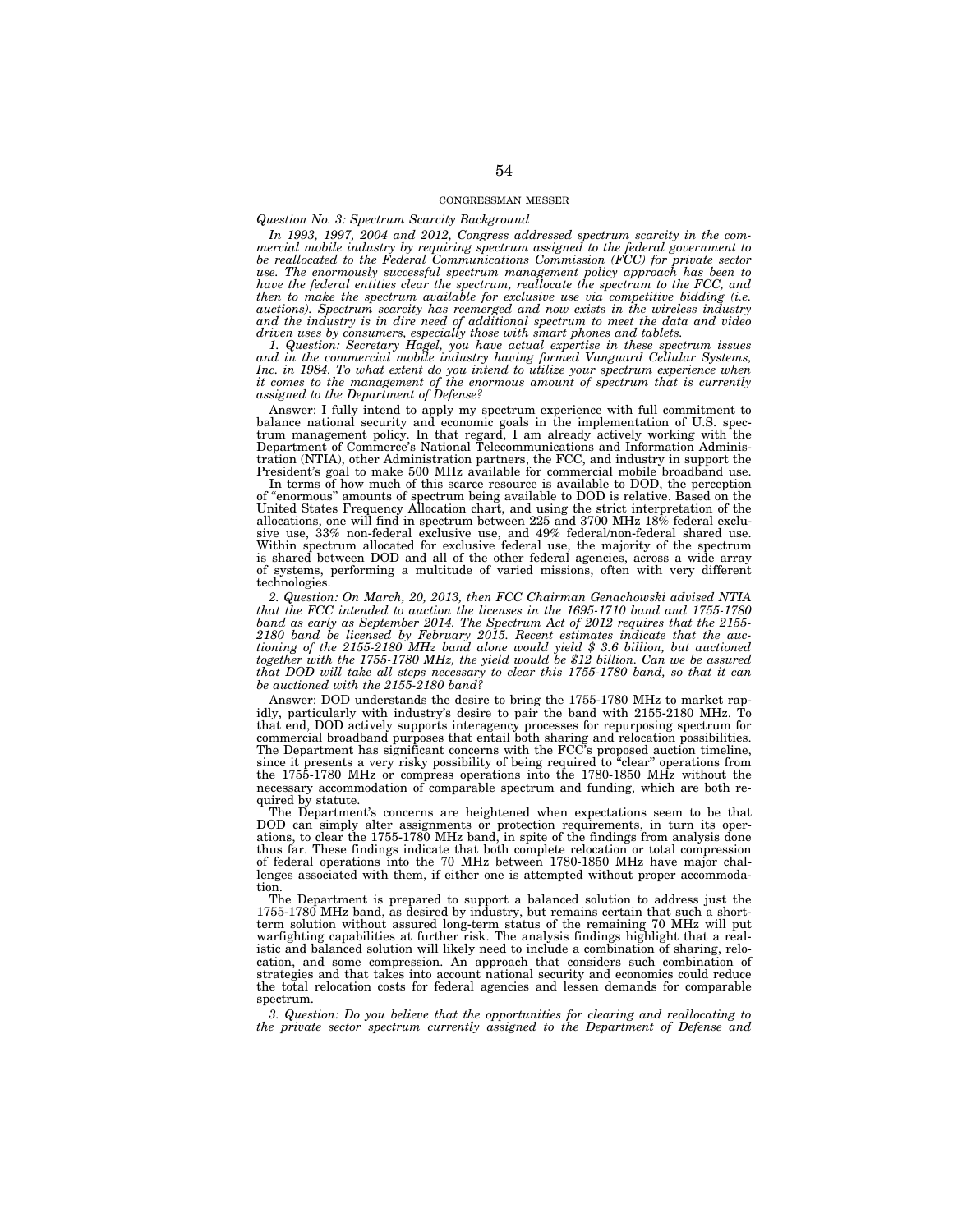CONGRESSMAN MESSER

*Question No. 3: Spectrum Scarcity Background*

*In 1993, 1997, 2004 and 2012, Congress addressed spectrum scarcity in the commercial mobile industry by requiring spectrum assigned to the federal government to be reallocated to the Federal Communications Commission (FCC) for private sector use. The enormously successful spectrum management policy approach has been to have the federal entities clear the spectrum, reallocate the spectrum to the FCC, and then to make the spectrum available for exclusive use via competitive bidding (i.e. auctions). Spectrum scarcity has reemerged and now exists in the wireless industry and the industry is in dire need of additional spectrum to meet the data and video driven uses by consumers, especially those with smart phones and tablets.*

*1. Question: Secretary Hagel, you have actual expertise in these spectrum issues and in the commercial mobile industry having formed Vanguard Cellular Systems, Inc. in 1984. To what extent do you intend to utilize your spectrum experience when it comes to the management of the enormous amount of spectrum that is currently assigned to the Department of Defense?*

Answer: I fully intend to apply my spectrum experience with full commitment to balance national security and economic goals in the implementation of U.S. spectrum management policy. In that regard, I am already actively working with the Department of Commerce's National Telecommunications and Information Administration (NTIA), other Administration partners, the FCC, and industry in support the President's goal to make 500 MHz available for commercial mobile broadband use.

In terms of how much of this scarce resource is available to DOD, the perception of "enormous" amounts of spectrum being available to DOD is relative. Based on the United States Frequency Allocation chart, and using the strict interpretation of the allocations, one will find in spectrum between 225 and 3700 MHz 18% federal exclusive use, 33% non-federal exclusive use, and 49% federal/non-federal shared use. Within spectrum allocated for exclusive federal use, the majority of the spectrum is shared between DOD and all of the other federal agencies, across a wide array of systems, performing a multitude of varied missions, often with very different technologies.

*2. Question: On March, 20, 2013, then FCC Chairman Genachowski advised NTIA that the FCC intended to auction the licenses in the 1695-1710 band and 1755-1780 band as early as September 2014. The Spectrum Act of 2012 requires that the 2155-2180 band be licensed by February 2015. Recent estimates indicate that the auctioning of the 2155-2180 MHz band alone would yield $ 3.6 billion, but auctioned together with the 1755-1780 MHz, the yield would be $12 billion. Can we be assured that DOD will take all steps necessary to clear this 1755-1780 band, so that it can be auctioned with the 2155-2180 band?*

Answer: DOD understands the desire to bring the 1755-1780 MHz to market rapidly, particularly with industry's desire to pair the band with 2155-2180 MHz. To that end, DOD actively supports interagency processes for repurposing spectrum for commercial broadband purposes that entail both sharing and relocation possibilities. The Department has significant concerns with the FCC's proposed auction timeline, since it presents a very risky possibility of being required to "clear" operations from the 1755-1780 MHz or compress operations into the 1780-1850 MHz without the necessary accommodation of comparable spectrum and funding, which are both required by statute.

The Department's concerns are heightened when expectations seem to be that DOD can simply alter assignments or protection requirements, in turn its operations, to clear the 1755-1780 MHz band, in spite of the findings from analysis done thus far. These findings indicate that both complete relocation or total compression of federal operations into the 70 MHz between 1780-1850 MHz have major challenges associated with them, if either one is attempted without proper accommodation.

The Department is prepared to support a balanced solution to address just the 1755-1780 MHz band, as desired by industry, but remains certain that such a short-term solution without assured long-term status of the remaining 70 MHz will put warfighting capabilities at further risk. The analysis findings highlight that a realistic and balanced solution will likely need to include a combination of sharing, relocation, and some compression. An approach that considers such combination of strategies and that takes into account national security and economics could reduce the total relocation costs for federal agencies and lessen demands for comparable spectrum.

*3. Question: Do you believe that the opportunities for clearing and reallocating to the private sector spectrum currently assigned to the Department of Defense and*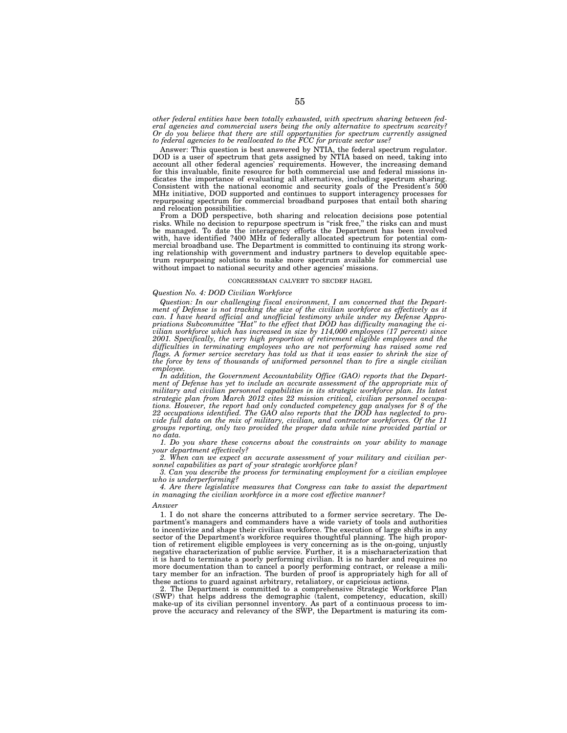*other federal entities have been totally exhausted, with spectrum sharing between federal agencies and commercial users being the only alternative to spectrum scarcity? Or do you believe that there are still opportunities for spectrum currently assigned to federal agencies to be reallocated to the FCC for private sector use?*

Answer: This question is best answered by NTIA, the federal spectrum regulator. DOD is a user of spectrum that gets assigned by NTIA based on need, taking into account all other federal agencies' requirements. However, the increasing demand for this invaluable, finite resource for both commercial use and federal missions indicates the importance of evaluating all alternatives, including spectrum sharing. Consistent with the national economic and security goals of the President's 500 MHz initiative, DOD supported and continues to support interagency processes for repurposing spectrum for commercial broadband purposes that entail both sharing and relocation possibilities.

From a DOD perspective, both sharing and relocation decisions pose potential risks. While no decision to repurpose spectrum is "risk free," the risks can and must be managed. To date the interagency efforts the Department has been involved with, have identified ?400 MHz of federally allocated spectrum for potential commercial broadband use. The Department is committed to continuing its strong working relationship with government and industry partners to develop equitable spectrum repurposing solutions to make more spectrum available for commercial use without impact to national security and other agencies' missions.

CONGRESSMAN CALVERT TO SECDEF HAGEL

*Question No. 4: DOD Civilian Workforce*

*Question: In our challenging fiscal environment, I am concerned that the Department of Defense is not tracking the size of the civilian workforce as effectively as it can. I have heard official and unofficial testimony while under my Defense Appropriations Subcommittee "Hat" to the effect that DOD has difficulty managing the civilian workforce which has increased in size by 114,000 employees (17 percent) since 2001. Specifically, the very high proportion of retirement eligible employees and the difficulties in terminating employees who are not performing has raised some red flags. A former service secretary has told us that it was easier to shrink the size of the force by tens of thousands of uniformed personnel than to fire a single civilian employee.*

*In addition, the Government Accountability Office (GAO) reports that the Department of Defense has yet to include an accurate assessment of the appropriate mix of military and civilian personnel capabilities in its strategic workforce plan. Its latest strategic plan from March 2012 cites 22 mission critical, civilian personnel occupations. However, the report had only conducted competency gap analyses for 8 of the 22 occupations identified. The GAO also reports that the DOD has neglected to provide full data on the mix of military, civilian, and contractor workforces. Of the 11 groups reporting, only two provided the proper data while nine provided partial or no data.*

*1. Do you share these concerns about the constraints on your ability to manage your department effectively?*

*2. When can we expect an accurate assessment of your military and civilian personnel capabilities as part of your strategic workforce plan?*

*3. Can you describe the process for terminating employment for a civilian employee who is underperforming?*

*4. Are there legislative measures that Congress can take to assist the department in managing the civilian workforce in a more cost effective manner?*

*Answer*

1. I do not share the concerns attributed to a former service secretary. The Department's managers and commanders have a wide variety of tools and authorities to incentivize and shape their civilian workforce. The execution of large shifts in any sector of the Department's workforce requires thoughtful planning. The high proportion of retirement eligible employees is very concerning as is the on-going, unjustly negative characterization of public service. Further, it is a mischaracterization that it is hard to terminate a poorly performing civilian. It is no harder and requires no more documentation than to cancel a poorly performing contract, or release a military member for an infraction. The burden of proof is appropriately high for all of these actions to guard against arbitrary, retaliatory, or capricious actions.

2. The Department is committed to a comprehensive Strategic Workforce Plan (SWP) that helps address the demographic (talent, competency, education, skill) make-up of its civilian personnel inventory. As part of a continuous process to improve the accuracy and relevancy of the SWP, the Department is maturing its com-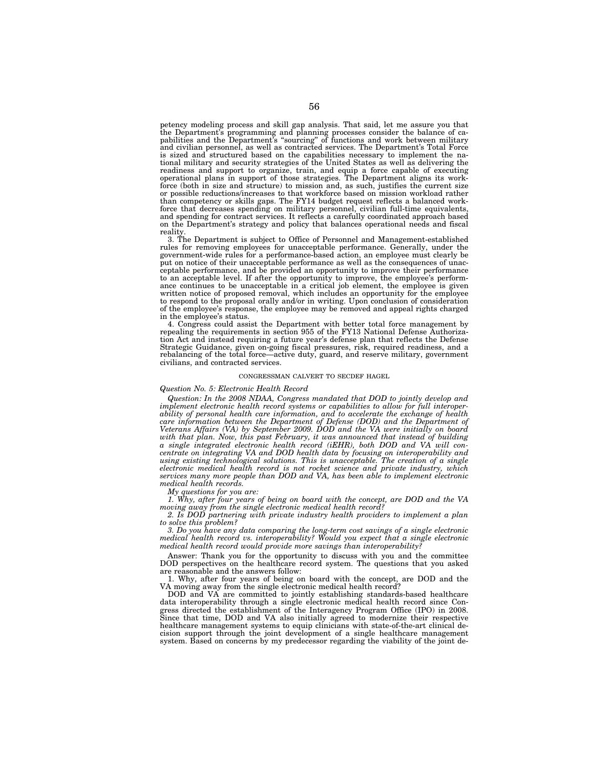petency modeling process and skill gap analysis. That said, let me assure you that the Department's programming and planning processes consider the balance of capabilities and the Department's "sourcing" of functions and work between military and civilian personnel, as well as contracted services. The Department's Total Force is sized and structured based on the capabilities necessary to implement the national military and security strategies of the United States as well as delivering the readiness and support to organize, train, and equip a force capable of executing operational plans in support of those strategies. The Department aligns its workforce (both in size and structure) to mission and, as such, justifies the current size or possible reductions/increases to that workforce based on mission workload rather than competency or skills gaps. The FY14 budget request reflects a balanced workforce that decreases spending on military personnel, civilian full-time equivalents, and spending for contract services. It reflects a carefully coordinated approach based on the Department's strategy and policy that balances operational needs and fiscal reality.

3. The Department is subject to Office of Personnel and Management-established rules for removing employees for unacceptable performance. Generally, under the government-wide rules for a performance-based action, an employee must clearly be put on notice of their unacceptable performance as well as the consequences of unacceptable performance, and be provided an opportunity to improve their performance to an acceptable level. If after the opportunity to improve, the employee's performance continues to be unacceptable in a critical job element, the employee is given written notice of proposed removal, which includes an opportunity for the employee to respond to the proposal orally and/or in writing. Upon conclusion of consideration of the employee's response, the employee may be removed and appeal rights charged in the employee's status.

4. Congress could assist the Department with better total force management by repealing the requirements in section 955 of the FY13 National Defense Authorization Act and instead requiring a future year's defense plan that reflects the Defense Strategic Guidance, given on-going fiscal pressures, risk, required readiness, and a rebalancing of the total force—active duty, guard, and reserve military, government civilians, and contracted services.

CONGRESSMAN CALVERT TO SECDEF HAGEL

*Question No. 5: Electronic Health Record*

*Question: In the 2008 NDAA, Congress mandated that DOD to jointly develop and implement electronic health record systems or capabilities to allow for full interoperability of personal health care information, and to accelerate the exchange of health care information between the Department of Defense (DOD) and the Department of Veterans Affairs (VA) by September 2009. DOD and the VA were initially on board with that plan. Now, this past February, it was announced that instead of building a single integrated electronic health record (iEHR), both DOD and VA will concentrate on integrating VA and DOD health data by focusing on interoperability and using existing technological solutions. This is unacceptable. The creation of a single electronic medical health record is not rocket science and private industry, which services many more people than DOD and VA, has been able to implement electronic medical health records.*

*My questions for you are:*

*1. Why, after four years of being on board with the concept, are DOD and the VA moving away from the single electronic medical health record?*

*2. Is DOD partnering with private industry health providers to implement a plan to solve this problem?*

*3. Do you have any data comparing the long-term cost savings of a single electronic medical health record vs. interoperability? Would you expect that a single electronic medical health record would provide more savings than interoperability?*

Answer: Thank you for the opportunity to discuss with you and the committee DOD perspectives on the healthcare record system. The questions that you asked are reasonable and the answers follow:

1. Why, after four years of being on board with the concept, are DOD and the VA moving away from the single electronic medical health record?

DOD and VA are committed to jointly establishing standards-based healthcare data interoperability through a single electronic medical health record since Congress directed the establishment of the Interagency Program Office (IPO) in 2008. Since that time, DOD and VA also initially agreed to modernize their respective healthcare management systems to equip clinicians with state-of-the-art clinical decision support through the joint development of a single healthcare management system. Based on concerns by my predecessor regarding the viability of the joint de-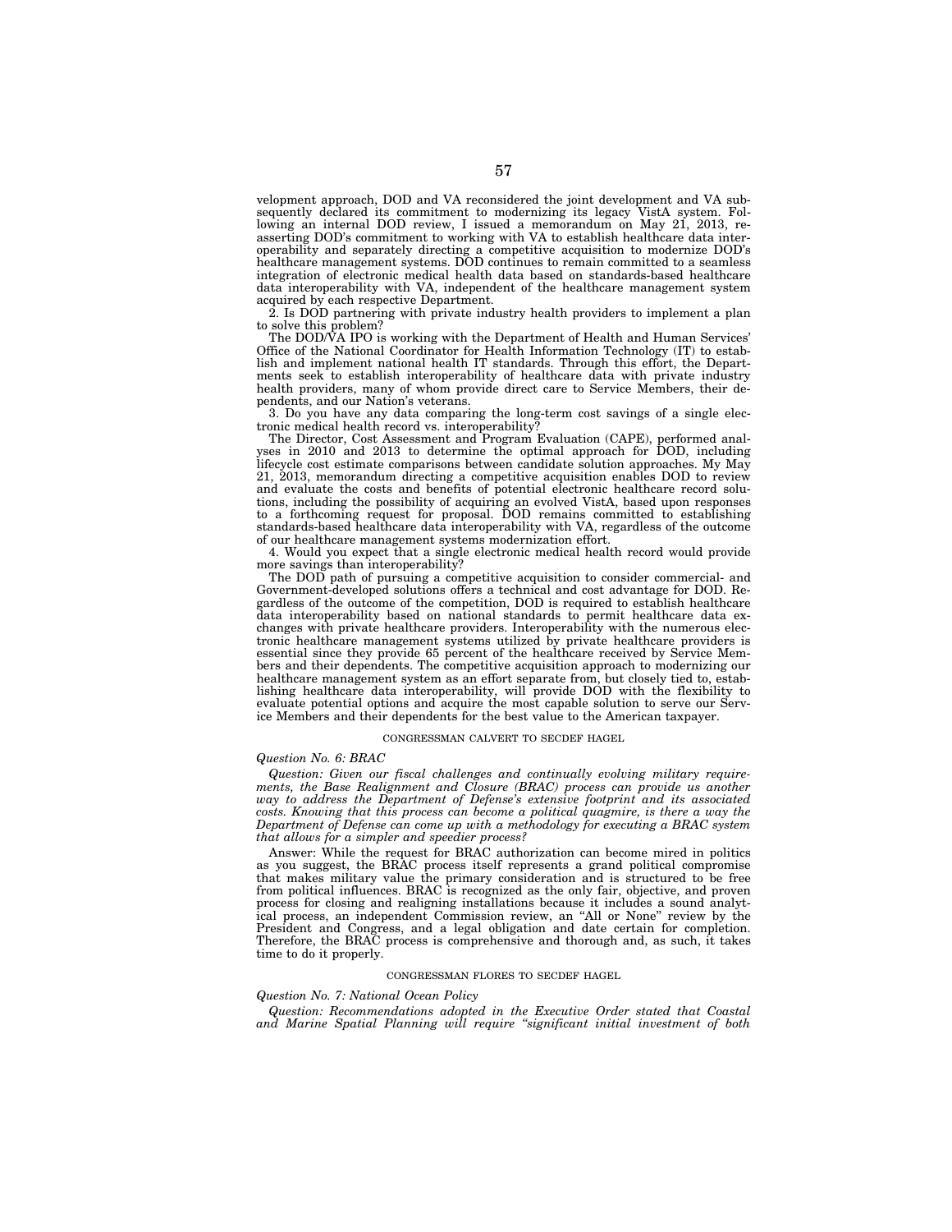velopment approach, DOD and VA reconsidered the joint development and VA subsequently declared its commitment to modernizing its legacy VistA system. Following an internal DOD review, I issued a memorandum on May 21, 2013, reasserting DOD's commitment to working with VA to establish healthcare data interoperability and separately directing a competitive acquisition to modernize DOD's healthcare management systems. DOD continues to remain committed to a seamless integration of electronic medical health data based on standards-based healthcare data interoperability with VA, independent of the healthcare management system acquired by each respective Department.

2. Is DOD partnering with private industry health providers to implement a plan to solve this problem?

The DOD/VA IPO is working with the Department of Health and Human Services' Office of the National Coordinator for Health Information Technology (IT) to establish and implement national health IT standards. Through this effort, the Departments seek to establish interoperability of healthcare data with private industry health providers, many of whom provide direct care to Service Members, their dependents, and our Nation's veterans.

3. Do you have any data comparing the long-term cost savings of a single electronic medical health record vs. interoperability?

The Director, Cost Assessment and Program Evaluation (CAPE), performed analyses in 2010 and 2013 to determine the optimal approach for DOD, including lifecycle cost estimate comparisons between candidate solution approaches. My May 21, 2013, memorandum directing a competitive acquisition enables DOD to review and evaluate the costs and benefits of potential electronic healthcare record solutions, including the possibility of acquiring an evolved VistA, based upon responses to a forthcoming request for proposal. DOD remains committed to establishing standards-based healthcare data interoperability with VA, regardless of the outcome of our healthcare management systems modernization effort.

4. Would you expect that a single electronic medical health record would provide more savings than interoperability?

The DOD path of pursuing a competitive acquisition to consider commercial- and Government-developed solutions offers a technical and cost advantage for DOD. Regardless of the outcome of the competition, DOD is required to establish healthcare data interoperability based on national standards to permit healthcare data exchanges with private healthcare providers. Interoperability with the numerous electronic healthcare management systems utilized by private healthcare providers is essential since they provide 65 percent of the healthcare received by Service Members and their dependents. The competitive acquisition approach to modernizing our healthcare management system as an effort separate from, but closely tied to, establishing healthcare data interoperability, will provide DOD with the flexibility to evaluate potential options and acquire the most capable solution to serve our Service Members and their dependents for the best value to the American taxpayer.

CONGRESSMAN CALVERT TO SECDEF HAGEL

*Question No. 6: BRAC*

*Question: Given our fiscal challenges and continually evolving military requirements, the Base Realignment and Closure (BRAC) process can provide us another way to address the Department of Defense's extensive footprint and its associated costs. Knowing that this process can become a political quagmire, is there a way the Department of Defense can come up with a methodology for executing a BRAC system that allows for a simpler and speedier process?*

Answer: While the request for BRAC authorization can become mired in politics as you suggest, the BRAC process itself represents a grand political compromise that makes military value the primary consideration and is structured to be free from political influences. BRAC is recognized as the only fair, objective, and proven process for closing and realigning installations because it includes a sound analytical process, an independent Commission review, an "All or None" review by the President and Congress, and a legal obligation and date certain for completion. Therefore, the BRAC process is comprehensive and thorough and, as such, it takes time to do it properly.

CONGRESSMAN FLORES TO SECDEF HAGEL

*Question No. 7: National Ocean Policy*

*Question: Recommendations adopted in the Executive Order stated that Coastal and Marine Spatial Planning will require "significant initial investment of both*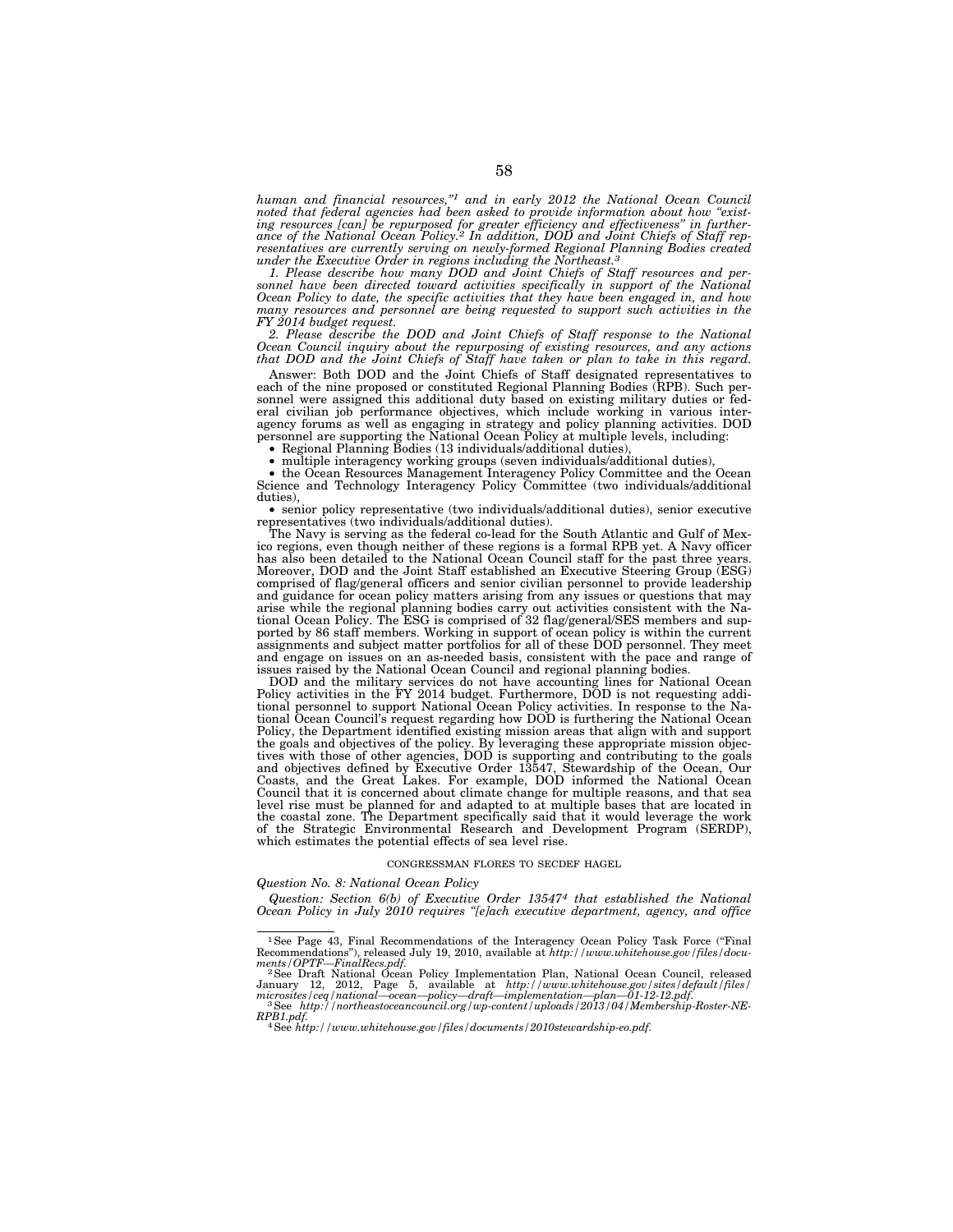*human and financial resources,"*[1] *and in early 2012 the National Ocean Council noted that federal agencies had been asked to provide information about how "existing resources [can] be repurposed for greater efficiency and effectiveness" in furtherance of the National Ocean Policy.*[2] *In addition, DOD and Joint Chiefs of Staff representatives are currently serving on newly-formed Regional Planning Bodies created under the Executive Order in regions including the Northeast.*[3]

*1. Please describe how many DOD and Joint Chiefs of Staff resources and personnel have been directed toward activities specifically in support of the National Ocean Policy to date, the specific activities that they have been engaged in, and how many resources and personnel are being requested to support such activities in the FY 2014 budget request.*

*2. Please describe the DOD and Joint Chiefs of Staff response to the National Ocean Council inquiry about the repurposing of existing resources, and any actions that DOD and the Joint Chiefs of Staff have taken or plan to take in this regard.*

Answer: Both DOD and the Joint Chiefs of Staff designated representatives to each of the nine proposed or constituted Regional Planning Bodies (RPB). Such personnel were assigned this additional duty based on existing military duties or federal civilian job performance objectives, which include working in various interagency forums as well as engaging in strategy and policy planning activities. DOD personnel are supporting the National Ocean Policy at multiple levels, including:

- Regional Planning Bodies (13 individuals/additional duties),
- multiple interagency working groups (seven individuals/additional duties),
- the Ocean Resources Management Interagency Policy Committee and the Ocean Science and Technology Interagency Policy Committee (two individuals/additional duties),
- senior policy representative (two individuals/additional duties), senior executive representatives (two individuals/additional duties).

The Navy is serving as the federal co-lead for the South Atlantic and Gulf of Mexico regions, even though neither of these regions is a formal RPB yet. A Navy officer has also been detailed to the National Ocean Council staff for the past three years. Moreover, DOD and the Joint Staff established an Executive Steering Group (ESG) comprised of flag/general officers and senior civilian personnel to provide leadership and guidance for ocean policy matters arising from any issues or questions that may arise while the regional planning bodies carry out activities consistent with the National Ocean Policy. The ESG is comprised of 32 flag/general/SES members and supported by 86 staff members. Working in support of ocean policy is within the current assignments and subject matter portfolios for all of these DOD personnel. They meet and engage on issues on an as-needed basis, consistent with the pace and range of issues raised by the National Ocean Council and regional planning bodies.

DOD and the military services do not have accounting lines for National Ocean Policy activities in the FY 2014 budget. Furthermore, DOD is not requesting additional personnel to support National Ocean Policy activities. In response to the National Ocean Council's request regarding how DOD is furthering the National Ocean Policy, the Department identified existing mission areas that align with and support the goals and objectives of the policy. By leveraging these appropriate mission objectives with those of other agencies, DOD is supporting and contributing to the goals and objectives defined by Executive Order 13547, Stewardship of the Ocean, Our Coasts, and the Great Lakes. For example, DOD informed the National Ocean Council that it is concerned about climate change for multiple reasons, and that sea level rise must be planned for and adapted to at multiple bases that are located in the coastal zone. The Department specifically said that it would leverage the work of the Strategic Environmental Research and Development Program (SERDP), which estimates the potential effects of sea level rise.

CONGRESSMAN FLORES TO SECDEF HAGEL

*Question No. 8: National Ocean Policy*

*Question: Section 6(b) of Executive Order 13547*[4] *that established the National Ocean Policy in July 2010 requires "[e]ach executive department, agency, and office*

---

[1] See Page 43, Final Recommendations of the Interagency Ocean Policy Task Force ("Final Recommendations"), released July 19, 2010, available at *http://www.whitehouse.gov/files/documents/OPTF—FinalRecs.pdf.*

[2] See Draft National Ocean Policy Implementation Plan, National Ocean Council, released January 12, 2012, Page 5, available at *http://www.whitehouse.gov/sites/default/files/microsites/ceq/national—ocean—policy—draft—implementation—plan—01-12-12.pdf.*

[3] See *http://northeastoceancouncil.org/wp-content/uploads/2013/04/Membership-Roster-NE-RPB1.pdf.*

[4] See *http://www.whitehouse.gov/files/documents/2010stewardship-eo.pdf.*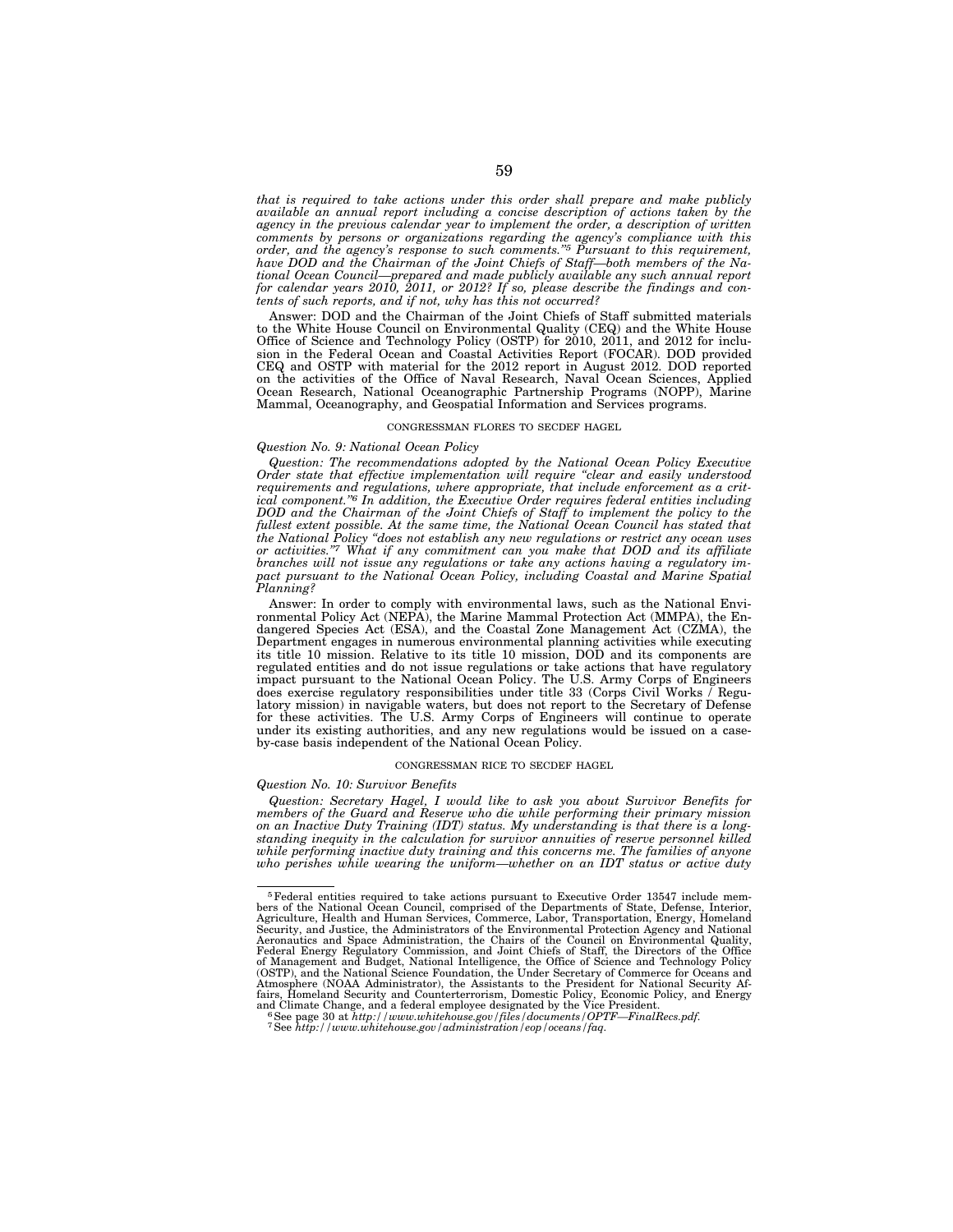*that is required to take actions under this order shall prepare and make publicly available an annual report including a concise description of actions taken by the agency in the previous calendar year to implement the order, a description of written comments by persons or organizations regarding the agency's compliance with this order, and the agency's response to such comments."[5] Pursuant to this requirement, have DOD and the Chairman of the Joint Chiefs of Staff—both members of the National Ocean Council—prepared and made publicly available any such annual report for calendar years 2010, 2011, or 2012? If so, please describe the findings and contents of such reports, and if not, why has this not occurred?*

Answer: DOD and the Chairman of the Joint Chiefs of Staff submitted materials to the White House Council on Environmental Quality (CEQ) and the White House Office of Science and Technology Policy (OSTP) for 2010, 2011, and 2012 for inclusion in the Federal Ocean and Coastal Activities Report (FOCAR). DOD provided CEQ and OSTP with material for the 2012 report in August 2012. DOD reported on the activities of the Office of Naval Research, Naval Ocean Sciences, Applied Ocean Research, National Oceanographic Partnership Programs (NOPP), Marine Mammal, Oceanography, and Geospatial Information and Services programs.

CONGRESSMAN FLORES TO SECDEF HAGEL

*Question No. 9: National Ocean Policy*

*Question: The recommendations adopted by the National Ocean Policy Executive Order state that effective implementation will require "clear and easily understood requirements and regulations, where appropriate, that include enforcement as a critical component."[6] In addition, the Executive Order requires federal entities including DOD and the Chairman of the Joint Chiefs of Staff to implement the policy to the fullest extent possible. At the same time, the National Ocean Council has stated that the National Policy "does not establish any new regulations or restrict any ocean uses or activities."[7] What if any commitment can you make that DOD and its affiliate branches will not issue any regulations or take any actions having a regulatory impact pursuant to the National Ocean Policy, including Coastal and Marine Spatial Planning?*

Answer: In order to comply with environmental laws, such as the National Environmental Policy Act (NEPA), the Marine Mammal Protection Act (MMPA), the Endangered Species Act (ESA), and the Coastal Zone Management Act (CZMA), the Department engages in numerous environmental planning activities while executing its title 10 mission. Relative to its title 10 mission, DOD and its components are regulated entities and do not issue regulations or take actions that have regulatory impact pursuant to the National Ocean Policy. The U.S. Army Corps of Engineers does exercise regulatory responsibilities under title 33 (Corps Civil Works / Regulatory mission) in navigable waters, but does not report to the Secretary of Defense for these activities. The U.S. Army Corps of Engineers will continue to operate under its existing authorities, and any new regulations would be issued on a case-by-case basis independent of the National Ocean Policy.

CONGRESSMAN RICE TO SECDEF HAGEL

*Question No. 10: Survivor Benefits*

*Question: Secretary Hagel, I would like to ask you about Survivor Benefits for members of the Guard and Reserve who die while performing their primary mission on an Inactive Duty Training (IDT) status. My understanding is that there is a long-standing inequity in the calculation for survivor annuities of reserve personnel killed while performing inactive duty training and this concerns me. The families of anyone who perishes while wearing the uniform—whether on an IDT status or active duty*

---

[5] Federal entities required to take actions pursuant to Executive Order 13547 include members of the National Ocean Council, comprised of the Departments of State, Defense, Interior, Agriculture, Health and Human Services, Commerce, Labor, Transportation, Energy, Homeland Security, and Justice, the Administrators of the Environmental Protection Agency and National Aeronautics and Space Administration, the Chairs of the Council on Environmental Quality, Federal Energy Regulatory Commission, and Joint Chiefs of Staff, the Directors of the Office of Management and Budget, National Intelligence, the Office of Science and Technology Policy (OSTP), and the National Science Foundation, the Under Secretary of Commerce for Oceans and Atmosphere (NOAA Administrator), the Assistants to the President for National Security Affairs, Homeland Security and Counterterrorism, Domestic Policy, Economic Policy, and Energy and Climate Change, and a federal employee designated by the Vice President.

[6] See page 30 at *http://www.whitehouse.gov/files/documents/OPTF—FinalRecs.pdf.*

[7] See *http://www.whitehouse.gov/administration/eop/oceans/faq.*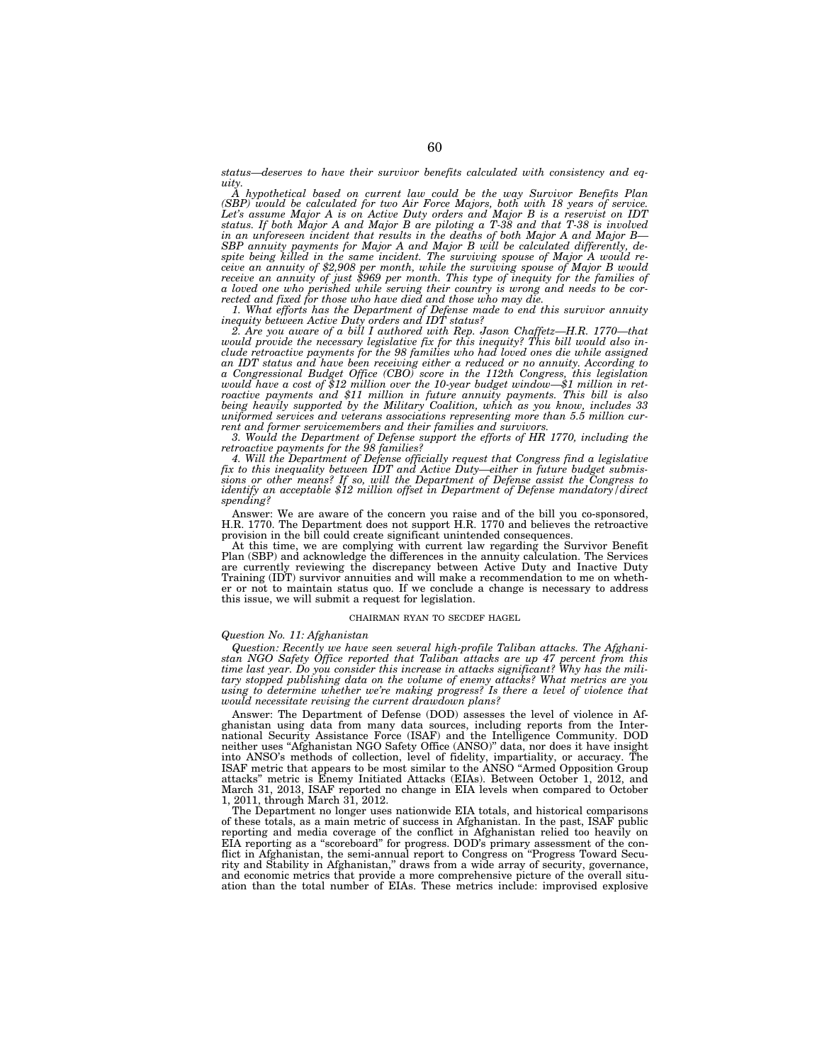*status—deserves to have their survivor benefits calculated with consistency and equity.*

*A hypothetical based on current law could be the way Survivor Benefits Plan (SBP) would be calculated for two Air Force Majors, both with 18 years of service. Let's assume Major A is on Active Duty orders and Major B is a reservist on IDT status. If both Major A and Major B are piloting a T-38 and that T-38 is involved in an unforeseen incident that results in the deaths of both Major A and Major B—SBP annuity payments for Major A and Major B will be calculated differently, despite being killed in the same incident. The surviving spouse of Major A would receive an annuity of $2,908 per month, while the surviving spouse of Major B would receive an annuity of just $969 per month. This type of inequity for the families of a loved one who perished while serving their country is wrong and needs to be corrected and fixed for those who have died and those who may die.*

*1. What efforts has the Department of Defense made to end this survivor annuity inequity between Active Duty orders and IDT status?*

*2. Are you aware of a bill I authored with Rep. Jason Chaffetz—H.R. 1770—that would provide the necessary legislative fix for this inequity? This bill would also include retroactive payments for the 98 families who had loved ones die while assigned an IDT status and have been receiving either a reduced or no annuity. According to a Congressional Budget Office (CBO) score in the 112th Congress, this legislation would have a cost of $12 million over the 10-year budget window—$1 million in retroactive payments and $11 million in future annuity payments. This bill is also being heavily supported by the Military Coalition, which as you know, includes 33 uniformed services and veterans associations representing more than 5.5 million current and former servicemembers and their families and survivors.*

*3. Would the Department of Defense support the efforts of HR 1770, including the retroactive payments for the 98 families?*

*4. Will the Department of Defense officially request that Congress find a legislative fix to this inequality between IDT and Active Duty—either in future budget submissions or other means? If so, will the Department of Defense assist the Congress to identify an acceptable $12 million offset in Department of Defense mandatory/direct spending?*

Answer: We are aware of the concern you raise and of the bill you co-sponsored, H.R. 1770. The Department does not support H.R. 1770 and believes the retroactive provision in the bill could create significant unintended consequences.

At this time, we are complying with current law regarding the Survivor Benefit Plan (SBP) and acknowledge the differences in the annuity calculation. The Services are currently reviewing the discrepancy between Active Duty and Inactive Duty Training (IDT) survivor annuities and will make a recommendation to me on whether or not to maintain status quo. If we conclude a change is necessary to address this issue, we will submit a request for legislation.

CHAIRMAN RYAN TO SECDEF HAGEL

*Question No. 11: Afghanistan*

*Question: Recently we have seen several high-profile Taliban attacks. The Afghanistan NGO Safety Office reported that Taliban attacks are up 47 percent from this time last year. Do you consider this increase in attacks significant? Why has the military stopped publishing data on the volume of enemy attacks? What metrics are you using to determine whether we're making progress? Is there a level of violence that would necessitate revising the current drawdown plans?*

Answer: The Department of Defense (DOD) assesses the level of violence in Afghanistan using data from many data sources, including reports from the International Security Assistance Force (ISAF) and the Intelligence Community. DOD neither uses "Afghanistan NGO Safety Office (ANSO)" data, nor does it have insight into ANSO's methods of collection, level of fidelity, impartiality, or accuracy. The ISAF metric that appears to be most similar to the ANSO "Armed Opposition Group attacks" metric is Enemy Initiated Attacks (EIAs). Between October 1, 2012, and March 31, 2013, ISAF reported no change in EIA levels when compared to October 1, 2011, through March 31, 2012.

The Department no longer uses nationwide EIA totals, and historical comparisons of these totals, as a main metric of success in Afghanistan. In the past, ISAF public reporting and media coverage of the conflict in Afghanistan relied too heavily on EIA reporting as a "scoreboard" for progress. DOD's primary assessment of the conflict in Afghanistan, the semi-annual report to Congress on "Progress Toward Security and Stability in Afghanistan," draws from a wide array of security, governance, and economic metrics that provide a more comprehensive picture of the overall situation than the total number of EIAs. These metrics include: improvised explosive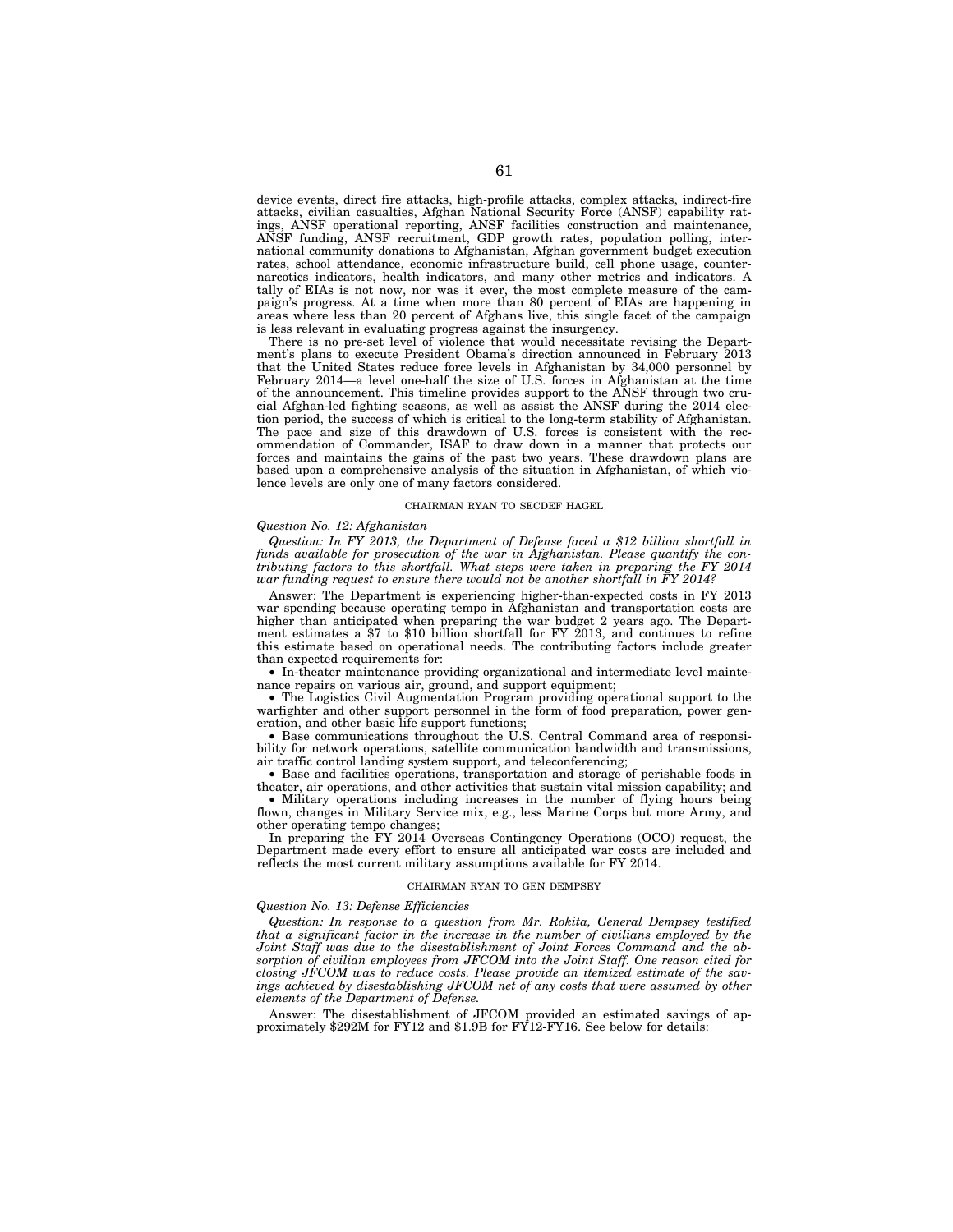device events, direct fire attacks, high-profile attacks, complex attacks, indirect-fire attacks, civilian casualties, Afghan National Security Force (ANSF) capability ratings, ANSF operational reporting, ANSF facilities construction and maintenance, ANSF funding, ANSF recruitment, GDP growth rates, population polling, international community donations to Afghanistan, Afghan government budget execution rates, school attendance, economic infrastructure build, cell phone usage, counter-narcotics indicators, health indicators, and many other metrics and indicators. A tally of EIAs is not now, nor was it ever, the most complete measure of the campaign's progress. At a time when more than 80 percent of EIAs are happening in areas where less than 20 percent of Afghans live, this single facet of the campaign is less relevant in evaluating progress against the insurgency.

There is no pre-set level of violence that would necessitate revising the Department's plans to execute President Obama's direction announced in February 2013 that the United States reduce force levels in Afghanistan by 34,000 personnel by February 2014—a level one-half the size of U.S. forces in Afghanistan at the time of the announcement. This timeline provides support to the ANSF through two crucial Afghan-led fighting seasons, as well as assist the ANSF during the 2014 election period, the success of which is critical to the long-term stability of Afghanistan. The pace and size of this drawdown of U.S. forces is consistent with the recommendation of Commander, ISAF to draw down in a manner that protects our forces and maintains the gains of the past two years. These drawdown plans are based upon a comprehensive analysis of the situation in Afghanistan, of which violence levels are only one of many factors considered.

CHAIRMAN RYAN TO SECDEF HAGEL

*Question No. 12: Afghanistan*

*Question: In FY 2013, the Department of Defense faced a $12 billion shortfall in funds available for prosecution of the war in Afghanistan. Please quantify the contributing factors to this shortfall. What steps were taken in preparing the FY 2014 war funding request to ensure there would not be another shortfall in FY 2014?*

Answer: The Department is experiencing higher-than-expected costs in FY 2013 war spending because operating tempo in Afghanistan and transportation costs are higher than anticipated when preparing the war budget 2 years ago. The Department estimates a $7 to $10 billion shortfall for FY 2013, and continues to refine this estimate based on operational needs. The contributing factors include greater than expected requirements for:

- In-theater maintenance providing organizational and intermediate level maintenance repairs on various air, ground, and support equipment;
- The Logistics Civil Augmentation Program providing operational support to the warfighter and other support personnel in the form of food preparation, power generation, and other basic life support functions;
- Base communications throughout the U.S. Central Command area of responsibility for network operations, satellite communication bandwidth and transmissions, air traffic control landing system support, and teleconferencing;
- Base and facilities operations, transportation and storage of perishable foods in theater, air operations, and other activities that sustain vital mission capability; and
- Military operations including increases in the number of flying hours being flown, changes in Military Service mix, e.g., less Marine Corps but more Army, and other operating tempo changes;

In preparing the FY 2014 Overseas Contingency Operations (OCO) request, the Department made every effort to ensure all anticipated war costs are included and reflects the most current military assumptions available for FY 2014.

CHAIRMAN RYAN TO GEN DEMPSEY

*Question No. 13: Defense Efficiencies*

*Question: In response to a question from Mr. Rokita, General Dempsey testified that a significant factor in the increase in the number of civilians employed by the Joint Staff was due to the disestablishment of Joint Forces Command and the absorption of civilian employees from JFCOM into the Joint Staff. One reason cited for closing JFCOM was to reduce costs. Please provide an itemized estimate of the savings achieved by disestablishing JFCOM net of any costs that were assumed by other elements of the Department of Defense.*

Answer: The disestablishment of JFCOM provided an estimated savings of approximately $292M for FY12 and $1.9B for FY12-FY16. See below for details: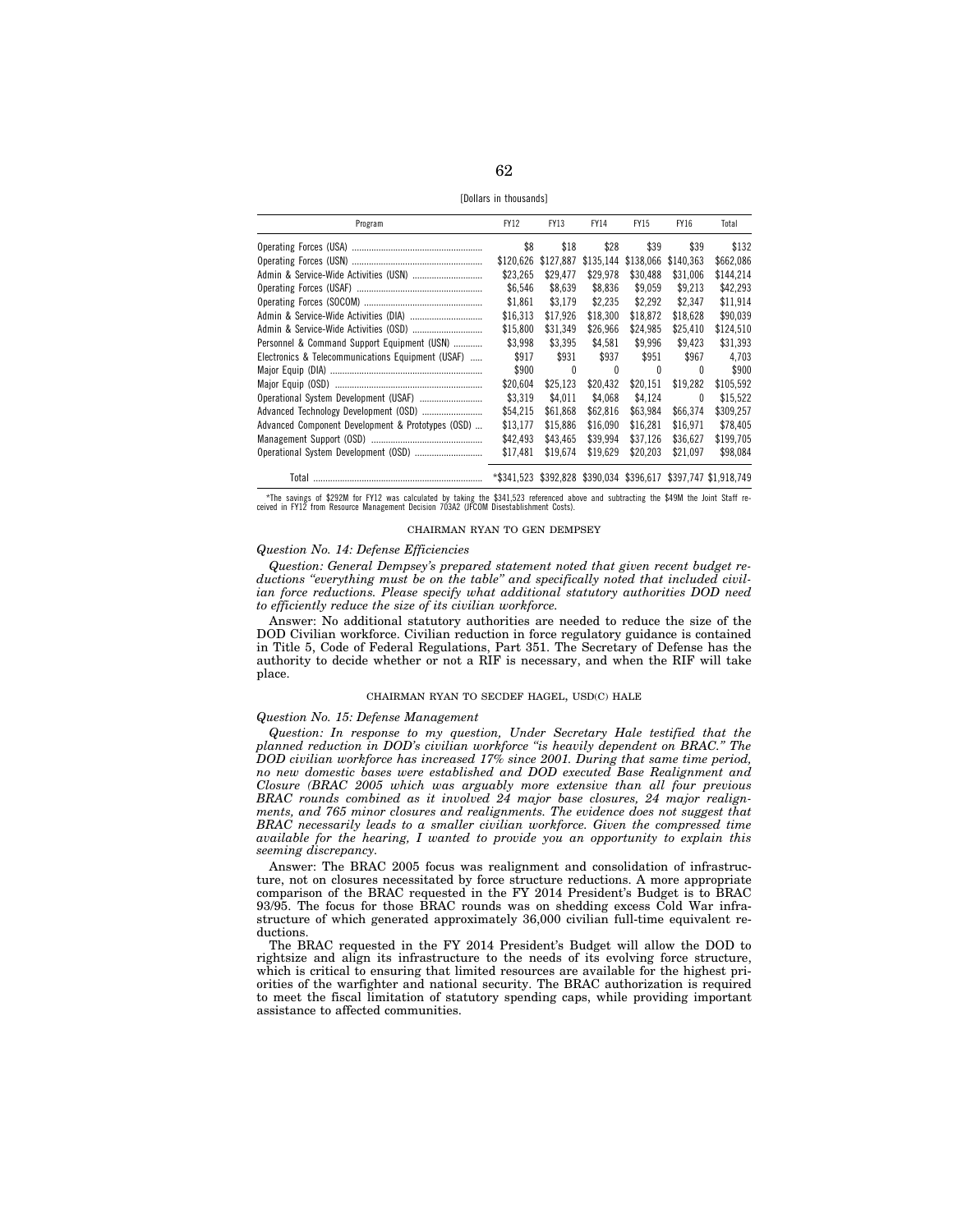[Dollars in thousands]

| Program | FY12 | FY13 | FY14 | FY15 | FY16 | Total |
|---|---|---|---|---|---|---|
| Operating Forces (USA) | $8 | $18 | $28 | $39 | $39 | $132 |
| Operating Forces (USN) | $120,626 | $127,887 | $135,144 | $138,066 | $140,363 | $662,086 |
| Admin & Service-Wide Activities (USN) | $23,265 | $29,477 | $29,978 | $30,488 | $31,006 | $144,214 |
| Operating Forces (USAF) | $6,546 | $8,639 | $8,836 | $9,059 | $9,213 | $42,293 |
| Operating Forces (SOCOM) | $1,861 | $3,179 | $2,235 | $2,292 | $2,347 | $11,914 |
| Admin & Service-Wide Activities (DIA) | $16,313 | $17,926 | $18,300 | $18,872 | $18,628 | $90,039 |
| Admin & Service-Wide Activities (OSD) | $15,800 | $31,349 | $26,966 | $24,985 | $25,410 | $124,510 |
| Personnel & Command Support Equipment (USN) | $3,998 | $3,395 | $4,581 | $9,996 | $9,423 | $31,393 |
| Electronics & Telecommunications Equipment (USAF) | $917 | $931 | $937 | $951 | $967 | 4,703 |
| Major Equip (DIA) | $900 | 0 | 0 | 0 | 0 | $900 |
| Major Equip (OSD) | $20,604 | $25,123 | $20,432 | $20,151 | $19,282 | $105,592 |
| Operational System Development (USAF) | $3,319 | $4,011 | $4,068 | $4,124 | 0 | $15,522 |
| Advanced Technology Development (OSD) | $54,215 | $61,868 | $62,816 | $63,984 | $66,374 | $309,257 |
| Advanced Component Development & Prototypes (OSD) | $13,177 | $15,886 | $16,090 | $16,281 | $16,971 | $78,405 |
| Management Support (OSD) | $42,493 | $43,465 | $39,994 | $37,126 | $36,627 | $199,705 |
| Operational System Development (OSD) | $17,481 | $19,674 | $19,629 | $20,203 | $21,097 | $98,084 |
| Total | *$341,523 | $392,828 | $390,034 | $396,617 | $397,747 | $1,918,749 |

*The savings of $292M for FY12 was calculated by taking the $341,523 referenced above and subtracting the $49M the Joint Staff received in FY12 from Resource Management Decision 703A2 (JFCOM Disestablishment Costs).

CHAIRMAN RYAN TO GEN DEMPSEY

*Question No. 14: Defense Efficiencies*

*Question: General Dempsey's prepared statement noted that given recent budget reductions "everything must be on the table" and specifically noted that included civilian force reductions. Please specify what additional statutory authorities DOD need to efficiently reduce the size of its civilian workforce.*

Answer: No additional statutory authorities are needed to reduce the size of the DOD Civilian workforce. Civilian reduction in force regulatory guidance is contained in Title 5, Code of Federal Regulations, Part 351. The Secretary of Defense has the authority to decide whether or not a RIF is necessary, and when the RIF will take place.

CHAIRMAN RYAN TO SECDEF HAGEL, USD(C) HALE

*Question No. 15: Defense Management*

*Question: In response to my question, Under Secretary Hale testified that the planned reduction in DOD's civilian workforce "is heavily dependent on BRAC." The DOD civilian workforce has increased 17% since 2001. During that same time period, no new domestic bases were established and DOD executed Base Realignment and Closure (BRAC 2005 which was arguably more extensive than all four previous BRAC rounds combined as it involved 24 major base closures, 24 major realignments, and 765 minor closures and realignments. The evidence does not suggest that BRAC necessarily leads to a smaller civilian workforce. Given the compressed time available for the hearing, I wanted to provide you an opportunity to explain this seeming discrepancy.*

Answer: The BRAC 2005 focus was realignment and consolidation of infrastructure, not on closures necessitated by force structure reductions. A more appropriate comparison of the BRAC requested in the FY 2014 President's Budget is to BRAC 93/95. The focus for those BRAC rounds was on shedding excess Cold War infrastructure of which generated approximately 36,000 civilian full-time equivalent reductions.

The BRAC requested in the FY 2014 President's Budget will allow the DOD to rightsize and align its infrastructure to the needs of its evolving force structure, which is critical to ensuring that limited resources are available for the highest priorities of the warfighter and national security. The BRAC authorization is required to meet the fiscal limitation of statutory spending caps, while providing important assistance to affected communities.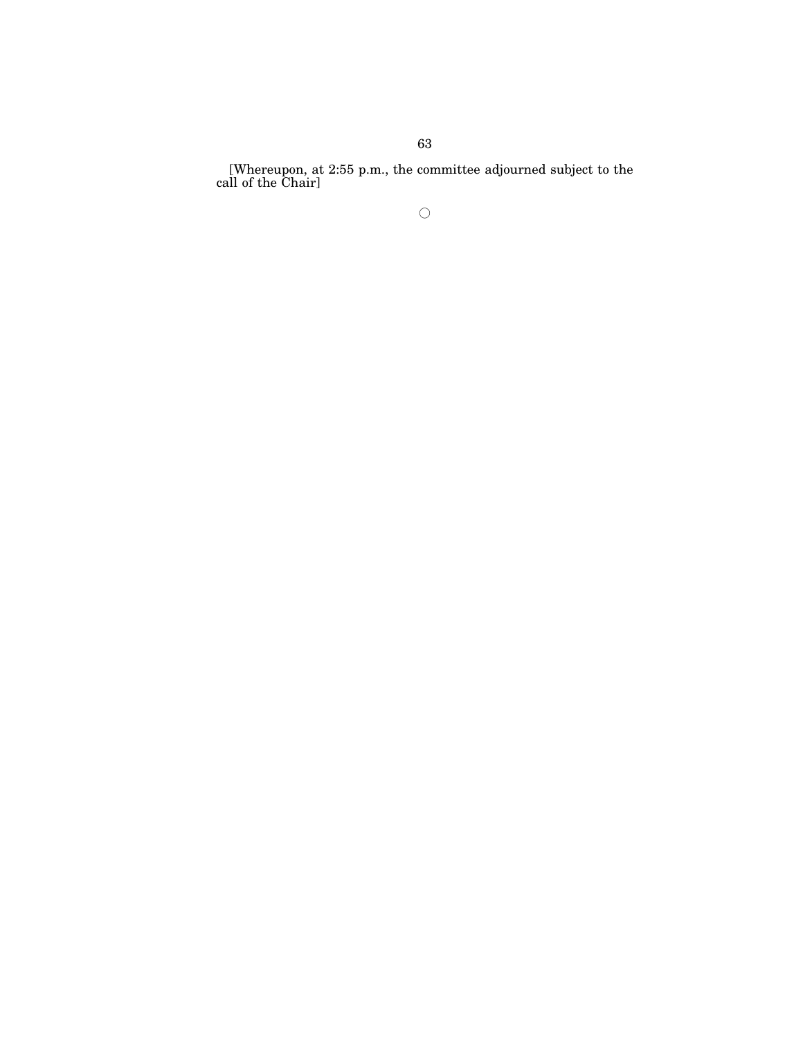[Whereupon, at 2:55 p.m., the committee adjourned subject to the call of the Chair]

○